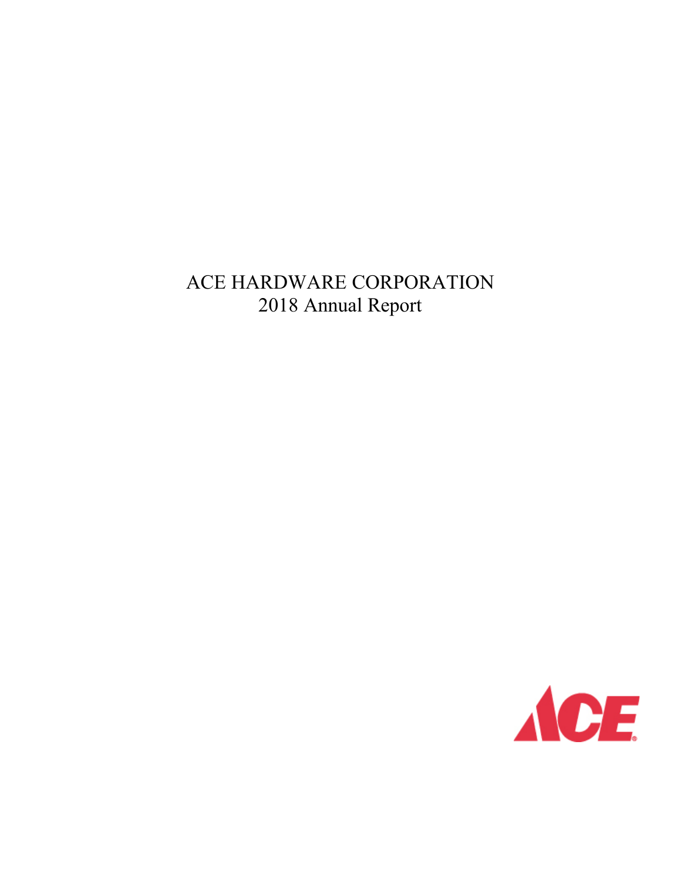# ACE HARDWARE CORPORATION
## 2018 Annual Report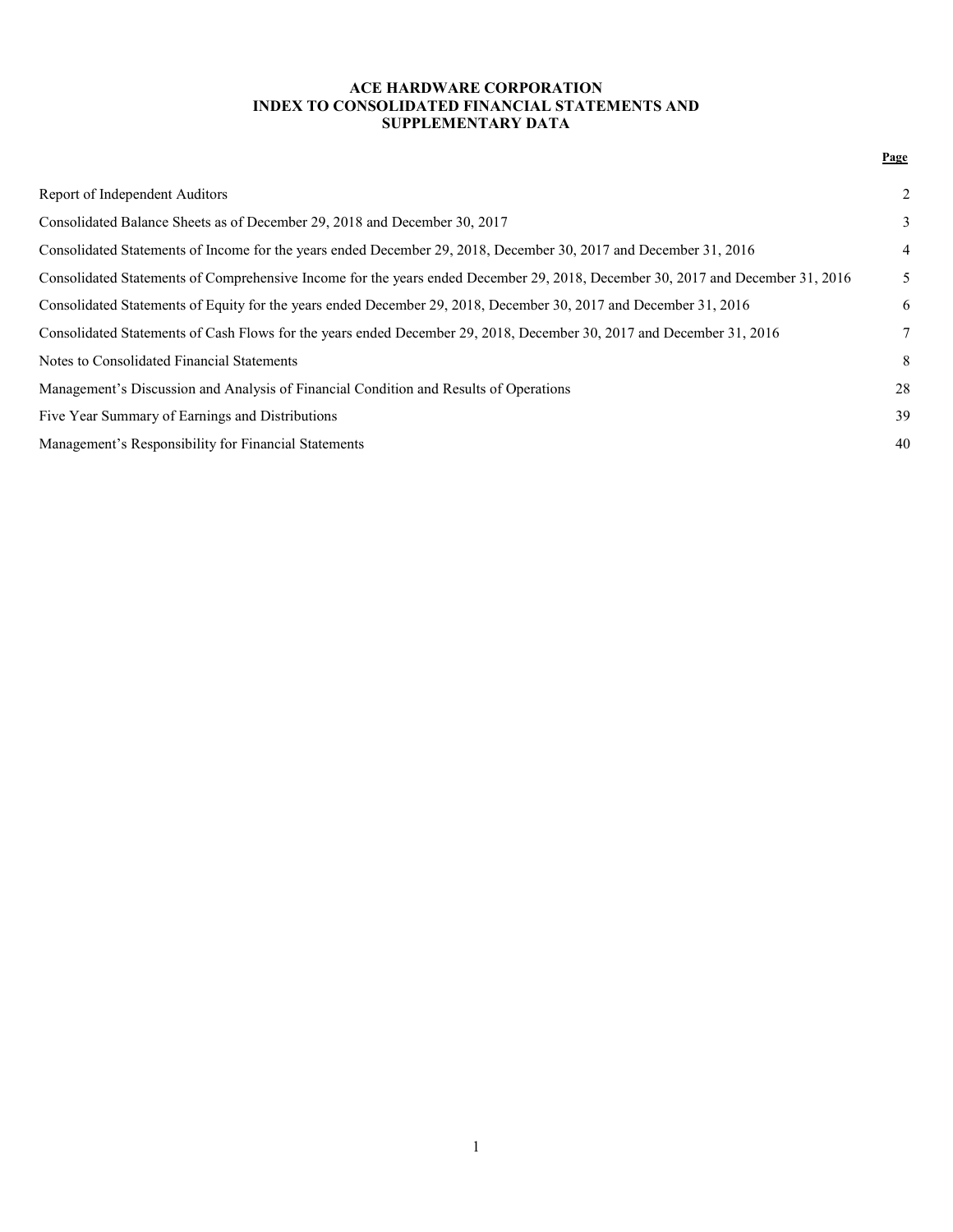# ACE HARDWARE CORPORATION
# INDEX TO CONSOLIDATED FINANCIAL STATEMENTS AND SUPPLEMENTARY DATA

| | Page |
|---|---|
| Report of Independent Auditors | 2 |
| Consolidated Balance Sheets as of December 29, 2018 and December 30, 2017 | 3 |
| Consolidated Statements of Income for the years ended December 29, 2018, December 30, 2017 and December 31, 2016 | 4 |
| Consolidated Statements of Comprehensive Income for the years ended December 29, 2018, December 30, 2017 and December 31, 2016 | 5 |
| Consolidated Statements of Equity for the years ended December 29, 2018, December 30, 2017 and December 31, 2016 | 6 |
| Consolidated Statements of Cash Flows for the years ended December 29, 2018, December 30, 2017 and December 31, 2016 | 7 |
| Notes to Consolidated Financial Statements | 8 |
| Management's Discussion and Analysis of Financial Condition and Results of Operations | 28 |
| Five Year Summary of Earnings and Distributions | 39 |
| Management's Responsibility for Financial Statements | 40 |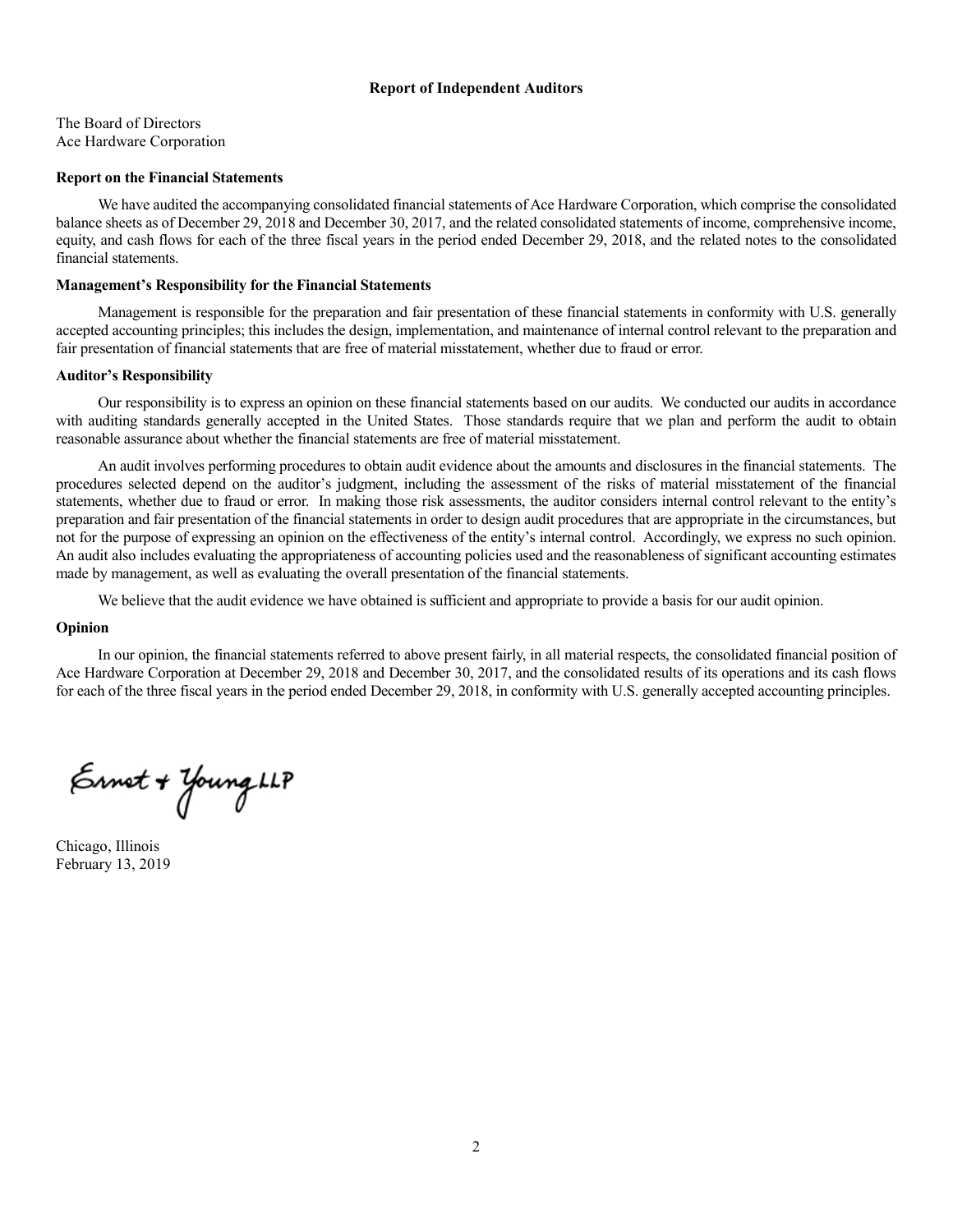# Report of Independent Auditors

The Board of Directors
Ace Hardware Corporation

## Report on the Financial Statements

We have audited the accompanying consolidated financial statements of Ace Hardware Corporation, which comprise the consolidated balance sheets as of December 29, 2018 and December 30, 2017, and the related consolidated statements of income, comprehensive income, equity, and cash flows for each of the three fiscal years in the period ended December 29, 2018, and the related notes to the consolidated financial statements.

## Management's Responsibility for the Financial Statements

Management is responsible for the preparation and fair presentation of these financial statements in conformity with U.S. generally accepted accounting principles; this includes the design, implementation, and maintenance of internal control relevant to the preparation and fair presentation of financial statements that are free of material misstatement, whether due to fraud or error.

## Auditor's Responsibility

Our responsibility is to express an opinion on these financial statements based on our audits. We conducted our audits in accordance with auditing standards generally accepted in the United States. Those standards require that we plan and perform the audit to obtain reasonable assurance about whether the financial statements are free of material misstatement.

An audit involves performing procedures to obtain audit evidence about the amounts and disclosures in the financial statements. The procedures selected depend on the auditor's judgment, including the assessment of the risks of material misstatement of the financial statements, whether due to fraud or error. In making those risk assessments, the auditor considers internal control relevant to the entity's preparation and fair presentation of the financial statements in order to design audit procedures that are appropriate in the circumstances, but not for the purpose of expressing an opinion on the effectiveness of the entity's internal control. Accordingly, we express no such opinion. An audit also includes evaluating the appropriateness of accounting policies used and the reasonableness of significant accounting estimates made by management, as well as evaluating the overall presentation of the financial statements.

We believe that the audit evidence we have obtained is sufficient and appropriate to provide a basis for our audit opinion.

## Opinion

In our opinion, the financial statements referred to above present fairly, in all material respects, the consolidated financial position of Ace Hardware Corporation at December 29, 2018 and December 30, 2017, and the consolidated results of its operations and its cash flows for each of the three fiscal years in the period ended December 29, 2018, in conformity with U.S. generally accepted accounting principles.

Ernst & Young LLP

Chicago, Illinois
February 13, 2019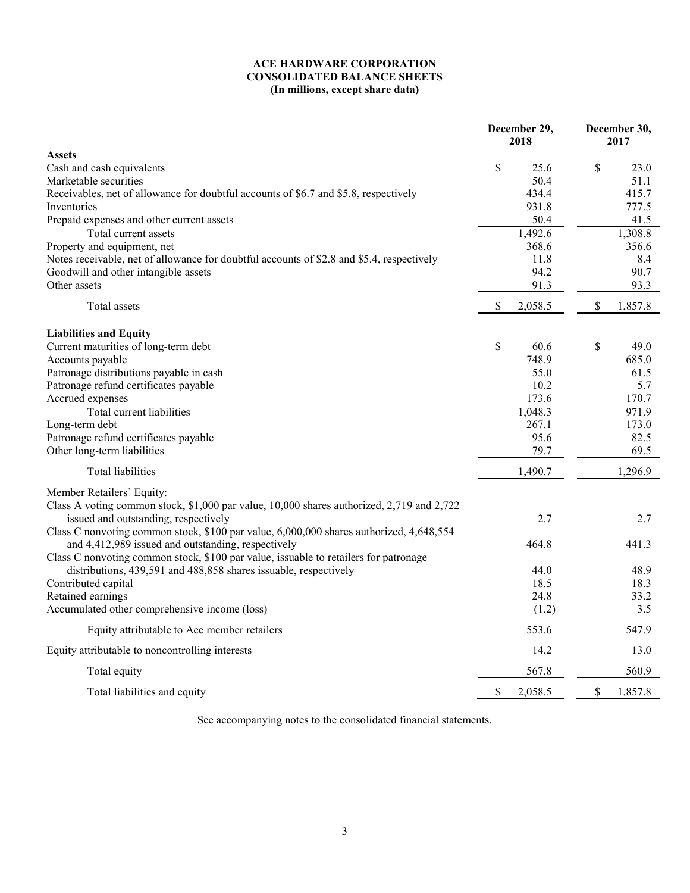# ACE HARDWARE CORPORATION
## CONSOLIDATED BALANCE SHEETS
### (In millions, except share data)

| | December 29, 2018 | December 30, 2017 |
|---|---|---|
| **Assets** | | |
| Cash and cash equivalents | $ 25.6 | $ 23.0 |
| Marketable securities | 50.4 | 51.1 |
| Receivables, net of allowance for doubtful accounts of $6.7 and $5.8, respectively | 434.4 | 415.7 |
| Inventories | 931.8 | 777.5 |
| Prepaid expenses and other current assets | 50.4 | 41.5 |
| Total current assets | 1,492.6 | 1,308.8 |
| Property and equipment, net | 368.6 | 356.6 |
| Notes receivable, net of allowance for doubtful accounts of $2.8 and $5.4, respectively | 11.8 | 8.4 |
| Goodwill and other intangible assets | 94.2 | 90.7 |
| Other assets | 91.3 | 93.3 |
| Total assets | $ 2,058.5 | $ 1,857.8 |
| **Liabilities and Equity** | | |
| Current maturities of long-term debt | $ 60.6 | $ 49.0 |
| Accounts payable | 748.9 | 685.0 |
| Patronage distributions payable in cash | 55.0 | 61.5 |
| Patronage refund certificates payable | 10.2 | 5.7 |
| Accrued expenses | 173.6 | 170.7 |
| Total current liabilities | 1,048.3 | 971.9 |
| Long-term debt | 267.1 | 173.0 |
| Patronage refund certificates payable | 95.6 | 82.5 |
| Other long-term liabilities | 79.7 | 69.5 |
| Total liabilities | 1,490.7 | 1,296.9 |
| Member Retailers' Equity: | | |
| Class A voting common stock, $1,000 par value, 10,000 shares authorized, 2,719 and 2,722 issued and outstanding, respectively | 2.7 | 2.7 |
| Class C nonvoting common stock, $100 par value, 6,000,000 shares authorized, 4,648,554 and 4,412,989 issued and outstanding, respectively | 464.8 | 441.3 |
| Class C nonvoting common stock, $100 par value, issuable to retailers for patronage distributions, 439,591 and 488,858 shares issuable, respectively | 44.0 | 48.9 |
| Contributed capital | 18.5 | 18.3 |
| Retained earnings | 24.8 | 33.2 |
| Accumulated other comprehensive income (loss) | (1.2) | 3.5 |
| Equity attributable to Ace member retailers | 553.6 | 547.9 |
| Equity attributable to noncontrolling interests | 14.2 | 13.0 |
| Total equity | 567.8 | 560.9 |
| Total liabilities and equity | $ 2,058.5 | $ 1,857.8 |

See accompanying notes to the consolidated financial statements.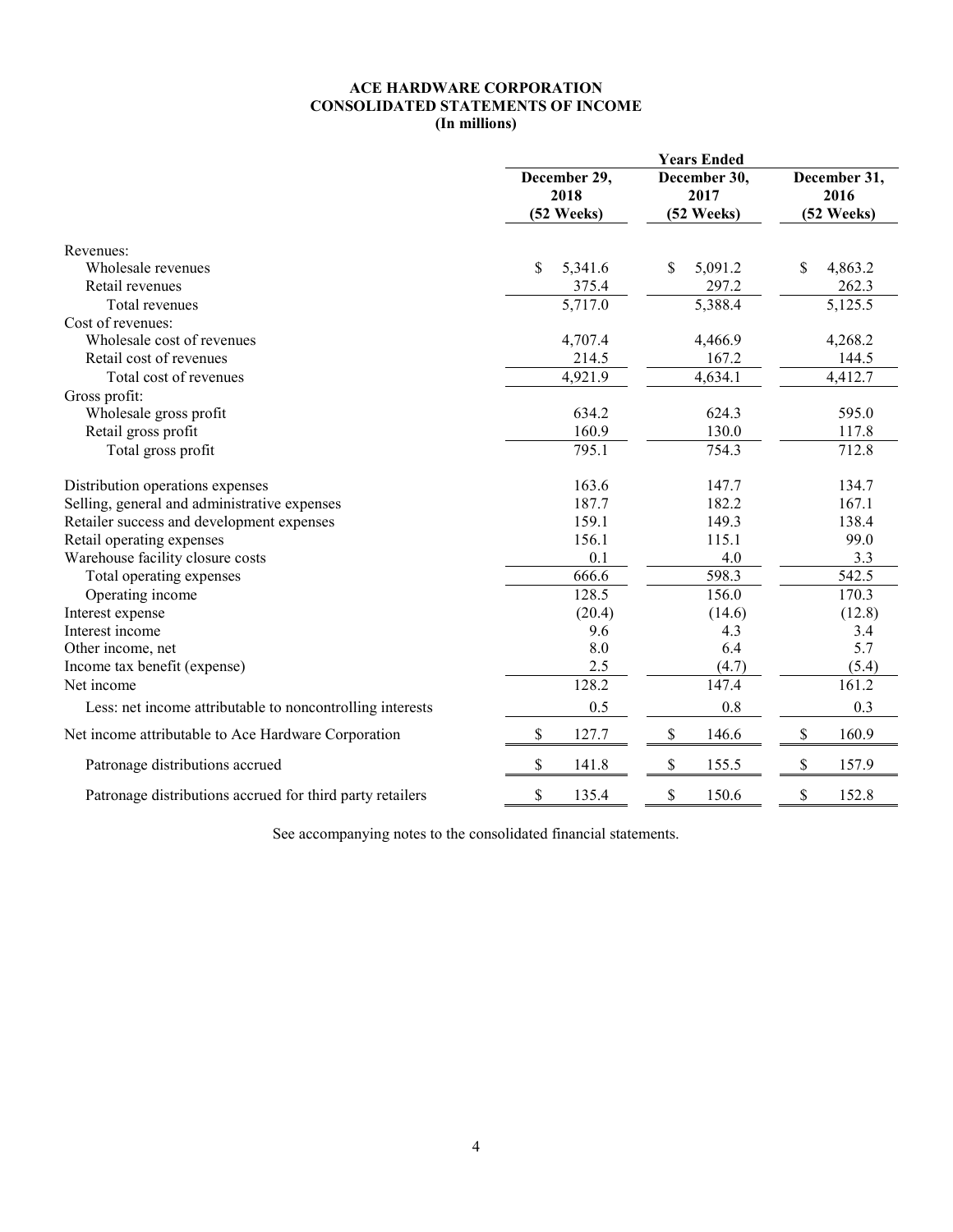# ACE HARDWARE CORPORATION
## CONSOLIDATED STATEMENTS OF INCOME
### (In millions)

| | Years Ended | | |
|---|---|---|---|
| | December 29, 2018 (52 Weeks) | December 30, 2017 (52 Weeks) | December 31, 2016 (52 Weeks) |
| Revenues: | | | |
| Wholesale revenues | $ 5,341.6 | $ 5,091.2 | $ 4,863.2 |
| Retail revenues | 375.4 | 297.2 | 262.3 |
| Total revenues | 5,717.0 | 5,388.4 | 5,125.5 |
| Cost of revenues: | | | |
| Wholesale cost of revenues | 4,707.4 | 4,466.9 | 4,268.2 |
| Retail cost of revenues | 214.5 | 167.2 | 144.5 |
| Total cost of revenues | 4,921.9 | 4,634.1 | 4,412.7 |
| Gross profit: | | | |
| Wholesale gross profit | 634.2 | 624.3 | 595.0 |
| Retail gross profit | 160.9 | 130.0 | 117.8 |
| Total gross profit | 795.1 | 754.3 | 712.8 |
| Distribution operations expenses | 163.6 | 147.7 | 134.7 |
| Selling, general and administrative expenses | 187.7 | 182.2 | 167.1 |
| Retailer success and development expenses | 159.1 | 149.3 | 138.4 |
| Retail operating expenses | 156.1 | 115.1 | 99.0 |
| Warehouse facility closure costs | 0.1 | 4.0 | 3.3 |
| Total operating expenses | 666.6 | 598.3 | 542.5 |
| Operating income | 128.5 | 156.0 | 170.3 |
| Interest expense | (20.4) | (14.6) | (12.8) |
| Interest income | 9.6 | 4.3 | 3.4 |
| Other income, net | 8.0 | 6.4 | 5.7 |
| Income tax benefit (expense) | 2.5 | (4.7) | (5.4) |
| Net income | 128.2 | 147.4 | 161.2 |
| Less: net income attributable to noncontrolling interests | 0.5 | 0.8 | 0.3 |
| Net income attributable to Ace Hardware Corporation | $ 127.7 | $ 146.6 | $ 160.9 |
| Patronage distributions accrued | $ 141.8 | $ 155.5 | $ 157.9 |
| Patronage distributions accrued for third party retailers | $ 135.4 | $ 150.6 | $ 152.8 |

See accompanying notes to the consolidated financial statements.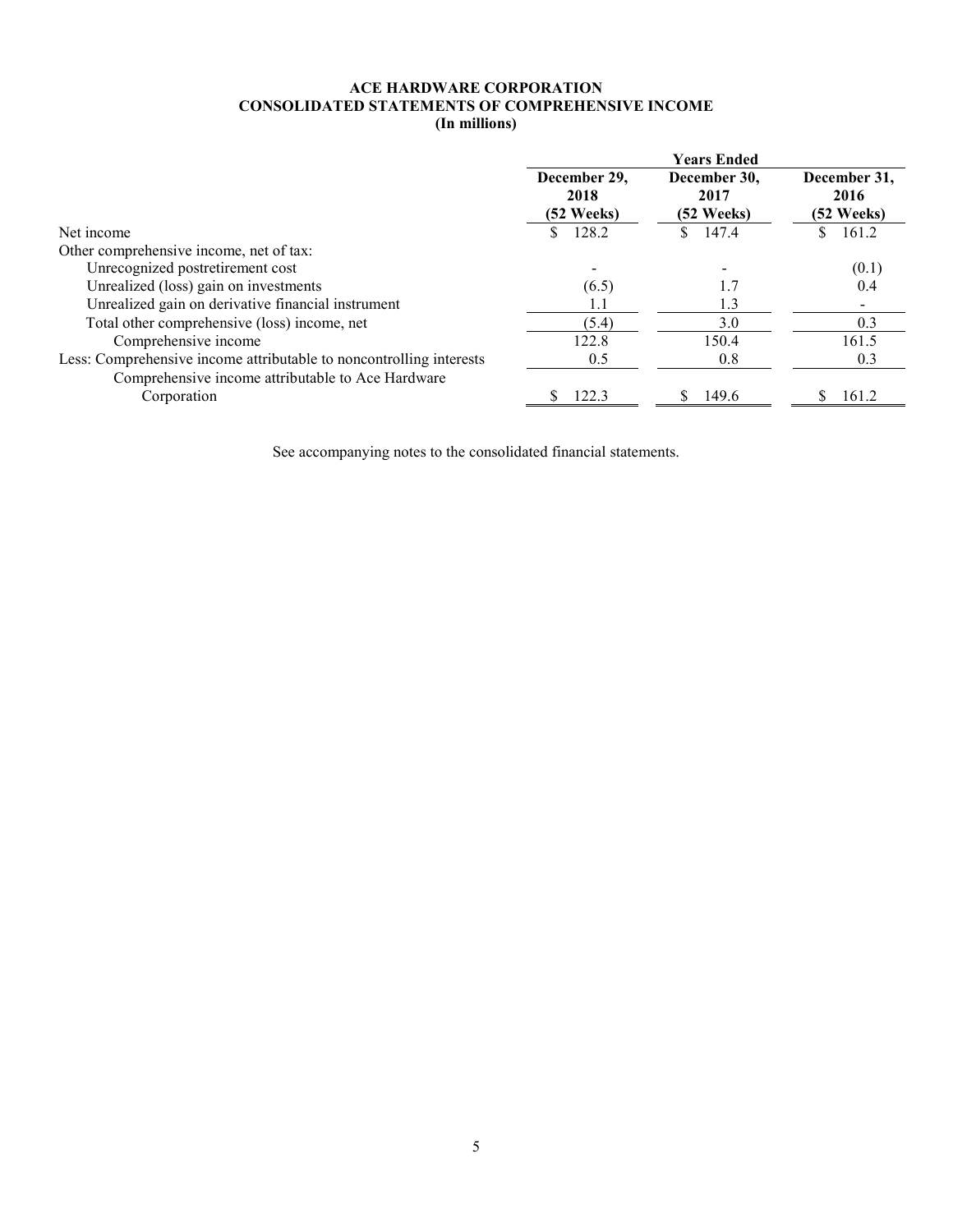# ACE HARDWARE CORPORATION
## CONSOLIDATED STATEMENTS OF COMPREHENSIVE INCOME
### (In millions)

| | Years Ended | | |
|---|---|---|---|
| | December 29, 2018 (52 Weeks) | December 30, 2017 (52 Weeks) | December 31, 2016 (52 Weeks) |
| Net income | $ 128.2 | $ 147.4 | $ 161.2 |
| Other comprehensive income, net of tax: | | | |
| Unrecognized postretirement cost | - | - | (0.1) |
| Unrealized (loss) gain on investments | (6.5) | 1.7 | 0.4 |
| Unrealized gain on derivative financial instrument | 1.1 | 1.3 | - |
| Total other comprehensive (loss) income, net | (5.4) | 3.0 | 0.3 |
| Comprehensive income | 122.8 | 150.4 | 161.5 |
| Less: Comprehensive income attributable to noncontrolling interests | 0.5 | 0.8 | 0.3 |
| Comprehensive income attributable to Ace Hardware Corporation | $ 122.3 | $ 149.6 | $ 161.2 |

See accompanying notes to the consolidated financial statements.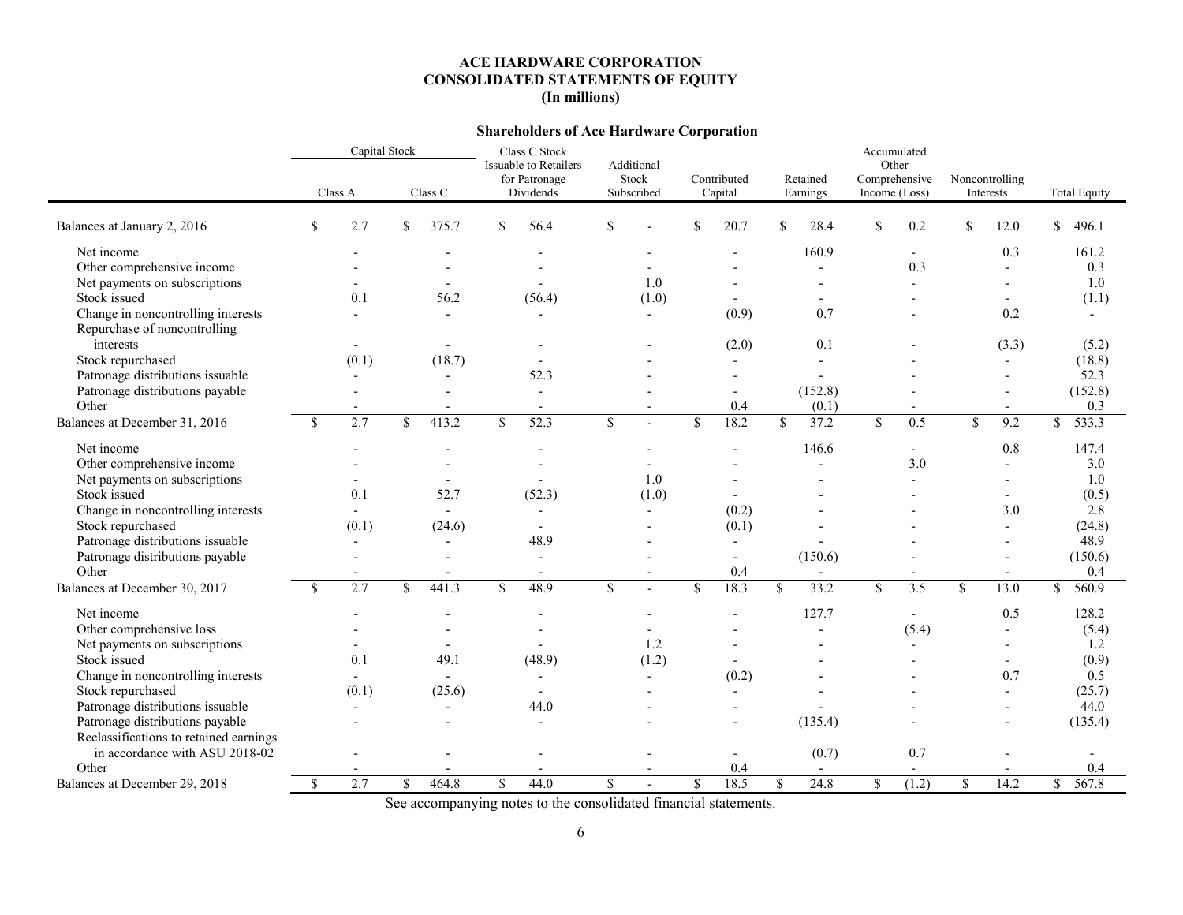# ACE HARDWARE CORPORATION
## CONSOLIDATED STATEMENTS OF EQUITY
### (In millions)

| | Shareholders of Ace Hardware Corporation | | | | | | | | |
|---|---|---|---|---|---|---|---|---|---|
| | Capital Stock | | | | | | | | |
| | Class A | Class C | Class C Stock Issuable to Retailers for Patronage Dividends | Additional Stock Subscribed | Contributed Capital | Retained Earnings | Accumulated Other Comprehensive Income (Loss) | Noncontrolling Interests | Total Equity |
| Balances at January 2, 2016 | $ 2.7 | $ 375.7 | $ 56.4 | $ - | $ 20.7 | $ 28.4 | $ 0.2 | $ 12.0 | $ 496.1 |
| Net income | - | - | - | - | - | 160.9 | - | 0.3 | 161.2 |
| Other comprehensive income | - | - | - | - | - | - | 0.3 | - | 0.3 |
| Net payments on subscriptions | - | - | - | 1.0 | - | - | - | - | 1.0 |
| Stock issued | 0.1 | 56.2 | (56.4) | (1.0) | - | - | - | - | (1.1) |
| Change in noncontrolling interests | - | - | - | - | (0.9) | 0.7 | - | 0.2 | - |
| Repurchase of noncontrolling interests | - | - | - | - | (2.0) | 0.1 | - | (3.3) | (5.2) |
| Stock repurchased | (0.1) | (18.7) | - | - | - | - | - | - | (18.8) |
| Patronage distributions issuable | - | - | 52.3 | - | - | - | - | - | 52.3 |
| Patronage distributions payable | - | - | - | - | - | (152.8) | - | - | (152.8) |
| Other | - | - | - | - | 0.4 | (0.1) | - | - | 0.3 |
| Balances at December 31, 2016 | $ 2.7 | $ 413.2 | $ 52.3 | $ - | $ 18.2 | $ 37.2 | $ 0.5 | $ 9.2 | $ 533.3 |
| Net income | - | - | - | - | - | 146.6 | - | 0.8 | 147.4 |
| Other comprehensive income | - | - | - | - | - | - | 3.0 | - | 3.0 |
| Net payments on subscriptions | - | - | - | 1.0 | - | - | - | - | 1.0 |
| Stock issued | 0.1 | 52.7 | (52.3) | (1.0) | - | - | - | - | (0.5) |
| Change in noncontrolling interests | - | - | - | - | (0.2) | - | - | 3.0 | 2.8 |
| Stock repurchased | (0.1) | (24.6) | - | - | (0.1) | - | - | - | (24.8) |
| Patronage distributions issuable | - | - | 48.9 | - | - | - | - | - | 48.9 |
| Patronage distributions payable | - | - | - | - | - | (150.6) | - | - | (150.6) |
| Other | - | - | - | - | 0.4 | - | - | - | 0.4 |
| Balances at December 30, 2017 | $ 2.7 | $ 441.3 | $ 48.9 | $ - | $ 18.3 | $ 33.2 | $ 3.5 | $ 13.0 | $ 560.9 |
| Net income | - | - | - | - | - | 127.7 | - | 0.5 | 128.2 |
| Other comprehensive loss | - | - | - | - | - | - | (5.4) | - | (5.4) |
| Net payments on subscriptions | - | - | - | 1.2 | - | - | - | - | 1.2 |
| Stock issued | 0.1 | 49.1 | (48.9) | (1.2) | - | - | - | - | (0.9) |
| Change in noncontrolling interests | - | - | - | - | (0.2) | - | - | 0.7 | 0.5 |
| Stock repurchased | (0.1) | (25.6) | - | - | - | - | - | - | (25.7) |
| Patronage distributions issuable | - | - | 44.0 | - | - | - | - | - | 44.0 |
| Patronage distributions payable | - | - | - | - | - | (135.4) | - | - | (135.4) |
| Reclassifications to retained earnings in accordance with ASU 2018-02 | - | - | - | - | - | (0.7) | 0.7 | - | - |
| Other | - | - | - | - | 0.4 | - | - | - | 0.4 |
| Balances at December 29, 2018 | $ 2.7 | $ 464.8 | $ 44.0 | $ - | $ 18.5 | $ 24.8 | $ (1.2) | $ 14.2 | $ 567.8 |

See accompanying notes to the consolidated financial statements.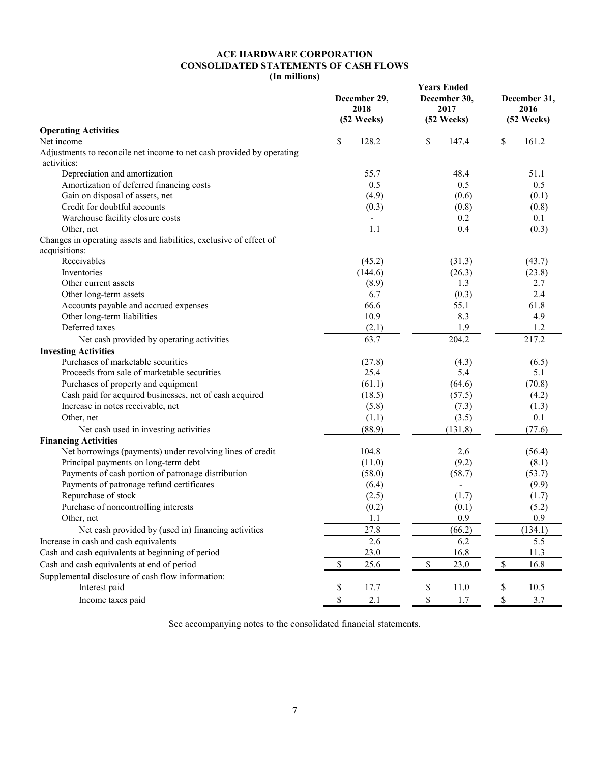# ACE HARDWARE CORPORATION
## CONSOLIDATED STATEMENTS OF CASH FLOWS
### (In millions)

| | Years Ended | | |
|---|---|---|---|
| | December 29, 2018 (52 Weeks) | December 30, 2017 (52 Weeks) | December 31, 2016 (52 Weeks) |
| **Operating Activities** | | | |
| Net income | $ 128.2 | $ 147.4 | $ 161.2 |
| Adjustments to reconcile net income to net cash provided by operating activities: | | | |
| Depreciation and amortization | 55.7 | 48.4 | 51.1 |
| Amortization of deferred financing costs | 0.5 | 0.5 | 0.5 |
| Gain on disposal of assets, net | (4.9) | (0.6) | (0.1) |
| Credit for doubtful accounts | (0.3) | (0.8) | (0.8) |
| Warehouse facility closure costs | - | 0.2 | 0.1 |
| Other, net | 1.1 | 0.4 | (0.3) |
| Changes in operating assets and liabilities, exclusive of effect of acquisitions: | | | |
| Receivables | (45.2) | (31.3) | (43.7) |
| Inventories | (144.6) | (26.3) | (23.8) |
| Other current assets | (8.9) | 1.3 | 2.7 |
| Other long-term assets | 6.7 | (0.3) | 2.4 |
| Accounts payable and accrued expenses | 66.6 | 55.1 | 61.8 |
| Other long-term liabilities | 10.9 | 8.3 | 4.9 |
| Deferred taxes | (2.1) | 1.9 | 1.2 |
| Net cash provided by operating activities | 63.7 | 204.2 | 217.2 |
| **Investing Activities** | | | |
| Purchases of marketable securities | (27.8) | (4.3) | (6.5) |
| Proceeds from sale of marketable securities | 25.4 | 5.4 | 5.1 |
| Purchases of property and equipment | (61.1) | (64.6) | (70.8) |
| Cash paid for acquired businesses, net of cash acquired | (18.5) | (57.5) | (4.2) |
| Increase in notes receivable, net | (5.8) | (7.3) | (1.3) |
| Other, net | (1.1) | (3.5) | 0.1 |
| Net cash used in investing activities | (88.9) | (131.8) | (77.6) |
| **Financing Activities** | | | |
| Net borrowings (payments) under revolving lines of credit | 104.8 | 2.6 | (56.4) |
| Principal payments on long-term debt | (11.0) | (9.2) | (8.1) |
| Payments of cash portion of patronage distribution | (58.0) | (58.7) | (53.7) |
| Payments of patronage refund certificates | (6.4) | - | (9.9) |
| Repurchase of stock | (2.5) | (1.7) | (1.7) |
| Purchase of noncontrolling interests | (0.2) | (0.1) | (5.2) |
| Other, net | 1.1 | 0.9 | 0.9 |
| Net cash provided by (used in) financing activities | 27.8 | (66.2) | (134.1) |
| Increase in cash and cash equivalents | 2.6 | 6.2 | 5.5 |
| Cash and cash equivalents at beginning of period | 23.0 | 16.8 | 11.3 |
| Cash and cash equivalents at end of period | $ 25.6 | $ 23.0 | $ 16.8 |
| Supplemental disclosure of cash flow information: | | | |
| Interest paid | $ 17.7 | $ 11.0 | $ 10.5 |
| Income taxes paid | $ 2.1 | $ 1.7 | $ 3.7 |

See accompanying notes to the consolidated financial statements.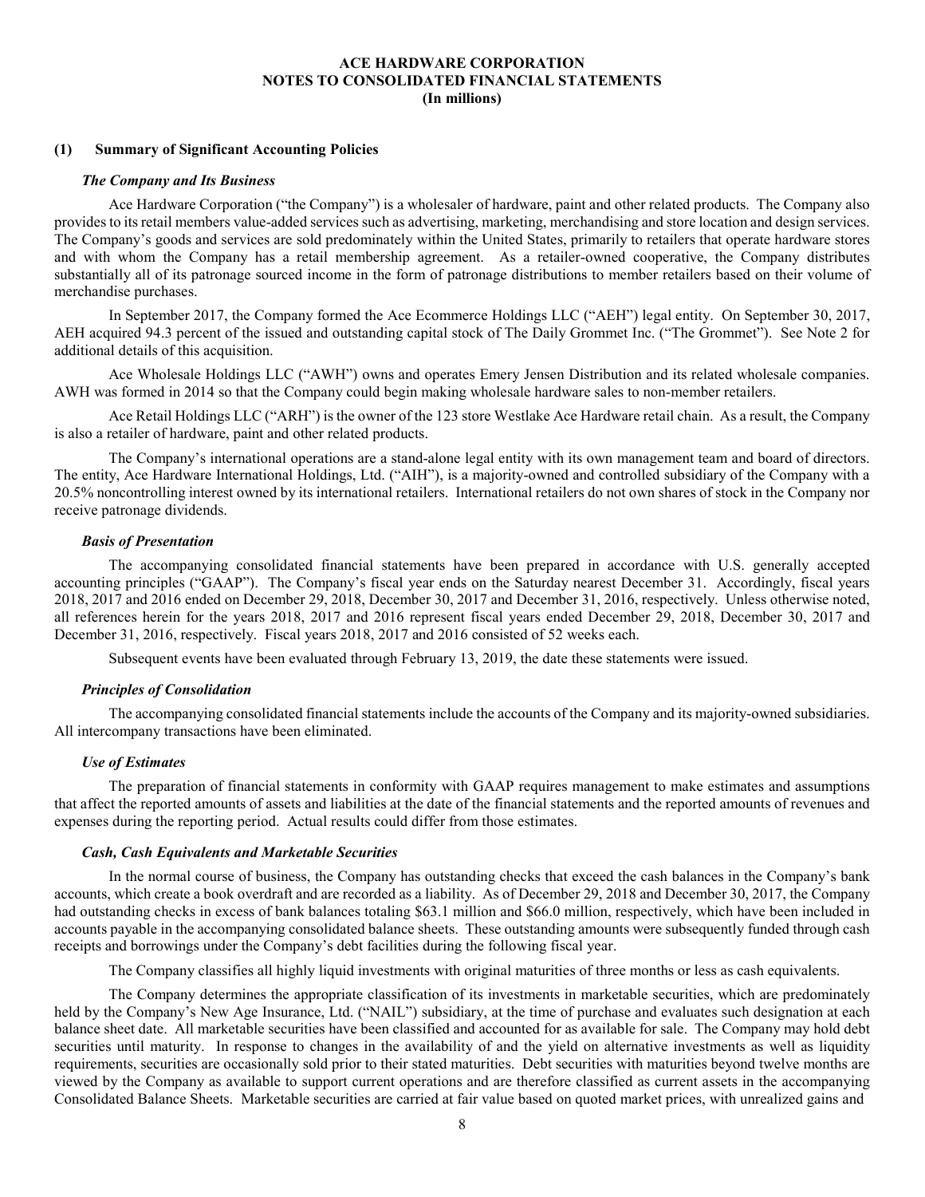# ACE HARDWARE CORPORATION
## NOTES TO CONSOLIDATED FINANCIAL STATEMENTS
### (In millions)

## (1) Summary of Significant Accounting Policies

### *The Company and Its Business*

Ace Hardware Corporation ("the Company") is a wholesaler of hardware, paint and other related products. The Company also provides to its retail members value-added services such as advertising, marketing, merchandising and store location and design services. The Company's goods and services are sold predominately within the United States, primarily to retailers that operate hardware stores and with whom the Company has a retail membership agreement. As a retailer-owned cooperative, the Company distributes substantially all of its patronage sourced income in the form of patronage distributions to member retailers based on their volume of merchandise purchases.

In September 2017, the Company formed the Ace Ecommerce Holdings LLC ("AEH") legal entity. On September 30, 2017, AEH acquired 94.3 percent of the issued and outstanding capital stock of The Daily Grommet Inc. ("The Grommet"). See Note 2 for additional details of this acquisition.

Ace Wholesale Holdings LLC ("AWH") owns and operates Emery Jensen Distribution and its related wholesale companies. AWH was formed in 2014 so that the Company could begin making wholesale hardware sales to non-member retailers.

Ace Retail Holdings LLC ("ARH") is the owner of the 123 store Westlake Ace Hardware retail chain. As a result, the Company is also a retailer of hardware, paint and other related products.

The Company's international operations are a stand-alone legal entity with its own management team and board of directors. The entity, Ace Hardware International Holdings, Ltd. ("AIH"), is a majority-owned and controlled subsidiary of the Company with a 20.5% noncontrolling interest owned by its international retailers. International retailers do not own shares of stock in the Company nor receive patronage dividends.

### *Basis of Presentation*

The accompanying consolidated financial statements have been prepared in accordance with U.S. generally accepted accounting principles ("GAAP"). The Company's fiscal year ends on the Saturday nearest December 31. Accordingly, fiscal years 2018, 2017 and 2016 ended on December 29, 2018, December 30, 2017 and December 31, 2016, respectively. Unless otherwise noted, all references herein for the years 2018, 2017 and 2016 represent fiscal years ended December 29, 2018, December 30, 2017 and December 31, 2016, respectively. Fiscal years 2018, 2017 and 2016 consisted of 52 weeks each.

Subsequent events have been evaluated through February 13, 2019, the date these statements were issued.

### *Principles of Consolidation*

The accompanying consolidated financial statements include the accounts of the Company and its majority-owned subsidiaries. All intercompany transactions have been eliminated.

### *Use of Estimates*

The preparation of financial statements in conformity with GAAP requires management to make estimates and assumptions that affect the reported amounts of assets and liabilities at the date of the financial statements and the reported amounts of revenues and expenses during the reporting period. Actual results could differ from those estimates.

### *Cash, Cash Equivalents and Marketable Securities*

In the normal course of business, the Company has outstanding checks that exceed the cash balances in the Company's bank accounts, which create a book overdraft and are recorded as a liability. As of December 29, 2018 and December 30, 2017, the Company had outstanding checks in excess of bank balances totaling $63.1 million and $66.0 million, respectively, which have been included in accounts payable in the accompanying consolidated balance sheets. These outstanding amounts were subsequently funded through cash receipts and borrowings under the Company's debt facilities during the following fiscal year.

The Company classifies all highly liquid investments with original maturities of three months or less as cash equivalents.

The Company determines the appropriate classification of its investments in marketable securities, which are predominately held by the Company's New Age Insurance, Ltd. ("NAIL") subsidiary, at the time of purchase and evaluates such designation at each balance sheet date. All marketable securities have been classified and accounted for as available for sale. The Company may hold debt securities until maturity. In response to changes in the availability of and the yield on alternative investments as well as liquidity requirements, securities are occasionally sold prior to their stated maturities. Debt securities with maturities beyond twelve months are viewed by the Company as available to support current operations and are therefore classified as current assets in the accompanying Consolidated Balance Sheets. Marketable securities are carried at fair value based on quoted market prices, with unrealized gains and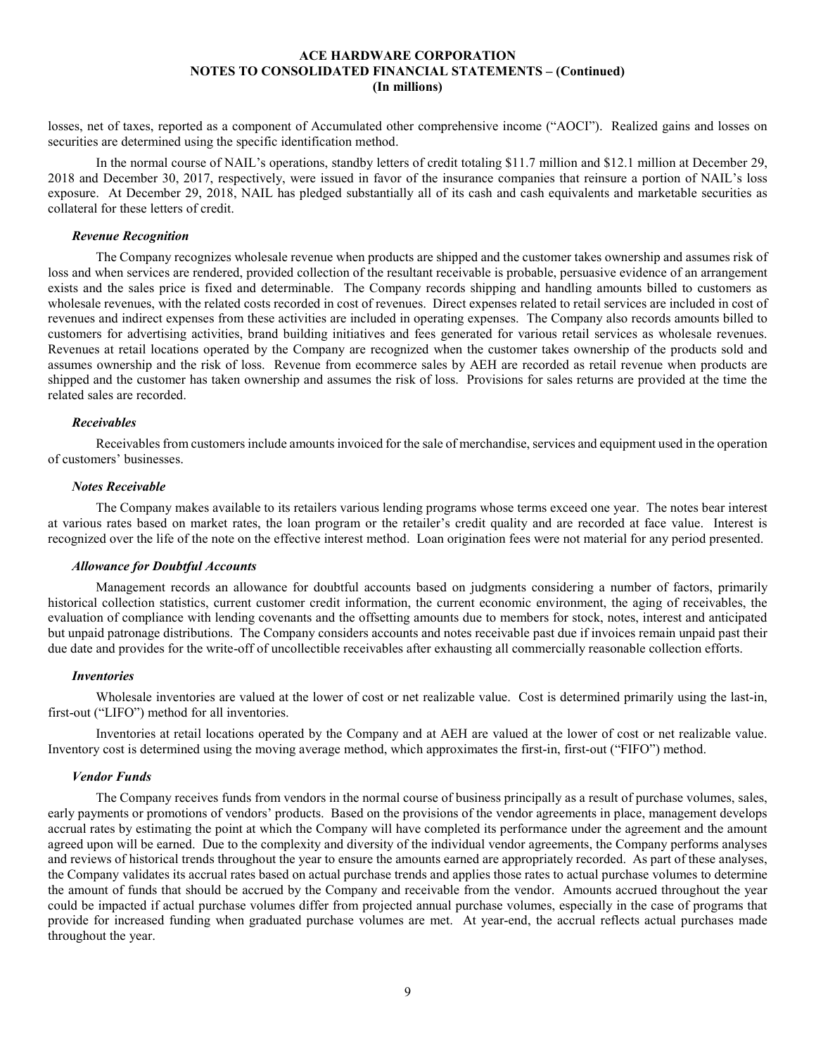losses, net of taxes, reported as a component of Accumulated other comprehensive income ("AOCI"). Realized gains and losses on securities are determined using the specific identification method.

In the normal course of NAIL's operations, standby letters of credit totaling \$11.7 million and \$12.1 million at December 29, 2018 and December 30, 2017, respectively, were issued in favor of the insurance companies that reinsure a portion of NAIL's loss exposure. At December 29, 2018, NAIL has pledged substantially all of its cash and cash equivalents and marketable securities as collateral for these letters of credit.

### *Revenue Recognition*

The Company recognizes wholesale revenue when products are shipped and the customer takes ownership and assumes risk of loss and when services are rendered, provided collection of the resultant receivable is probable, persuasive evidence of an arrangement exists and the sales price is fixed and determinable. The Company records shipping and handling amounts billed to customers as wholesale revenues, with the related costs recorded in cost of revenues. Direct expenses related to retail services are included in cost of revenues and indirect expenses from these activities are included in operating expenses. The Company also records amounts billed to customers for advertising activities, brand building initiatives and fees generated for various retail services as wholesale revenues. Revenues at retail locations operated by the Company are recognized when the customer takes ownership of the products sold and assumes ownership and the risk of loss. Revenue from ecommerce sales by AEH are recorded as retail revenue when products are shipped and the customer has taken ownership and assumes the risk of loss. Provisions for sales returns are provided at the time the related sales are recorded.

### *Receivables*

Receivables from customers include amounts invoiced for the sale of merchandise, services and equipment used in the operation of customers' businesses.

### *Notes Receivable*

The Company makes available to its retailers various lending programs whose terms exceed one year. The notes bear interest at various rates based on market rates, the loan program or the retailer's credit quality and are recorded at face value. Interest is recognized over the life of the note on the effective interest method. Loan origination fees were not material for any period presented.

### *Allowance for Doubtful Accounts*

Management records an allowance for doubtful accounts based on judgments considering a number of factors, primarily historical collection statistics, current customer credit information, the current economic environment, the aging of receivables, the evaluation of compliance with lending covenants and the offsetting amounts due to members for stock, notes, interest and anticipated but unpaid patronage distributions. The Company considers accounts and notes receivable past due if invoices remain unpaid past their due date and provides for the write-off of uncollectible receivables after exhausting all commercially reasonable collection efforts.

### *Inventories*

Wholesale inventories are valued at the lower of cost or net realizable value. Cost is determined primarily using the last-in, first-out ("LIFO") method for all inventories.

Inventories at retail locations operated by the Company and at AEH are valued at the lower of cost or net realizable value. Inventory cost is determined using the moving average method, which approximates the first-in, first-out ("FIFO") method.

### *Vendor Funds*

The Company receives funds from vendors in the normal course of business principally as a result of purchase volumes, sales, early payments or promotions of vendors' products. Based on the provisions of the vendor agreements in place, management develops accrual rates by estimating the point at which the Company will have completed its performance under the agreement and the amount agreed upon will be earned. Due to the complexity and diversity of the individual vendor agreements, the Company performs analyses and reviews of historical trends throughout the year to ensure the amounts earned are appropriately recorded. As part of these analyses, the Company validates its accrual rates based on actual purchase trends and applies those rates to actual purchase volumes to determine the amount of funds that should be accrued by the Company and receivable from the vendor. Amounts accrued throughout the year could be impacted if actual purchase volumes differ from projected annual purchase volumes, especially in the case of programs that provide for increased funding when graduated purchase volumes are met. At year-end, the accrual reflects actual purchases made throughout the year.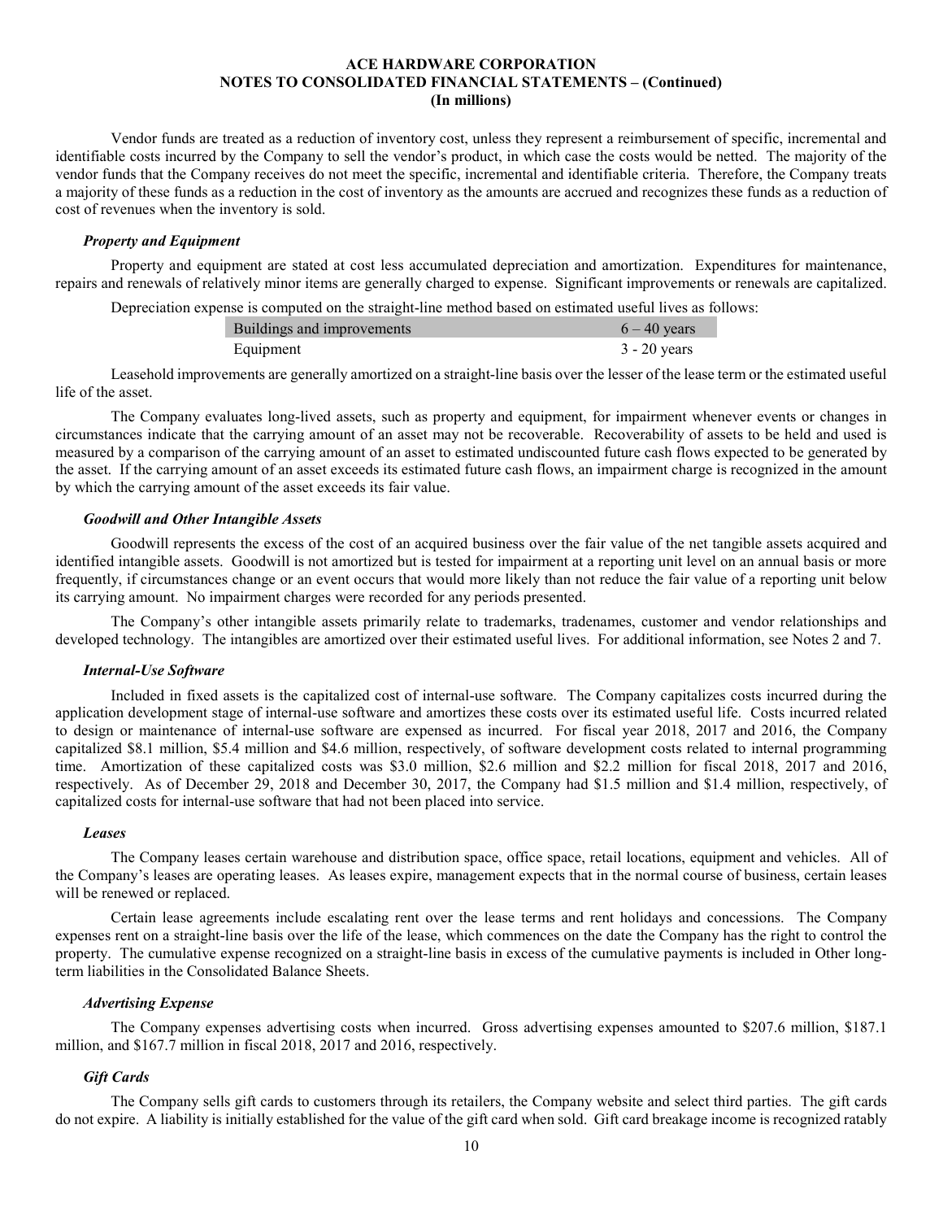Vendor funds are treated as a reduction of inventory cost, unless they represent a reimbursement of specific, incremental and identifiable costs incurred by the Company to sell the vendor's product, in which case the costs would be netted. The majority of the vendor funds that the Company receives do not meet the specific, incremental and identifiable criteria. Therefore, the Company treats a majority of these funds as a reduction in the cost of inventory as the amounts are accrued and recognizes these funds as a reduction of cost of revenues when the inventory is sold.

***Property and Equipment***

Property and equipment are stated at cost less accumulated depreciation and amortization. Expenditures for maintenance, repairs and renewals of relatively minor items are generally charged to expense. Significant improvements or renewals are capitalized.

Depreciation expense is computed on the straight-line method based on estimated useful lives as follows:

| | |
|---|---|
| Buildings and improvements | 6 – 40 years |
| Equipment | 3 - 20 years |

Leasehold improvements are generally amortized on a straight-line basis over the lesser of the lease term or the estimated useful life of the asset.

The Company evaluates long-lived assets, such as property and equipment, for impairment whenever events or changes in circumstances indicate that the carrying amount of an asset may not be recoverable. Recoverability of assets to be held and used is measured by a comparison of the carrying amount of an asset to estimated undiscounted future cash flows expected to be generated by the asset. If the carrying amount of an asset exceeds its estimated future cash flows, an impairment charge is recognized in the amount by which the carrying amount of the asset exceeds its fair value.

***Goodwill and Other Intangible Assets***

Goodwill represents the excess of the cost of an acquired business over the fair value of the net tangible assets acquired and identified intangible assets. Goodwill is not amortized but is tested for impairment at a reporting unit level on an annual basis or more frequently, if circumstances change or an event occurs that would more likely than not reduce the fair value of a reporting unit below its carrying amount. No impairment charges were recorded for any periods presented.

The Company's other intangible assets primarily relate to trademarks, tradenames, customer and vendor relationships and developed technology. The intangibles are amortized over their estimated useful lives. For additional information, see Notes 2 and 7.

***Internal-Use Software***

Included in fixed assets is the capitalized cost of internal-use software. The Company capitalizes costs incurred during the application development stage of internal-use software and amortizes these costs over its estimated useful life. Costs incurred related to design or maintenance of internal-use software are expensed as incurred. For fiscal year 2018, 2017 and 2016, the Company capitalized $8.1 million, $5.4 million and $4.6 million, respectively, of software development costs related to internal programming time. Amortization of these capitalized costs was $3.0 million, $2.6 million and $2.2 million for fiscal 2018, 2017 and 2016, respectively. As of December 29, 2018 and December 30, 2017, the Company had $1.5 million and $1.4 million, respectively, of capitalized costs for internal-use software that had not been placed into service.

***Leases***

The Company leases certain warehouse and distribution space, office space, retail locations, equipment and vehicles. All of the Company's leases are operating leases. As leases expire, management expects that in the normal course of business, certain leases will be renewed or replaced.

Certain lease agreements include escalating rent over the lease terms and rent holidays and concessions. The Company expenses rent on a straight-line basis over the life of the lease, which commences on the date the Company has the right to control the property. The cumulative expense recognized on a straight-line basis in excess of the cumulative payments is included in Other long-term liabilities in the Consolidated Balance Sheets.

***Advertising Expense***

The Company expenses advertising costs when incurred. Gross advertising expenses amounted to $207.6 million, $187.1 million, and $167.7 million in fiscal 2018, 2017 and 2016, respectively.

***Gift Cards***

The Company sells gift cards to customers through its retailers, the Company website and select third parties. The gift cards do not expire. A liability is initially established for the value of the gift card when sold. Gift card breakage income is recognized ratably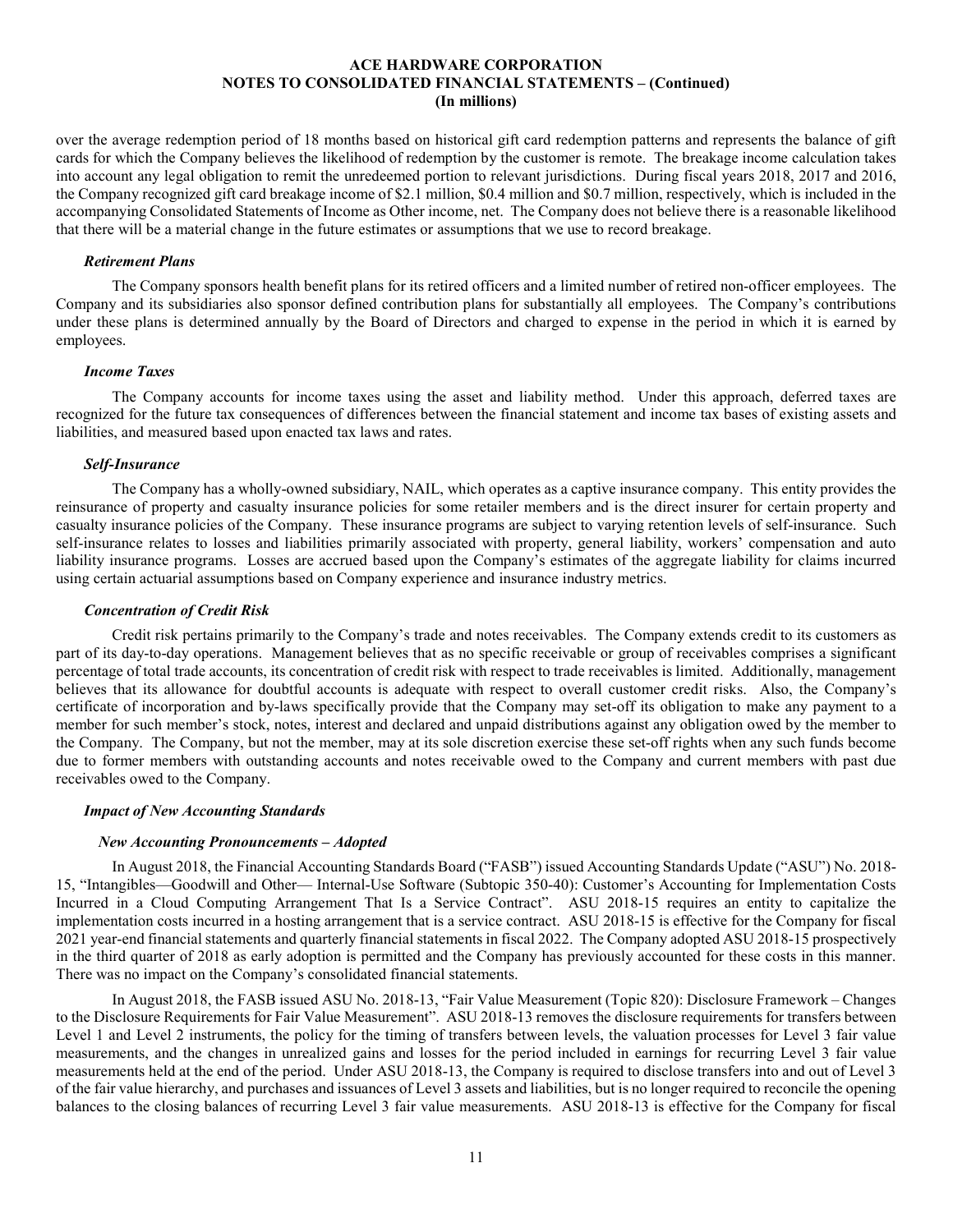over the average redemption period of 18 months based on historical gift card redemption patterns and represents the balance of gift cards for which the Company believes the likelihood of redemption by the customer is remote. The breakage income calculation takes into account any legal obligation to remit the unredeemed portion to relevant jurisdictions. During fiscal years 2018, 2017 and 2016, the Company recognized gift card breakage income of $2.1 million, $0.4 million and $0.7 million, respectively, which is included in the accompanying Consolidated Statements of Income as Other income, net. The Company does not believe there is a reasonable likelihood that there will be a material change in the future estimates or assumptions that we use to record breakage.

### *Retirement Plans*

The Company sponsors health benefit plans for its retired officers and a limited number of retired non-officer employees. The Company and its subsidiaries also sponsor defined contribution plans for substantially all employees. The Company's contributions under these plans is determined annually by the Board of Directors and charged to expense in the period in which it is earned by employees.

### *Income Taxes*

The Company accounts for income taxes using the asset and liability method. Under this approach, deferred taxes are recognized for the future tax consequences of differences between the financial statement and income tax bases of existing assets and liabilities, and measured based upon enacted tax laws and rates.

### *Self-Insurance*

The Company has a wholly-owned subsidiary, NAIL, which operates as a captive insurance company. This entity provides the reinsurance of property and casualty insurance policies for some retailer members and is the direct insurer for certain property and casualty insurance policies of the Company. These insurance programs are subject to varying retention levels of self-insurance. Such self-insurance relates to losses and liabilities primarily associated with property, general liability, workers' compensation and auto liability insurance programs. Losses are accrued based upon the Company's estimates of the aggregate liability for claims incurred using certain actuarial assumptions based on Company experience and insurance industry metrics.

### *Concentration of Credit Risk*

Credit risk pertains primarily to the Company's trade and notes receivables. The Company extends credit to its customers as part of its day-to-day operations. Management believes that as no specific receivable or group of receivables comprises a significant percentage of total trade accounts, its concentration of credit risk with respect to trade receivables is limited. Additionally, management believes that its allowance for doubtful accounts is adequate with respect to overall customer credit risks. Also, the Company's certificate of incorporation and by-laws specifically provide that the Company may set-off its obligation to make any payment to a member for such member's stock, notes, interest and declared and unpaid distributions against any obligation owed by the member to the Company. The Company, but not the member, may at its sole discretion exercise these set-off rights when any such funds become due to former members with outstanding accounts and notes receivable owed to the Company and current members with past due receivables owed to the Company.

### *Impact of New Accounting Standards*

#### *New Accounting Pronouncements – Adopted*

In August 2018, the Financial Accounting Standards Board ("FASB") issued Accounting Standards Update ("ASU") No. 2018-15, "Intangibles—Goodwill and Other— Internal-Use Software (Subtopic 350-40): Customer's Accounting for Implementation Costs Incurred in a Cloud Computing Arrangement That Is a Service Contract". ASU 2018-15 requires an entity to capitalize the implementation costs incurred in a hosting arrangement that is a service contract. ASU 2018-15 is effective for the Company for fiscal 2021 year-end financial statements and quarterly financial statements in fiscal 2022. The Company adopted ASU 2018-15 prospectively in the third quarter of 2018 as early adoption is permitted and the Company has previously accounted for these costs in this manner. There was no impact on the Company's consolidated financial statements.

In August 2018, the FASB issued ASU No. 2018-13, "Fair Value Measurement (Topic 820): Disclosure Framework – Changes to the Disclosure Requirements for Fair Value Measurement". ASU 2018-13 removes the disclosure requirements for transfers between Level 1 and Level 2 instruments, the policy for the timing of transfers between levels, the valuation processes for Level 3 fair value measurements, and the changes in unrealized gains and losses for the period included in earnings for recurring Level 3 fair value measurements held at the end of the period. Under ASU 2018-13, the Company is required to disclose transfers into and out of Level 3 of the fair value hierarchy, and purchases and issuances of Level 3 assets and liabilities, but is no longer required to reconcile the opening balances to the closing balances of recurring Level 3 fair value measurements. ASU 2018-13 is effective for the Company for fiscal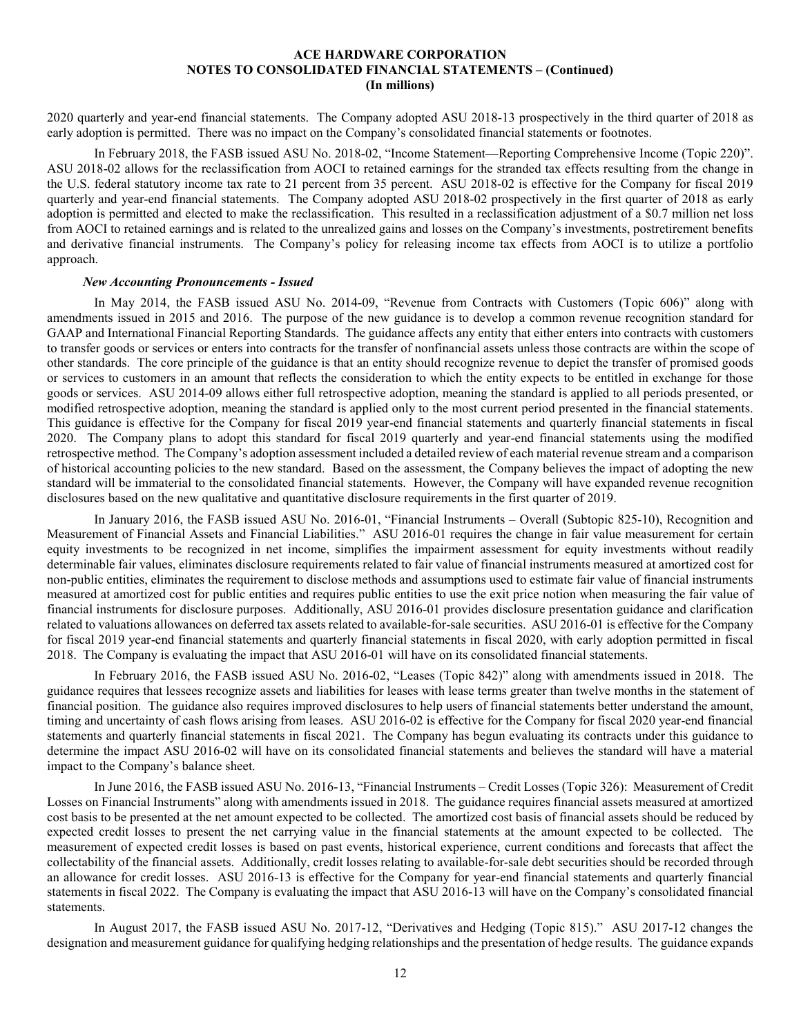2020 quarterly and year-end financial statements. The Company adopted ASU 2018-13 prospectively in the third quarter of 2018 as early adoption is permitted. There was no impact on the Company's consolidated financial statements or footnotes.

In February 2018, the FASB issued ASU No. 2018-02, "Income Statement—Reporting Comprehensive Income (Topic 220)". ASU 2018-02 allows for the reclassification from AOCI to retained earnings for the stranded tax effects resulting from the change in the U.S. federal statutory income tax rate to 21 percent from 35 percent. ASU 2018-02 is effective for the Company for fiscal 2019 quarterly and year-end financial statements. The Company adopted ASU 2018-02 prospectively in the first quarter of 2018 as early adoption is permitted and elected to make the reclassification. This resulted in a reclassification adjustment of a $0.7 million net loss from AOCI to retained earnings and is related to the unrealized gains and losses on the Company's investments, postretirement benefits and derivative financial instruments. The Company's policy for releasing income tax effects from AOCI is to utilize a portfolio approach.

***New Accounting Pronouncements - Issued***

In May 2014, the FASB issued ASU No. 2014-09, "Revenue from Contracts with Customers (Topic 606)" along with amendments issued in 2015 and 2016. The purpose of the new guidance is to develop a common revenue recognition standard for GAAP and International Financial Reporting Standards. The guidance affects any entity that either enters into contracts with customers to transfer goods or services or enters into contracts for the transfer of nonfinancial assets unless those contracts are within the scope of other standards. The core principle of the guidance is that an entity should recognize revenue to depict the transfer of promised goods or services to customers in an amount that reflects the consideration to which the entity expects to be entitled in exchange for those goods or services. ASU 2014-09 allows either full retrospective adoption, meaning the standard is applied to all periods presented, or modified retrospective adoption, meaning the standard is applied only to the most current period presented in the financial statements. This guidance is effective for the Company for fiscal 2019 year-end financial statements and quarterly financial statements in fiscal 2020. The Company plans to adopt this standard for fiscal 2019 quarterly and year-end financial statements using the modified retrospective method. The Company's adoption assessment included a detailed review of each material revenue stream and a comparison of historical accounting policies to the new standard. Based on the assessment, the Company believes the impact of adopting the new standard will be immaterial to the consolidated financial statements. However, the Company will have expanded revenue recognition disclosures based on the new qualitative and quantitative disclosure requirements in the first quarter of 2019.

In January 2016, the FASB issued ASU No. 2016-01, "Financial Instruments – Overall (Subtopic 825-10), Recognition and Measurement of Financial Assets and Financial Liabilities." ASU 2016-01 requires the change in fair value measurement for certain equity investments to be recognized in net income, simplifies the impairment assessment for equity investments without readily determinable fair values, eliminates disclosure requirements related to fair value of financial instruments measured at amortized cost for non-public entities, eliminates the requirement to disclose methods and assumptions used to estimate fair value of financial instruments measured at amortized cost for public entities and requires public entities to use the exit price notion when measuring the fair value of financial instruments for disclosure purposes. Additionally, ASU 2016-01 provides disclosure presentation guidance and clarification related to valuations allowances on deferred tax assets related to available-for-sale securities. ASU 2016-01 is effective for the Company for fiscal 2019 year-end financial statements and quarterly financial statements in fiscal 2020, with early adoption permitted in fiscal 2018. The Company is evaluating the impact that ASU 2016-01 will have on its consolidated financial statements.

In February 2016, the FASB issued ASU No. 2016-02, "Leases (Topic 842)" along with amendments issued in 2018. The guidance requires that lessees recognize assets and liabilities for leases with lease terms greater than twelve months in the statement of financial position. The guidance also requires improved disclosures to help users of financial statements better understand the amount, timing and uncertainty of cash flows arising from leases. ASU 2016-02 is effective for the Company for fiscal 2020 year-end financial statements and quarterly financial statements in fiscal 2021. The Company has begun evaluating its contracts under this guidance to determine the impact ASU 2016-02 will have on its consolidated financial statements and believes the standard will have a material impact to the Company's balance sheet.

In June 2016, the FASB issued ASU No. 2016-13, "Financial Instruments – Credit Losses (Topic 326): Measurement of Credit Losses on Financial Instruments" along with amendments issued in 2018. The guidance requires financial assets measured at amortized cost basis to be presented at the net amount expected to be collected. The amortized cost basis of financial assets should be reduced by expected credit losses to present the net carrying value in the financial statements at the amount expected to be collected. The measurement of expected credit losses is based on past events, historical experience, current conditions and forecasts that affect the collectability of the financial assets. Additionally, credit losses relating to available-for-sale debt securities should be recorded through an allowance for credit losses. ASU 2016-13 is effective for the Company for year-end financial statements and quarterly financial statements in fiscal 2022. The Company is evaluating the impact that ASU 2016-13 will have on the Company's consolidated financial statements.

In August 2017, the FASB issued ASU No. 2017-12, "Derivatives and Hedging (Topic 815)." ASU 2017-12 changes the designation and measurement guidance for qualifying hedging relationships and the presentation of hedge results. The guidance expands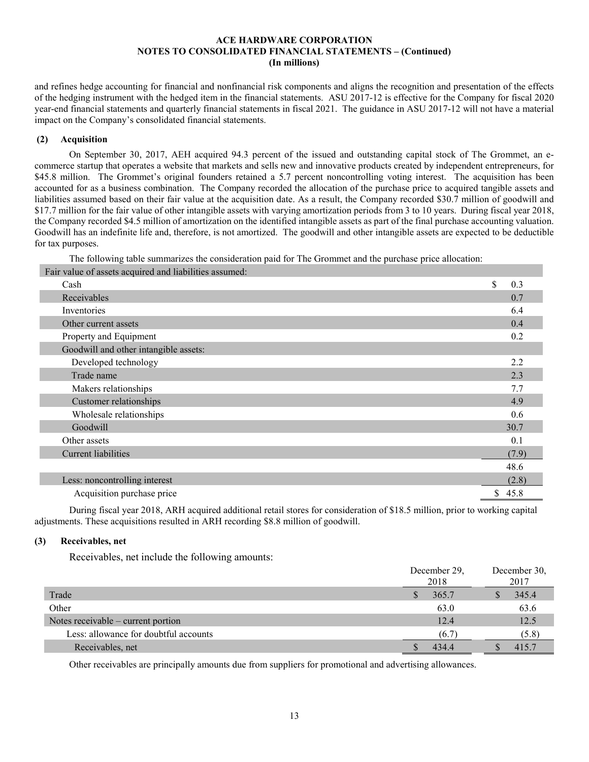and refines hedge accounting for financial and nonfinancial risk components and aligns the recognition and presentation of the effects of the hedging instrument with the hedged item in the financial statements. ASU 2017-12 is effective for the Company for fiscal 2020 year-end financial statements and quarterly financial statements in fiscal 2021. The guidance in ASU 2017-12 will not have a material impact on the Company's consolidated financial statements.

### (2) Acquisition

On September 30, 2017, AEH acquired 94.3 percent of the issued and outstanding capital stock of The Grommet, an e-commerce startup that operates a website that markets and sells new and innovative products created by independent entrepreneurs, for $45.8 million. The Grommet's original founders retained a 5.7 percent noncontrolling voting interest. The acquisition has been accounted for as a business combination. The Company recorded the allocation of the purchase price to acquired tangible assets and liabilities assumed based on their fair value at the acquisition date. As a result, the Company recorded $30.7 million of goodwill and $17.7 million for the fair value of other intangible assets with varying amortization periods from 3 to 10 years. During fiscal year 2018, the Company recorded $4.5 million of amortization on the identified intangible assets as part of the final purchase accounting valuation. Goodwill has an indefinite life and, therefore, is not amortized. The goodwill and other intangible assets are expected to be deductible for tax purposes.

The following table summarizes the consideration paid for The Grommet and the purchase price allocation:

| Fair value of assets acquired and liabilities assumed: | |
|---|---|
| Cash | $ 0.3 |
| Receivables | 0.7 |
| Inventories | 6.4 |
| Other current assets | 0.4 |
| Property and Equipment | 0.2 |
| Goodwill and other intangible assets: | |
| Developed technology | 2.2 |
| Trade name | 2.3 |
| Makers relationships | 7.7 |
| Customer relationships | 4.9 |
| Wholesale relationships | 0.6 |
| Goodwill | 30.7 |
| Other assets | 0.1 |
| Current liabilities | (7.9) |
| | 48.6 |
| Less: noncontrolling interest | (2.8) |
| Acquisition purchase price | $ 45.8 |

During fiscal year 2018, ARH acquired additional retail stores for consideration of $18.5 million, prior to working capital adjustments. These acquisitions resulted in ARH recording $8.8 million of goodwill.

### (3) Receivables, net

Receivables, net include the following amounts:

| | December 29, 2018 | December 30, 2017 |
|---|---|---|
| Trade | $ 365.7 | $ 345.4 |
| Other | 63.0 | 63.6 |
| Notes receivable – current portion | 12.4 | 12.5 |
| Less: allowance for doubtful accounts | (6.7) | (5.8) |
| Receivables, net | $ 434.4 | $ 415.7 |

Other receivables are principally amounts due from suppliers for promotional and advertising allowances.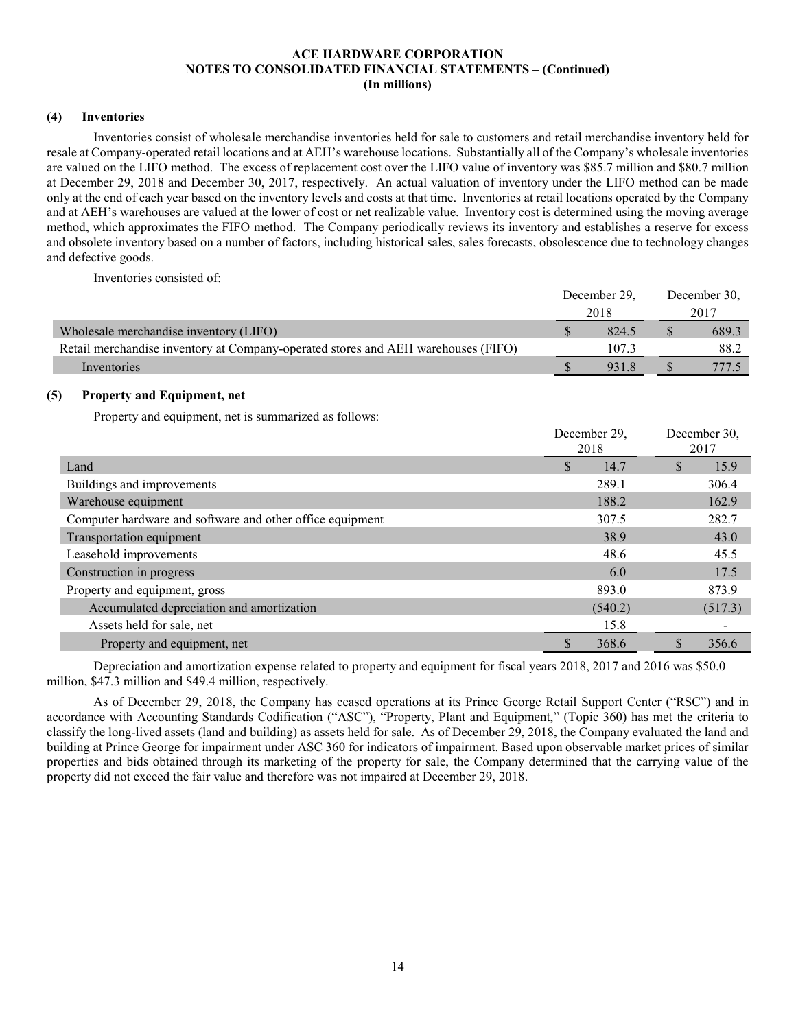ACE HARDWARE CORPORATION
NOTES TO CONSOLIDATED FINANCIAL STATEMENTS – (Continued)
(In millions)

## (4) Inventories

Inventories consist of wholesale merchandise inventories held for sale to customers and retail merchandise inventory held for resale at Company-operated retail locations and at AEH's warehouse locations. Substantially all of the Company's wholesale inventories are valued on the LIFO method. The excess of replacement cost over the LIFO value of inventory was $85.7 million and $80.7 million at December 29, 2018 and December 30, 2017, respectively. An actual valuation of inventory under the LIFO method can be made only at the end of each year based on the inventory levels and costs at that time. Inventories at retail locations operated by the Company and at AEH's warehouses are valued at the lower of cost or net realizable value. Inventory cost is determined using the moving average method, which approximates the FIFO method. The Company periodically reviews its inventory and establishes a reserve for excess and obsolete inventory based on a number of factors, including historical sales, sales forecasts, obsolescence due to technology changes and defective goods.

Inventories consisted of:

| | December 29, 2018 | December 30, 2017 |
|---|---|---|
| Wholesale merchandise inventory (LIFO) | $ 824.5 | $ 689.3 |
| Retail merchandise inventory at Company-operated stores and AEH warehouses (FIFO) | 107.3 | 88.2 |
| Inventories | $ 931.8 | $ 777.5 |

## (5) Property and Equipment, net

Property and equipment, net is summarized as follows:

| | December 29, 2018 | December 30, 2017 |
|---|---|---|
| Land | $ 14.7 | $ 15.9 |
| Buildings and improvements | 289.1 | 306.4 |
| Warehouse equipment | 188.2 | 162.9 |
| Computer hardware and software and other office equipment | 307.5 | 282.7 |
| Transportation equipment | 38.9 | 43.0 |
| Leasehold improvements | 48.6 | 45.5 |
| Construction in progress | 6.0 | 17.5 |
| Property and equipment, gross | 893.0 | 873.9 |
| Accumulated depreciation and amortization | (540.2) | (517.3) |
| Assets held for sale, net | 15.8 | - |
| Property and equipment, net | $ 368.6 | $ 356.6 |

Depreciation and amortization expense related to property and equipment for fiscal years 2018, 2017 and 2016 was $50.0 million, $47.3 million and $49.4 million, respectively.

As of December 29, 2018, the Company has ceased operations at its Prince George Retail Support Center ("RSC") and in accordance with Accounting Standards Codification ("ASC"), "Property, Plant and Equipment," (Topic 360) has met the criteria to classify the long-lived assets (land and building) as assets held for sale. As of December 29, 2018, the Company evaluated the land and building at Prince George for impairment under ASC 360 for indicators of impairment. Based upon observable market prices of similar properties and bids obtained through its marketing of the property for sale, the Company determined that the carrying value of the property did not exceed the fair value and therefore was not impaired at December 29, 2018.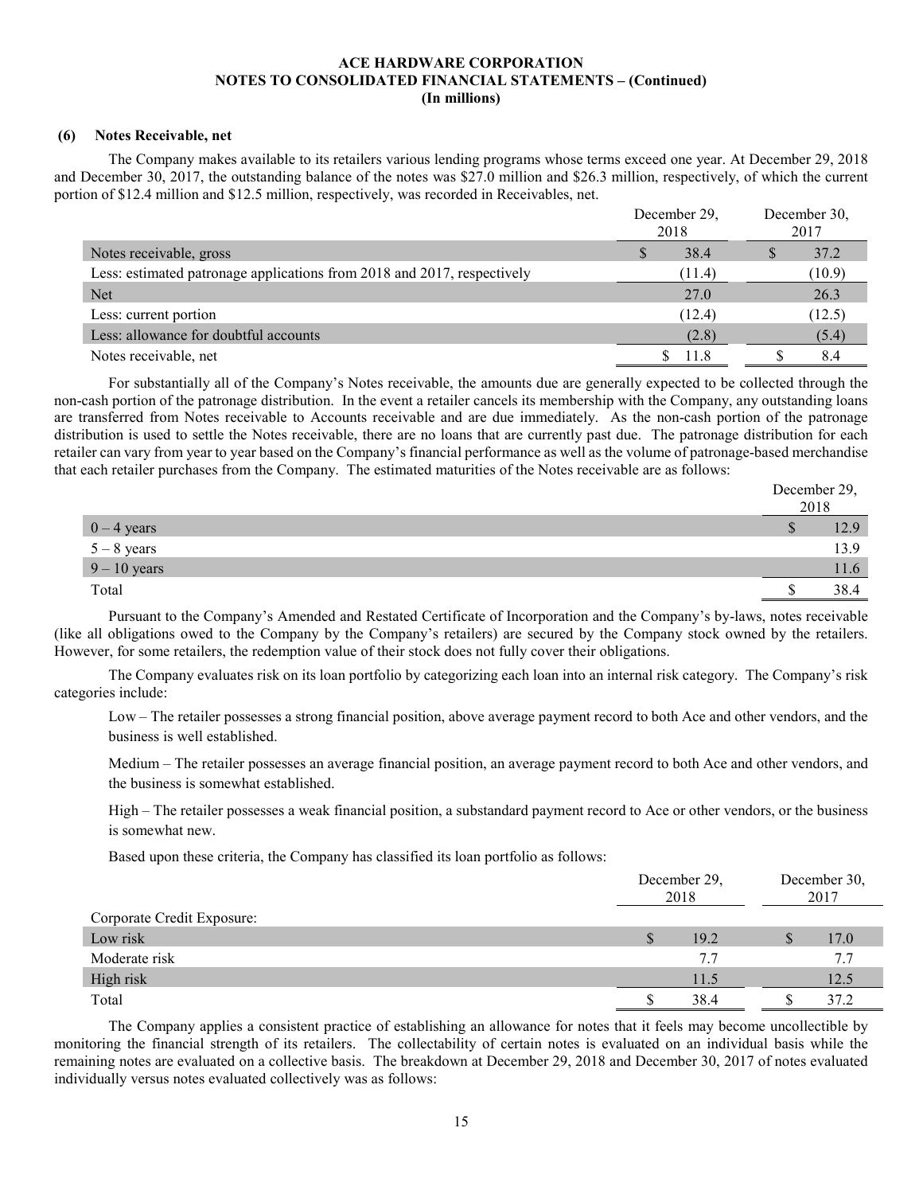### (6) Notes Receivable, net

The Company makes available to its retailers various lending programs whose terms exceed one year. At December 29, 2018 and December 30, 2017, the outstanding balance of the notes was $27.0 million and $26.3 million, respectively, of which the current portion of $12.4 million and $12.5 million, respectively, was recorded in Receivables, net.

| | December 29, 2018 | December 30, 2017 |
|---|---|---|
| Notes receivable, gross | $ 38.4 | $ 37.2 |
| Less: estimated patronage applications from 2018 and 2017, respectively | (11.4) | (10.9) |
| Net | 27.0 | 26.3 |
| Less: current portion | (12.4) | (12.5) |
| Less: allowance for doubtful accounts | (2.8) | (5.4) |
| Notes receivable, net | $ 11.8 | $ 8.4 |

For substantially all of the Company's Notes receivable, the amounts due are generally expected to be collected through the non-cash portion of the patronage distribution. In the event a retailer cancels its membership with the Company, any outstanding loans are transferred from Notes receivable to Accounts receivable and are due immediately. As the non-cash portion of the patronage distribution is used to settle the Notes receivable, there are no loans that are currently past due. The patronage distribution for each retailer can vary from year to year based on the Company's financial performance as well as the volume of patronage-based merchandise that each retailer purchases from the Company. The estimated maturities of the Notes receivable are as follows:

| | December 29, 2018 |
|---|---|
| 0 – 4 years | $ 12.9 |
| 5 – 8 years | 13.9 |
| 9 – 10 years | 11.6 |
| Total | $ 38.4 |

Pursuant to the Company's Amended and Restated Certificate of Incorporation and the Company's by-laws, notes receivable (like all obligations owed to the Company by the Company's retailers) are secured by the Company stock owned by the retailers. However, for some retailers, the redemption value of their stock does not fully cover their obligations.

The Company evaluates risk on its loan portfolio by categorizing each loan into an internal risk category. The Company's risk categories include:

Low – The retailer possesses a strong financial position, above average payment record to both Ace and other vendors, and the business is well established.

Medium – The retailer possesses an average financial position, an average payment record to both Ace and other vendors, and the business is somewhat established.

High – The retailer possesses a weak financial position, a substandard payment record to Ace or other vendors, or the business is somewhat new.

Based upon these criteria, the Company has classified its loan portfolio as follows:

| | December 29, 2018 | December 30, 2017 |
|---|---|---|
| Corporate Credit Exposure: | | |
| Low risk | $ 19.2 | $ 17.0 |
| Moderate risk | 7.7 | 7.7 |
| High risk | 11.5 | 12.5 |
| Total | $ 38.4 | $ 37.2 |

The Company applies a consistent practice of establishing an allowance for notes that it feels may become uncollectible by monitoring the financial strength of its retailers. The collectability of certain notes is evaluated on an individual basis while the remaining notes are evaluated on a collective basis. The breakdown at December 29, 2018 and December 30, 2017 of notes evaluated individually versus notes evaluated collectively was as follows: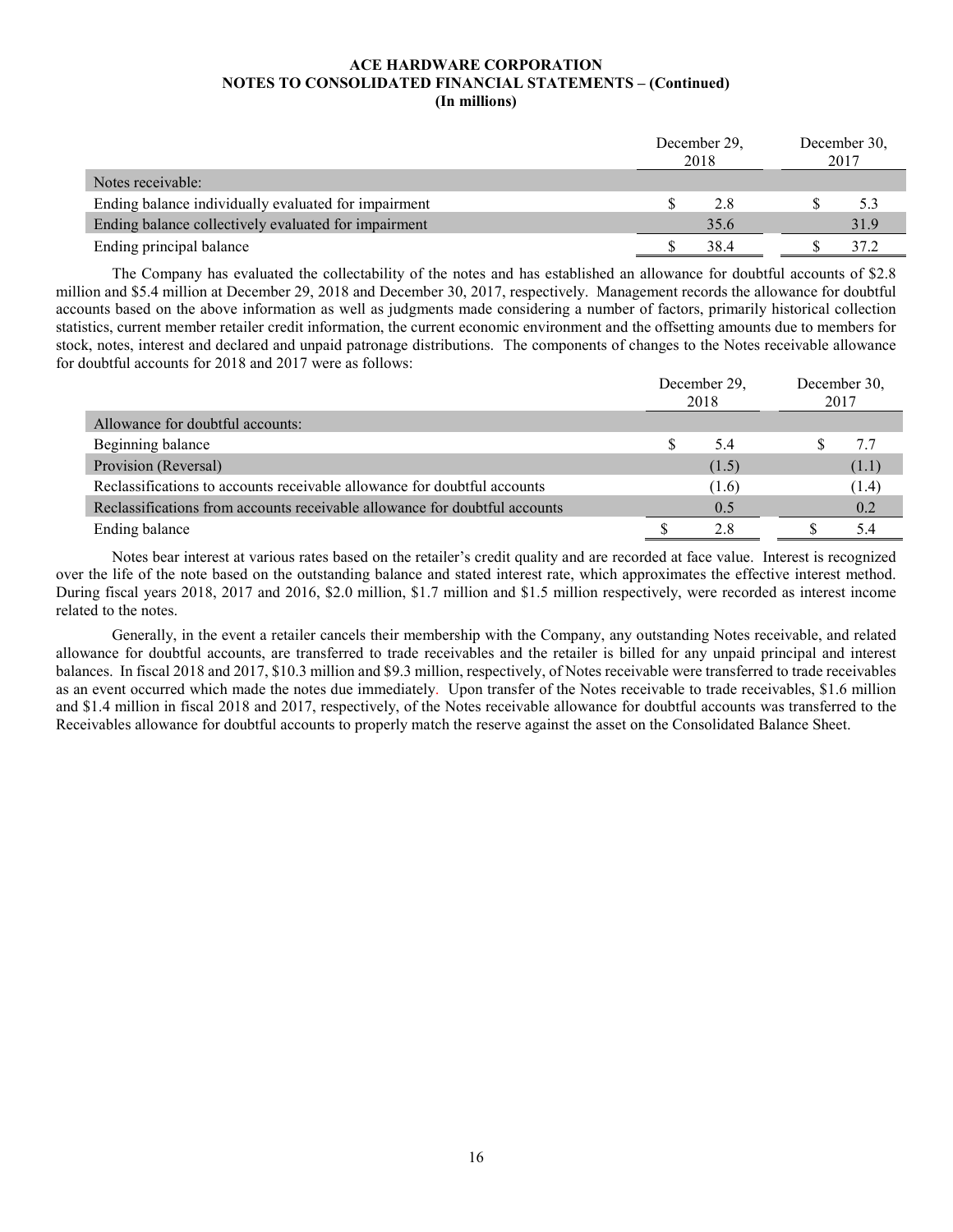**ACE HARDWARE CORPORATION**
**NOTES TO CONSOLIDATED FINANCIAL STATEMENTS – (Continued)**
**(In millions)**

| | December 29, 2018 | December 30, 2017 |
|---|---|---|
| Notes receivable: | | |
| Ending balance individually evaluated for impairment | $ 2.8 | $ 5.3 |
| Ending balance collectively evaluated for impairment | 35.6 | 31.9 |
| Ending principal balance | $ 38.4 | $ 37.2 |

The Company has evaluated the collectability of the notes and has established an allowance for doubtful accounts of $2.8 million and $5.4 million at December 29, 2018 and December 30, 2017, respectively. Management records the allowance for doubtful accounts based on the above information as well as judgments made considering a number of factors, primarily historical collection statistics, current member retailer credit information, the current economic environment and the offsetting amounts due to members for stock, notes, interest and declared and unpaid patronage distributions. The components of changes to the Notes receivable allowance for doubtful accounts for 2018 and 2017 were as follows:

| | December 29, 2018 | December 30, 2017 |
|---|---|---|
| Allowance for doubtful accounts: | | |
| Beginning balance | $ 5.4 | $ 7.7 |
| Provision (Reversal) | (1.5) | (1.1) |
| Reclassifications to accounts receivable allowance for doubtful accounts | (1.6) | (1.4) |
| Reclassifications from accounts receivable allowance for doubtful accounts | 0.5 | 0.2 |
| Ending balance | $ 2.8 | $ 5.4 |

Notes bear interest at various rates based on the retailer's credit quality and are recorded at face value. Interest is recognized over the life of the note based on the outstanding balance and stated interest rate, which approximates the effective interest method. During fiscal years 2018, 2017 and 2016, $2.0 million, $1.7 million and $1.5 million respectively, were recorded as interest income related to the notes.

Generally, in the event a retailer cancels their membership with the Company, any outstanding Notes receivable, and related allowance for doubtful accounts, are transferred to trade receivables and the retailer is billed for any unpaid principal and interest balances. In fiscal 2018 and 2017, $10.3 million and $9.3 million, respectively, of Notes receivable were transferred to trade receivables as an event occurred which made the notes due immediately. Upon transfer of the Notes receivable to trade receivables, $1.6 million and $1.4 million in fiscal 2018 and 2017, respectively, of the Notes receivable allowance for doubtful accounts was transferred to the Receivables allowance for doubtful accounts to properly match the reserve against the asset on the Consolidated Balance Sheet.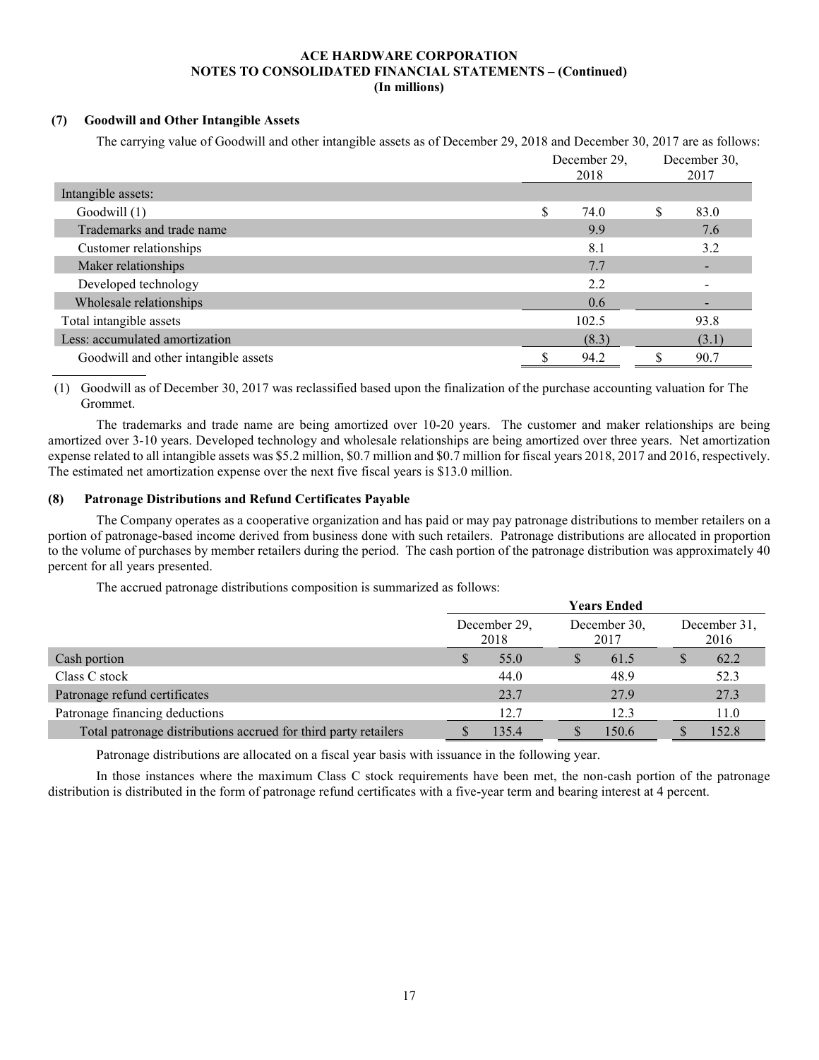**ACE HARDWARE CORPORATION**
**NOTES TO CONSOLIDATED FINANCIAL STATEMENTS – (Continued)**
**(In millions)**

## (7) Goodwill and Other Intangible Assets

The carrying value of Goodwill and other intangible assets as of December 29, 2018 and December 30, 2017 are as follows:

| | December 29, 2018 | December 30, 2017 |
|---|---|---|
| Intangible assets: | | |
| Goodwill (1) | $ 74.0 | $ 83.0 |
| Trademarks and trade name | 9.9 | 7.6 |
| Customer relationships | 8.1 | 3.2 |
| Maker relationships | 7.7 | - |
| Developed technology | 2.2 | - |
| Wholesale relationships | 0.6 | - |
| Total intangible assets | 102.5 | 93.8 |
| Less: accumulated amortization | (8.3) | (3.1) |
| Goodwill and other intangible assets | $ 94.2 | $ 90.7 |

(1) Goodwill as of December 30, 2017 was reclassified based upon the finalization of the purchase accounting valuation for The Grommet.

The trademarks and trade name are being amortized over 10-20 years. The customer and maker relationships are being amortized over 3-10 years. Developed technology and wholesale relationships are being amortized over three years. Net amortization expense related to all intangible assets was $5.2 million, $0.7 million and $0.7 million for fiscal years 2018, 2017 and 2016, respectively. The estimated net amortization expense over the next five fiscal years is $13.0 million.

## (8) Patronage Distributions and Refund Certificates Payable

The Company operates as a cooperative organization and has paid or may pay patronage distributions to member retailers on a portion of patronage-based income derived from business done with such retailers. Patronage distributions are allocated in proportion to the volume of purchases by member retailers during the period. The cash portion of the patronage distribution was approximately 40 percent for all years presented.

The accrued patronage distributions composition is summarized as follows:

| | Years Ended | | |
|---|---|---|---|
| | December 29, 2018 | December 30, 2017 | December 31, 2016 |
| Cash portion | $ 55.0 | $ 61.5 | $ 62.2 |
| Class C stock | 44.0 | 48.9 | 52.3 |
| Patronage refund certificates | 23.7 | 27.9 | 27.3 |
| Patronage financing deductions | 12.7 | 12.3 | 11.0 |
| Total patronage distributions accrued for third party retailers | $ 135.4 | $ 150.6 | $ 152.8 |

Patronage distributions are allocated on a fiscal year basis with issuance in the following year.

In those instances where the maximum Class C stock requirements have been met, the non-cash portion of the patronage distribution is distributed in the form of patronage refund certificates with a five-year term and bearing interest at 4 percent.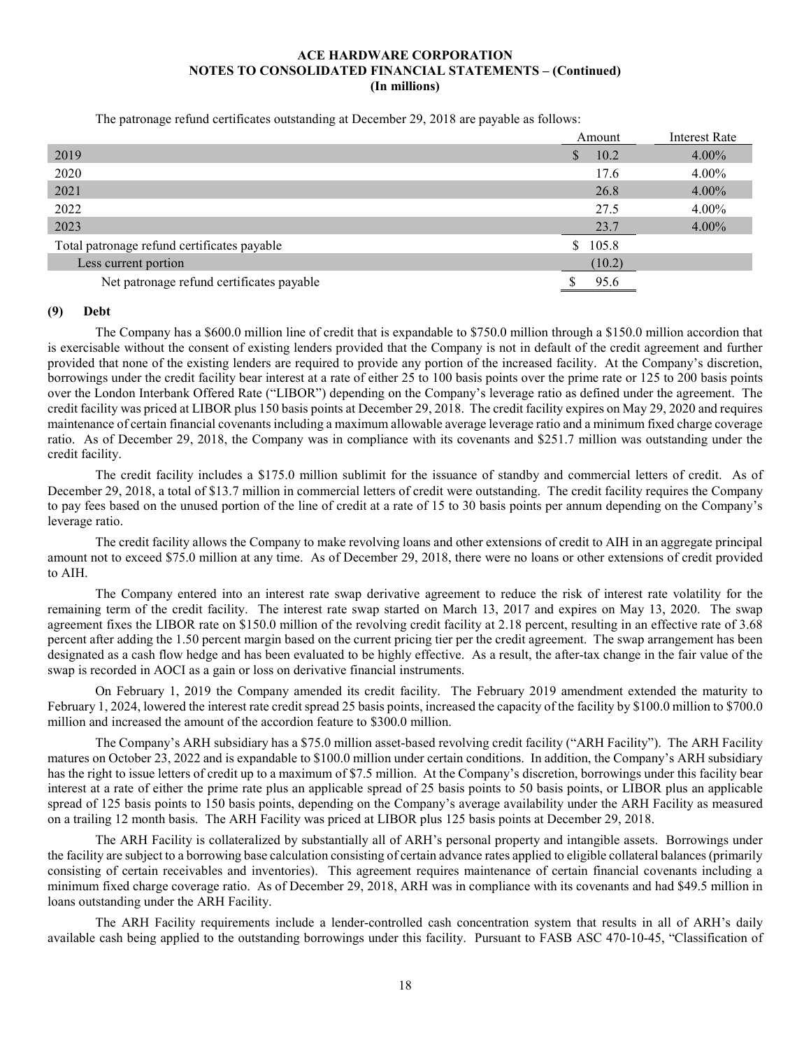The patronage refund certificates outstanding at December 29, 2018 are payable as follows:

| | Amount | Interest Rate |
|---|---|---|
| 2019 | $ 10.2 | 4.00% |
| 2020 | 17.6 | 4.00% |
| 2021 | 26.8 | 4.00% |
| 2022 | 27.5 | 4.00% |
| 2023 | 23.7 | 4.00% |
| Total patronage refund certificates payable | $ 105.8 | |
| Less current portion | (10.2) | |
| Net patronage refund certificates payable | $ 95.6 | |

**(9) Debt**

The Company has a $600.0 million line of credit that is expandable to $750.0 million through a $150.0 million accordion that is exercisable without the consent of existing lenders provided that the Company is not in default of the credit agreement and further provided that none of the existing lenders are required to provide any portion of the increased facility. At the Company's discretion, borrowings under the credit facility bear interest at a rate of either 25 to 100 basis points over the prime rate or 125 to 200 basis points over the London Interbank Offered Rate ("LIBOR") depending on the Company's leverage ratio as defined under the agreement. The credit facility was priced at LIBOR plus 150 basis points at December 29, 2018. The credit facility expires on May 29, 2020 and requires maintenance of certain financial covenants including a maximum allowable average leverage ratio and a minimum fixed charge coverage ratio. As of December 29, 2018, the Company was in compliance with its covenants and $251.7 million was outstanding under the credit facility.

The credit facility includes a $175.0 million sublimit for the issuance of standby and commercial letters of credit. As of December 29, 2018, a total of $13.7 million in commercial letters of credit were outstanding. The credit facility requires the Company to pay fees based on the unused portion of the line of credit at a rate of 15 to 30 basis points per annum depending on the Company's leverage ratio.

The credit facility allows the Company to make revolving loans and other extensions of credit to AIH in an aggregate principal amount not to exceed $75.0 million at any time. As of December 29, 2018, there were no loans or other extensions of credit provided to AIH.

The Company entered into an interest rate swap derivative agreement to reduce the risk of interest rate volatility for the remaining term of the credit facility. The interest rate swap started on March 13, 2017 and expires on May 13, 2020. The swap agreement fixes the LIBOR rate on $150.0 million of the revolving credit facility at 2.18 percent, resulting in an effective rate of 3.68 percent after adding the 1.50 percent margin based on the current pricing tier per the credit agreement. The swap arrangement has been designated as a cash flow hedge and has been evaluated to be highly effective. As a result, the after-tax change in the fair value of the swap is recorded in AOCI as a gain or loss on derivative financial instruments.

On February 1, 2019 the Company amended its credit facility. The February 2019 amendment extended the maturity to February 1, 2024, lowered the interest rate credit spread 25 basis points, increased the capacity of the facility by $100.0 million to $700.0 million and increased the amount of the accordion feature to $300.0 million.

The Company's ARH subsidiary has a $75.0 million asset-based revolving credit facility ("ARH Facility"). The ARH Facility matures on October 23, 2022 and is expandable to $100.0 million under certain conditions. In addition, the Company's ARH subsidiary has the right to issue letters of credit up to a maximum of $7.5 million. At the Company's discretion, borrowings under this facility bear interest at a rate of either the prime rate plus an applicable spread of 25 basis points to 50 basis points, or LIBOR plus an applicable spread of 125 basis points to 150 basis points, depending on the Company's average availability under the ARH Facility as measured on a trailing 12 month basis. The ARH Facility was priced at LIBOR plus 125 basis points at December 29, 2018.

The ARH Facility is collateralized by substantially all of ARH's personal property and intangible assets. Borrowings under the facility are subject to a borrowing base calculation consisting of certain advance rates applied to eligible collateral balances (primarily consisting of certain receivables and inventories). This agreement requires maintenance of certain financial covenants including a minimum fixed charge coverage ratio. As of December 29, 2018, ARH was in compliance with its covenants and had $49.5 million in loans outstanding under the ARH Facility.

The ARH Facility requirements include a lender-controlled cash concentration system that results in all of ARH's daily available cash being applied to the outstanding borrowings under this facility. Pursuant to FASB ASC 470-10-45, "Classification of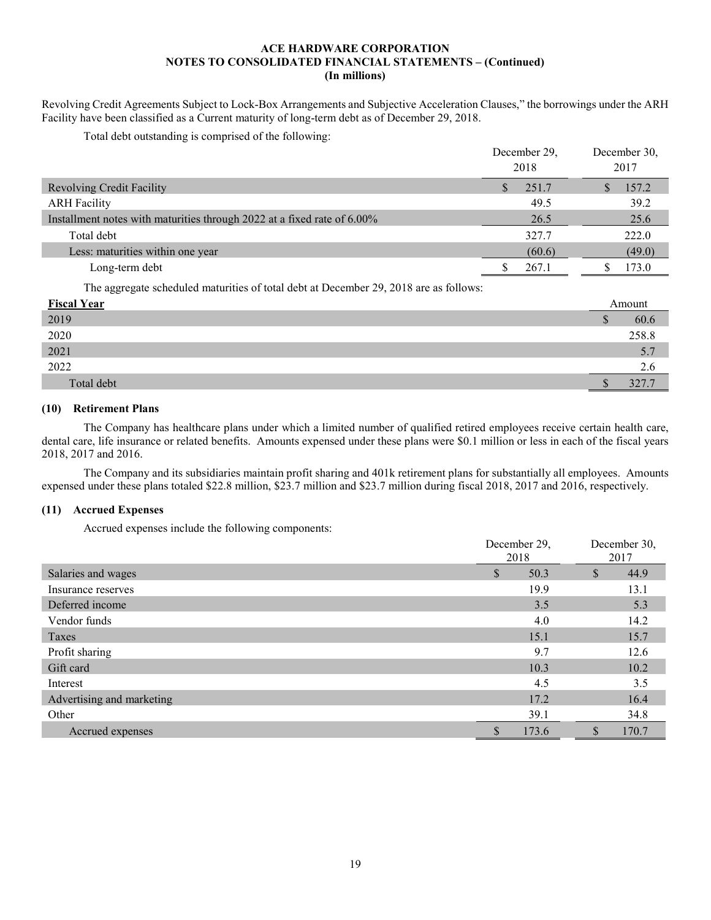Revolving Credit Agreements Subject to Lock-Box Arrangements and Subjective Acceleration Clauses," the borrowings under the ARH Facility have been classified as a Current maturity of long-term debt as of December 29, 2018.

Total debt outstanding is comprised of the following:

| | December 29, 2018 | December 30, 2017 |
|---|---|---|
| Revolving Credit Facility | $ 251.7 | $ 157.2 |
| ARH Facility | 49.5 | 39.2 |
| Installment notes with maturities through 2022 at a fixed rate of 6.00% | 26.5 | 25.6 |
| Total debt | 327.7 | 222.0 |
| Less: maturities within one year | (60.6) | (49.0) |
| Long-term debt | $ 267.1 | $ 173.0 |

The aggregate scheduled maturities of total debt at December 29, 2018 are as follows:

| Fiscal Year | Amount |
|---|---|
| 2019 | $ 60.6 |
| 2020 | 258.8 |
| 2021 | 5.7 |
| 2022 | 2.6 |
| Total debt | $ 327.7 |

### (10) Retirement Plans

The Company has healthcare plans under which a limited number of qualified retired employees receive certain health care, dental care, life insurance or related benefits. Amounts expensed under these plans were $0.1 million or less in each of the fiscal years 2018, 2017 and 2016.

The Company and its subsidiaries maintain profit sharing and 401k retirement plans for substantially all employees. Amounts expensed under these plans totaled $22.8 million, $23.7 million and $23.7 million during fiscal 2018, 2017 and 2016, respectively.

### (11) Accrued Expenses

Accrued expenses include the following components:

| | December 29, 2018 | December 30, 2017 |
|---|---|---|
| Salaries and wages | $ 50.3 | $ 44.9 |
| Insurance reserves | 19.9 | 13.1 |
| Deferred income | 3.5 | 5.3 |
| Vendor funds | 4.0 | 14.2 |
| Taxes | 15.1 | 15.7 |
| Profit sharing | 9.7 | 12.6 |
| Gift card | 10.3 | 10.2 |
| Interest | 4.5 | 3.5 |
| Advertising and marketing | 17.2 | 16.4 |
| Other | 39.1 | 34.8 |
| Accrued expenses | $ 173.6 | $ 170.7 |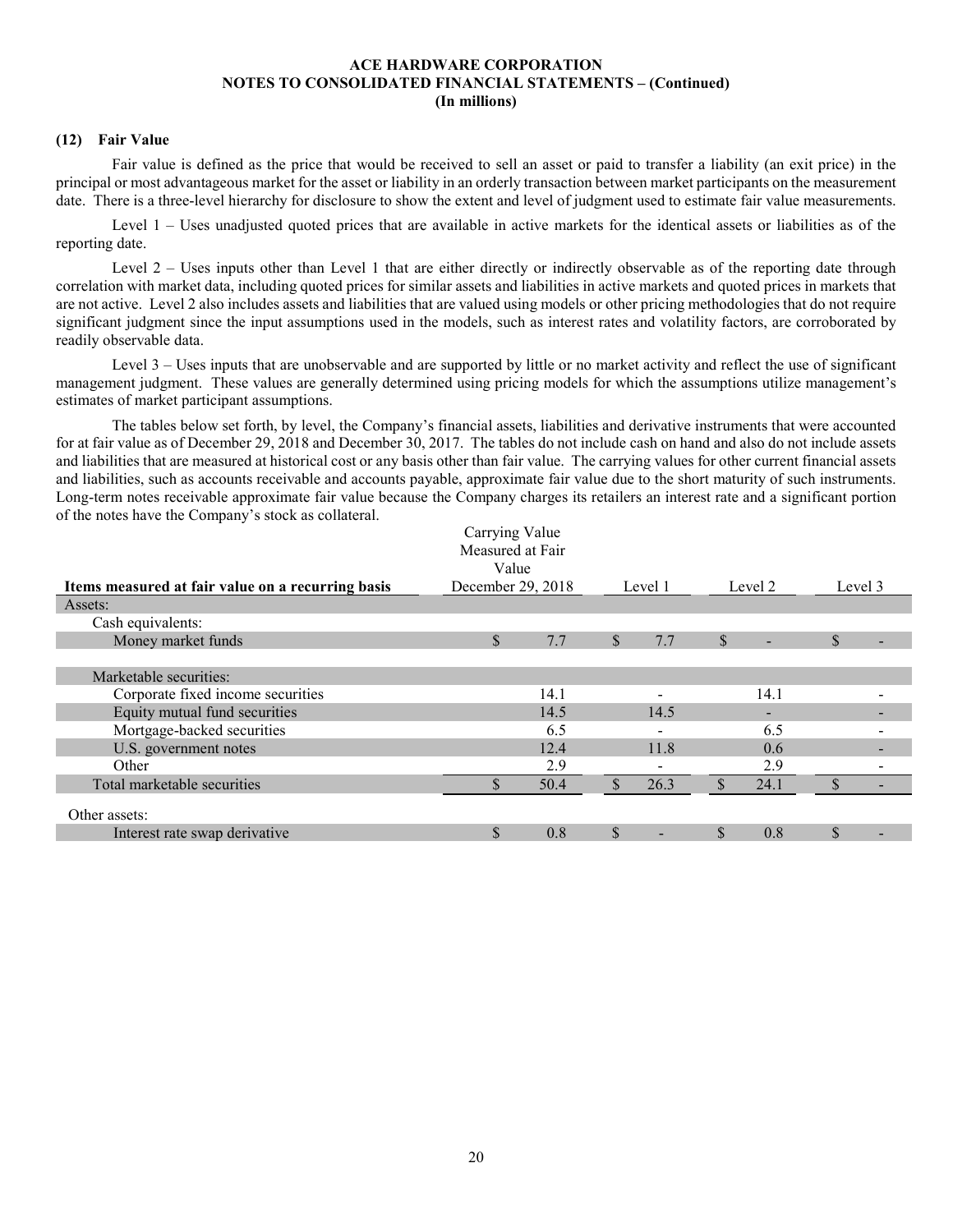ACE HARDWARE CORPORATION
NOTES TO CONSOLIDATED FINANCIAL STATEMENTS – (Continued)
(In millions)

### (12) Fair Value

Fair value is defined as the price that would be received to sell an asset or paid to transfer a liability (an exit price) in the principal or most advantageous market for the asset or liability in an orderly transaction between market participants on the measurement date. There is a three-level hierarchy for disclosure to show the extent and level of judgment used to estimate fair value measurements.

Level 1 – Uses unadjusted quoted prices that are available in active markets for the identical assets or liabilities as of the reporting date.

Level 2 – Uses inputs other than Level 1 that are either directly or indirectly observable as of the reporting date through correlation with market data, including quoted prices for similar assets and liabilities in active markets and quoted prices in markets that are not active. Level 2 also includes assets and liabilities that are valued using models or other pricing methodologies that do not require significant judgment since the input assumptions used in the models, such as interest rates and volatility factors, are corroborated by readily observable data.

Level 3 – Uses inputs that are unobservable and are supported by little or no market activity and reflect the use of significant management judgment. These values are generally determined using pricing models for which the assumptions utilize management's estimates of market participant assumptions.

The tables below set forth, by level, the Company's financial assets, liabilities and derivative instruments that were accounted for at fair value as of December 29, 2018 and December 30, 2017. The tables do not include cash on hand and also do not include assets and liabilities that are measured at historical cost or any basis other than fair value. The carrying values for other current financial assets and liabilities, such as accounts receivable and accounts payable, approximate fair value due to the short maturity of such instruments. Long-term notes receivable approximate fair value because the Company charges its retailers an interest rate and a significant portion of the notes have the Company's stock as collateral.

| Items measured at fair value on a recurring basis | Carrying Value Measured at Fair Value December 29, 2018 | Level 1 | Level 2 | Level 3 |
|---|---|---|---|---|
| Assets: | | | | |
| Cash equivalents: | | | | |
| Money market funds | $ 7.7 | $ 7.7 | $ - | $ - |
| | | | | |
| Marketable securities: | | | | |
| Corporate fixed income securities | 14.1 | - | 14.1 | - |
| Equity mutual fund securities | 14.5 | 14.5 | - | - |
| Mortgage-backed securities | 6.5 | - | 6.5 | - |
| U.S. government notes | 12.4 | 11.8 | 0.6 | - |
| Other | 2.9 | - | 2.9 | - |
| Total marketable securities | $ 50.4 | $ 26.3 | $ 24.1 | $ - |
| | | | | |
| Other assets: | | | | |
| Interest rate swap derivative | $ 0.8 | $ - | $ 0.8 | $ - |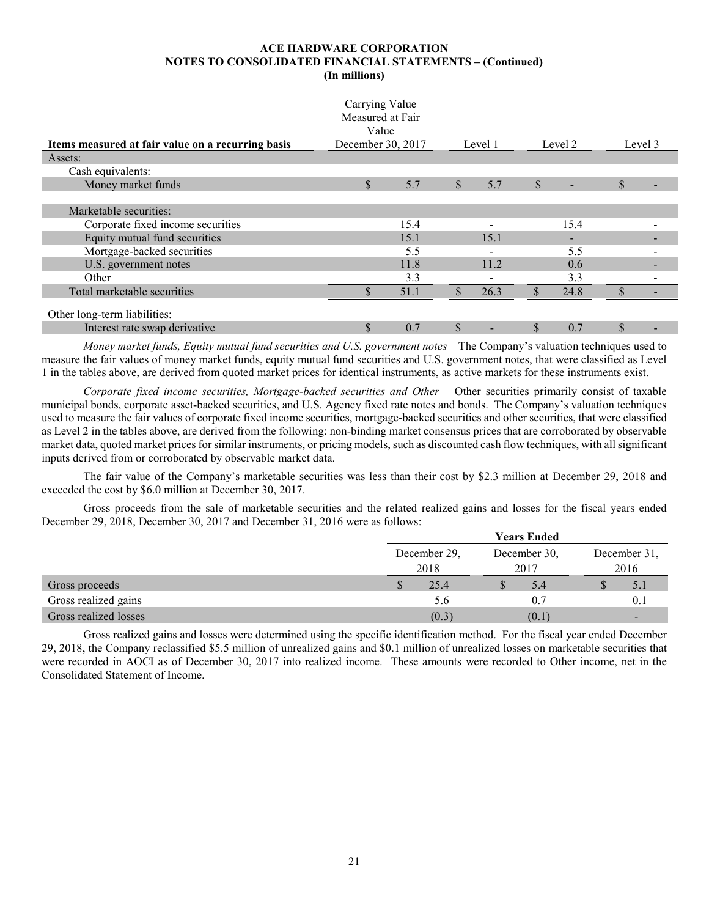**ACE HARDWARE CORPORATION**
**NOTES TO CONSOLIDATED FINANCIAL STATEMENTS – (Continued)**
**(In millions)**

| Items measured at fair value on a recurring basis | Carrying Value Measured at Fair Value December 30, 2017 | Level 1 | Level 2 | Level 3 |
|---|---|---|---|---|
| Assets: | | | | |
| Cash equivalents: | | | | |
| Money market funds | $ 5.7 | $ 5.7 | $ - | $ - |
| | | | | |
| Marketable securities: | | | | |
| Corporate fixed income securities | 15.4 | - | 15.4 | - |
| Equity mutual fund securities | 15.1 | 15.1 | - | - |
| Mortgage-backed securities | 5.5 | - | 5.5 | - |
| U.S. government notes | 11.8 | 11.2 | 0.6 | - |
| Other | 3.3 | - | 3.3 | - |
| Total marketable securities | $ 51.1 | $ 26.3 | $ 24.8 | $ - |
| | | | | |
| Other long-term liabilities: | | | | |
| Interest rate swap derivative | $ 0.7 | $ - | $ 0.7 | $ - |

*Money market funds, Equity mutual fund securities and U.S. government notes* – The Company's valuation techniques used to measure the fair values of money market funds, equity mutual fund securities and U.S. government notes, that were classified as Level 1 in the tables above, are derived from quoted market prices for identical instruments, as active markets for these instruments exist.

*Corporate fixed income securities, Mortgage-backed securities and Other* – Other securities primarily consist of taxable municipal bonds, corporate asset-backed securities, and U.S. Agency fixed rate notes and bonds. The Company's valuation techniques used to measure the fair values of corporate fixed income securities, mortgage-backed securities and other securities, that were classified as Level 2 in the tables above, are derived from the following: non-binding market consensus prices that are corroborated by observable market data, quoted market prices for similar instruments, or pricing models, such as discounted cash flow techniques, with all significant inputs derived from or corroborated by observable market data.

The fair value of the Company's marketable securities was less than their cost by $2.3 million at December 29, 2018 and exceeded the cost by $6.0 million at December 30, 2017.

Gross proceeds from the sale of marketable securities and the related realized gains and losses for the fiscal years ended December 29, 2018, December 30, 2017 and December 31, 2016 were as follows:

| | Years Ended | | |
|---|---|---|---|
| | December 29, 2018 | December 30, 2017 | December 31, 2016 |
| Gross proceeds | $ 25.4 | $ 5.4 | $ 5.1 |
| Gross realized gains | 5.6 | 0.7 | 0.1 |
| Gross realized losses | (0.3) | (0.1) | - |

Gross realized gains and losses were determined using the specific identification method. For the fiscal year ended December 29, 2018, the Company reclassified $5.5 million of unrealized gains and $0.1 million of unrealized losses on marketable securities that were recorded in AOCI as of December 30, 2017 into realized income. These amounts were recorded to Other income, net in the Consolidated Statement of Income.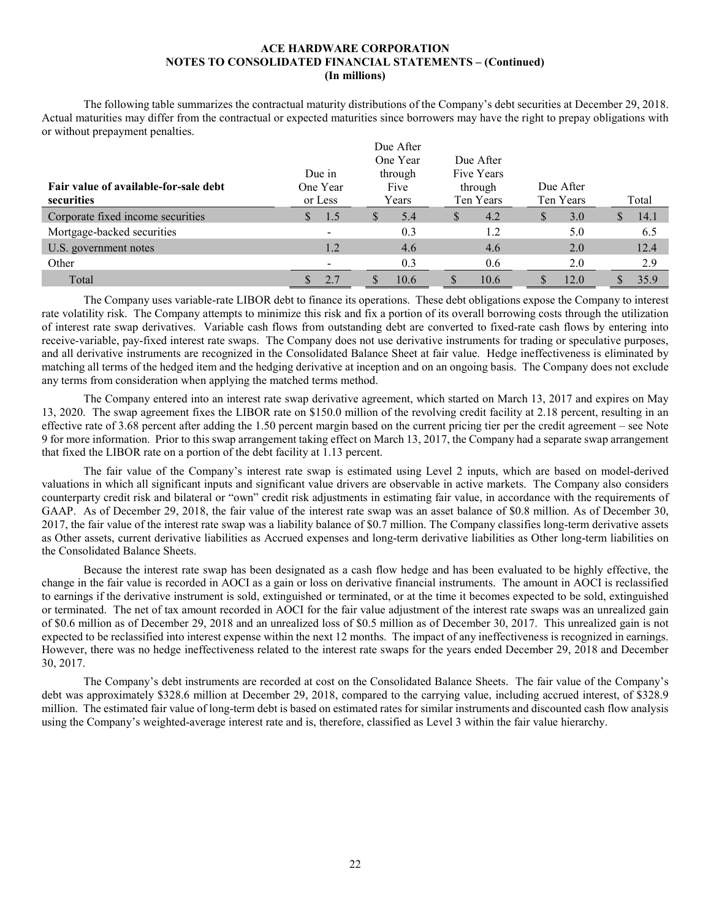The following table summarizes the contractual maturity distributions of the Company's debt securities at December 29, 2018. Actual maturities may differ from the contractual or expected maturities since borrowers may have the right to prepay obligations with or without prepayment penalties.

| Fair value of available-for-sale debt securities | Due in One Year or Less | Due After One Year through Five Years | Due After Five Years through Ten Years | Due After Ten Years | Total |
|---|---|---|---|---|---|
| Corporate fixed income securities | $ 1.5 | $ 5.4 | $ 4.2 | $ 3.0 | $ 14.1 |
| Mortgage-backed securities | - | 0.3 | 1.2 | 5.0 | 6.5 |
| U.S. government notes | 1.2 | 4.6 | 4.6 | 2.0 | 12.4 |
| Other | - | 0.3 | 0.6 | 2.0 | 2.9 |
| Total | $ 2.7 | $ 10.6 | $ 10.6 | $ 12.0 | $ 35.9 |

The Company uses variable-rate LIBOR debt to finance its operations. These debt obligations expose the Company to interest rate volatility risk. The Company attempts to minimize this risk and fix a portion of its overall borrowing costs through the utilization of interest rate swap derivatives. Variable cash flows from outstanding debt are converted to fixed-rate cash flows by entering into receive-variable, pay-fixed interest rate swaps. The Company does not use derivative instruments for trading or speculative purposes, and all derivative instruments are recognized in the Consolidated Balance Sheet at fair value. Hedge ineffectiveness is eliminated by matching all terms of the hedged item and the hedging derivative at inception and on an ongoing basis. The Company does not exclude any terms from consideration when applying the matched terms method.

The Company entered into an interest rate swap derivative agreement, which started on March 13, 2017 and expires on May 13, 2020. The swap agreement fixes the LIBOR rate on $150.0 million of the revolving credit facility at 2.18 percent, resulting in an effective rate of 3.68 percent after adding the 1.50 percent margin based on the current pricing tier per the credit agreement – see Note 9 for more information. Prior to this swap arrangement taking effect on March 13, 2017, the Company had a separate swap arrangement that fixed the LIBOR rate on a portion of the debt facility at 1.13 percent.

The fair value of the Company's interest rate swap is estimated using Level 2 inputs, which are based on model-derived valuations in which all significant inputs and significant value drivers are observable in active markets. The Company also considers counterparty credit risk and bilateral or "own" credit risk adjustments in estimating fair value, in accordance with the requirements of GAAP. As of December 29, 2018, the fair value of the interest rate swap was an asset balance of $0.8 million. As of December 30, 2017, the fair value of the interest rate swap was a liability balance of $0.7 million. The Company classifies long-term derivative assets as Other assets, current derivative liabilities as Accrued expenses and long-term derivative liabilities as Other long-term liabilities on the Consolidated Balance Sheets.

Because the interest rate swap has been designated as a cash flow hedge and has been evaluated to be highly effective, the change in the fair value is recorded in AOCI as a gain or loss on derivative financial instruments. The amount in AOCI is reclassified to earnings if the derivative instrument is sold, extinguished or terminated, or at the time it becomes expected to be sold, extinguished or terminated. The net of tax amount recorded in AOCI for the fair value adjustment of the interest rate swaps was an unrealized gain of $0.6 million as of December 29, 2018 and an unrealized loss of $0.5 million as of December 30, 2017. This unrealized gain is not expected to be reclassified into interest expense within the next 12 months. The impact of any ineffectiveness is recognized in earnings. However, there was no hedge ineffectiveness related to the interest rate swaps for the years ended December 29, 2018 and December 30, 2017.

The Company's debt instruments are recorded at cost on the Consolidated Balance Sheets. The fair value of the Company's debt was approximately $328.6 million at December 29, 2018, compared to the carrying value, including accrued interest, of $328.9 million. The estimated fair value of long-term debt is based on estimated rates for similar instruments and discounted cash flow analysis using the Company's weighted-average interest rate and is, therefore, classified as Level 3 within the fair value hierarchy.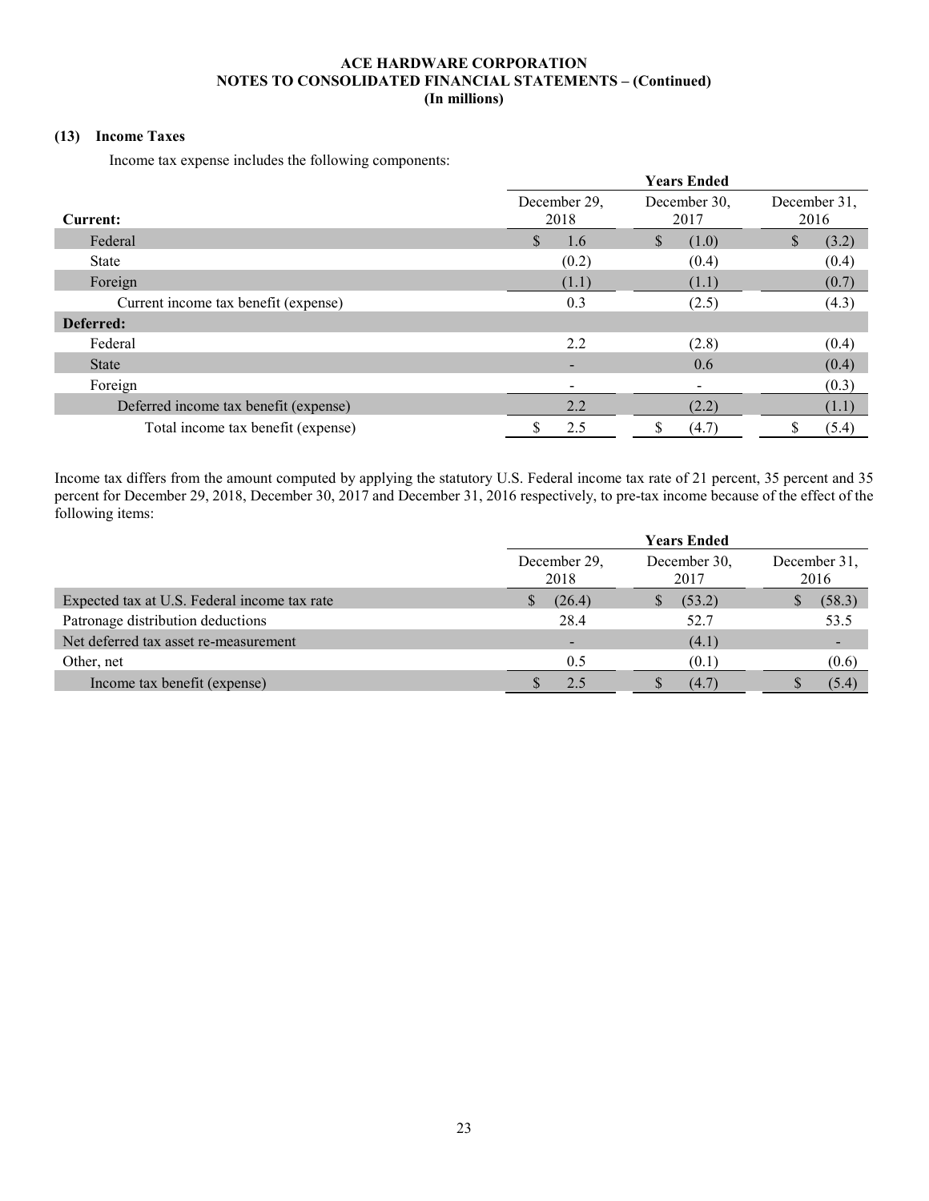**ACE HARDWARE CORPORATION**
**NOTES TO CONSOLIDATED FINANCIAL STATEMENTS – (Continued)**
**(In millions)**

### (13) Income Taxes

Income tax expense includes the following components:

| | Years Ended | | |
|---|---|---|---|
| **Current:** | December 29, 2018 | December 30, 2017 | December 31, 2016 |
| Federal | $ 1.6 | $ (1.0) | $ (3.2) |
| State | (0.2) | (0.4) | (0.4) |
| Foreign | (1.1) | (1.1) | (0.7) |
| Current income tax benefit (expense) | 0.3 | (2.5) | (4.3) |
| **Deferred:** | | | |
| Federal | 2.2 | (2.8) | (0.4) |
| State | - | 0.6 | (0.4) |
| Foreign | - | - | (0.3) |
| Deferred income tax benefit (expense) | 2.2 | (2.2) | (1.1) |
| Total income tax benefit (expense) | $ 2.5 | $ (4.7) | $ (5.4) |

Income tax differs from the amount computed by applying the statutory U.S. Federal income tax rate of 21 percent, 35 percent and 35 percent for December 29, 2018, December 30, 2017 and December 31, 2016 respectively, to pre-tax income because of the effect of the following items:

| | Years Ended | | |
|---|---|---|---|
| | December 29, 2018 | December 30, 2017 | December 31, 2016 |
| Expected tax at U.S. Federal income tax rate | $ (26.4) | $ (53.2) | $ (58.3) |
| Patronage distribution deductions | 28.4 | 52.7 | 53.5 |
| Net deferred tax asset re-measurement | - | (4.1) | - |
| Other, net | 0.5 | (0.1) | (0.6) |
| Income tax benefit (expense) | $ 2.5 | $ (4.7) | $ (5.4) |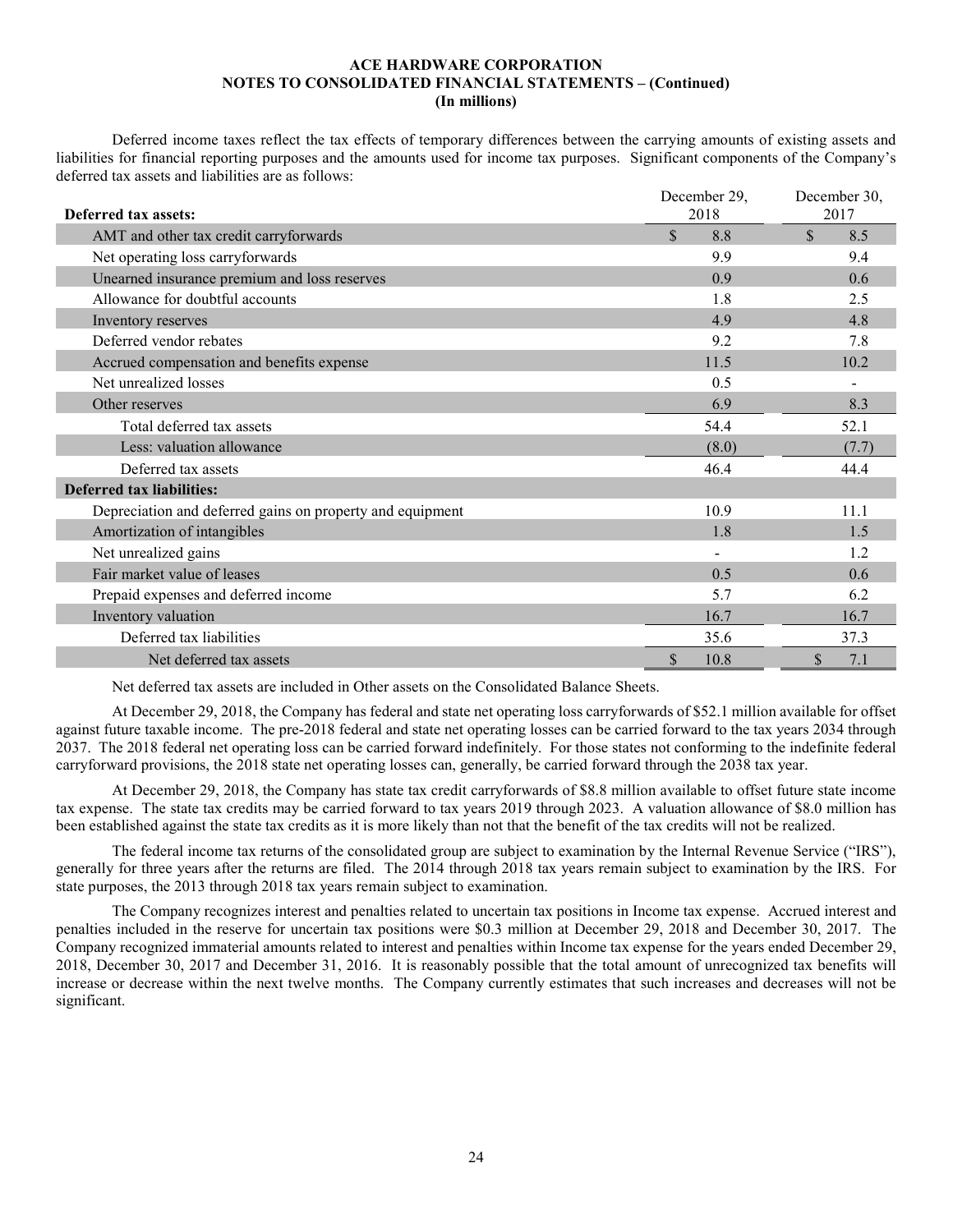**ACE HARDWARE CORPORATION**
**NOTES TO CONSOLIDATED FINANCIAL STATEMENTS – (Continued)**
**(In millions)**

Deferred income taxes reflect the tax effects of temporary differences between the carrying amounts of existing assets and liabilities for financial reporting purposes and the amounts used for income tax purposes. Significant components of the Company's deferred tax assets and liabilities are as follows:

| **Deferred tax assets:** | December 29, 2018 | December 30, 2017 |
|---|---|---|
| AMT and other tax credit carryforwards | $ 8.8 | $ 8.5 |
| Net operating loss carryforwards | 9.9 | 9.4 |
| Unearned insurance premium and loss reserves | 0.9 | 0.6 |
| Allowance for doubtful accounts | 1.8 | 2.5 |
| Inventory reserves | 4.9 | 4.8 |
| Deferred vendor rebates | 9.2 | 7.8 |
| Accrued compensation and benefits expense | 11.5 | 10.2 |
| Net unrealized losses | 0.5 | - |
| Other reserves | 6.9 | 8.3 |
| Total deferred tax assets | 54.4 | 52.1 |
| Less: valuation allowance | (8.0) | (7.7) |
| Deferred tax assets | 46.4 | 44.4 |
| **Deferred tax liabilities:** | | |
| Depreciation and deferred gains on property and equipment | 10.9 | 11.1 |
| Amortization of intangibles | 1.8 | 1.5 |
| Net unrealized gains | - | 1.2 |
| Fair market value of leases | 0.5 | 0.6 |
| Prepaid expenses and deferred income | 5.7 | 6.2 |
| Inventory valuation | 16.7 | 16.7 |
| Deferred tax liabilities | 35.6 | 37.3 |
| Net deferred tax assets | $ 10.8 | $ 7.1 |

Net deferred tax assets are included in Other assets on the Consolidated Balance Sheets.

At December 29, 2018, the Company has federal and state net operating loss carryforwards of $52.1 million available for offset against future taxable income. The pre-2018 federal and state net operating losses can be carried forward to the tax years 2034 through 2037. The 2018 federal net operating loss can be carried forward indefinitely. For those states not conforming to the indefinite federal carryforward provisions, the 2018 state net operating losses can, generally, be carried forward through the 2038 tax year.

At December 29, 2018, the Company has state tax credit carryforwards of $8.8 million available to offset future state income tax expense. The state tax credits may be carried forward to tax years 2019 through 2023. A valuation allowance of $8.0 million has been established against the state tax credits as it is more likely than not that the benefit of the tax credits will not be realized.

The federal income tax returns of the consolidated group are subject to examination by the Internal Revenue Service ("IRS"), generally for three years after the returns are filed. The 2014 through 2018 tax years remain subject to examination by the IRS. For state purposes, the 2013 through 2018 tax years remain subject to examination.

The Company recognizes interest and penalties related to uncertain tax positions in Income tax expense. Accrued interest and penalties included in the reserve for uncertain tax positions were $0.3 million at December 29, 2018 and December 30, 2017. The Company recognized immaterial amounts related to interest and penalties within Income tax expense for the years ended December 29, 2018, December 30, 2017 and December 31, 2016. It is reasonably possible that the total amount of unrecognized tax benefits will increase or decrease within the next twelve months. The Company currently estimates that such increases and decreases will not be significant.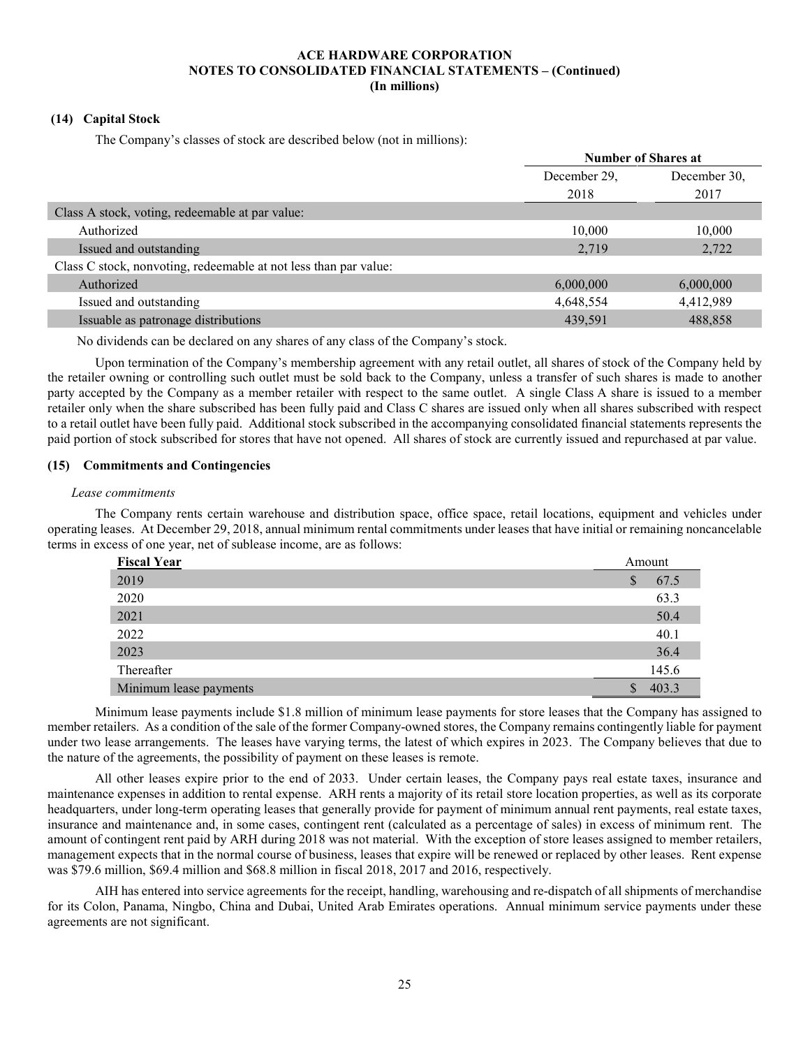## (14) Capital Stock

The Company's classes of stock are described below (not in millions):

| | Number of Shares at | |
|---|---|---|
| | December 29, 2018 | December 30, 2017 |
| Class A stock, voting, redeemable at par value: | | |
| Authorized | 10,000 | 10,000 |
| Issued and outstanding | 2,719 | 2,722 |
| Class C stock, nonvoting, redeemable at not less than par value: | | |
| Authorized | 6,000,000 | 6,000,000 |
| Issued and outstanding | 4,648,554 | 4,412,989 |
| Issuable as patronage distributions | 439,591 | 488,858 |

No dividends can be declared on any shares of any class of the Company's stock.

Upon termination of the Company's membership agreement with any retail outlet, all shares of stock of the Company held by the retailer owning or controlling such outlet must be sold back to the Company, unless a transfer of such shares is made to another party accepted by the Company as a member retailer with respect to the same outlet. A single Class A share is issued to a member retailer only when the share subscribed has been fully paid and Class C shares are issued only when all shares subscribed with respect to a retail outlet have been fully paid. Additional stock subscribed in the accompanying consolidated financial statements represents the paid portion of stock subscribed for stores that have not opened. All shares of stock are currently issued and repurchased at par value.

## (15) Commitments and Contingencies

*Lease commitments*

The Company rents certain warehouse and distribution space, office space, retail locations, equipment and vehicles under operating leases. At December 29, 2018, annual minimum rental commitments under leases that have initial or remaining noncancelable terms in excess of one year, net of sublease income, are as follows:

| Fiscal Year | Amount |
|---|---|
| 2019 | $ 67.5 |
| 2020 | 63.3 |
| 2021 | 50.4 |
| 2022 | 40.1 |
| 2023 | 36.4 |
| Thereafter | 145.6 |
| Minimum lease payments | $ 403.3 |

Minimum lease payments include $1.8 million of minimum lease payments for store leases that the Company has assigned to member retailers. As a condition of the sale of the former Company-owned stores, the Company remains contingently liable for payment under two lease arrangements. The leases have varying terms, the latest of which expires in 2023. The Company believes that due to the nature of the agreements, the possibility of payment on these leases is remote.

All other leases expire prior to the end of 2033. Under certain leases, the Company pays real estate taxes, insurance and maintenance expenses in addition to rental expense. ARH rents a majority of its retail store location properties, as well as its corporate headquarters, under long-term operating leases that generally provide for payment of minimum annual rent payments, real estate taxes, insurance and maintenance and, in some cases, contingent rent (calculated as a percentage of sales) in excess of minimum rent. The amount of contingent rent paid by ARH during 2018 was not material. With the exception of store leases assigned to member retailers, management expects that in the normal course of business, leases that expire will be renewed or replaced by other leases. Rent expense was $79.6 million, $69.4 million and $68.8 million in fiscal 2018, 2017 and 2016, respectively.

AIH has entered into service agreements for the receipt, handling, warehousing and re-dispatch of all shipments of merchandise for its Colon, Panama, Ningbo, China and Dubai, United Arab Emirates operations. Annual minimum service payments under these agreements are not significant.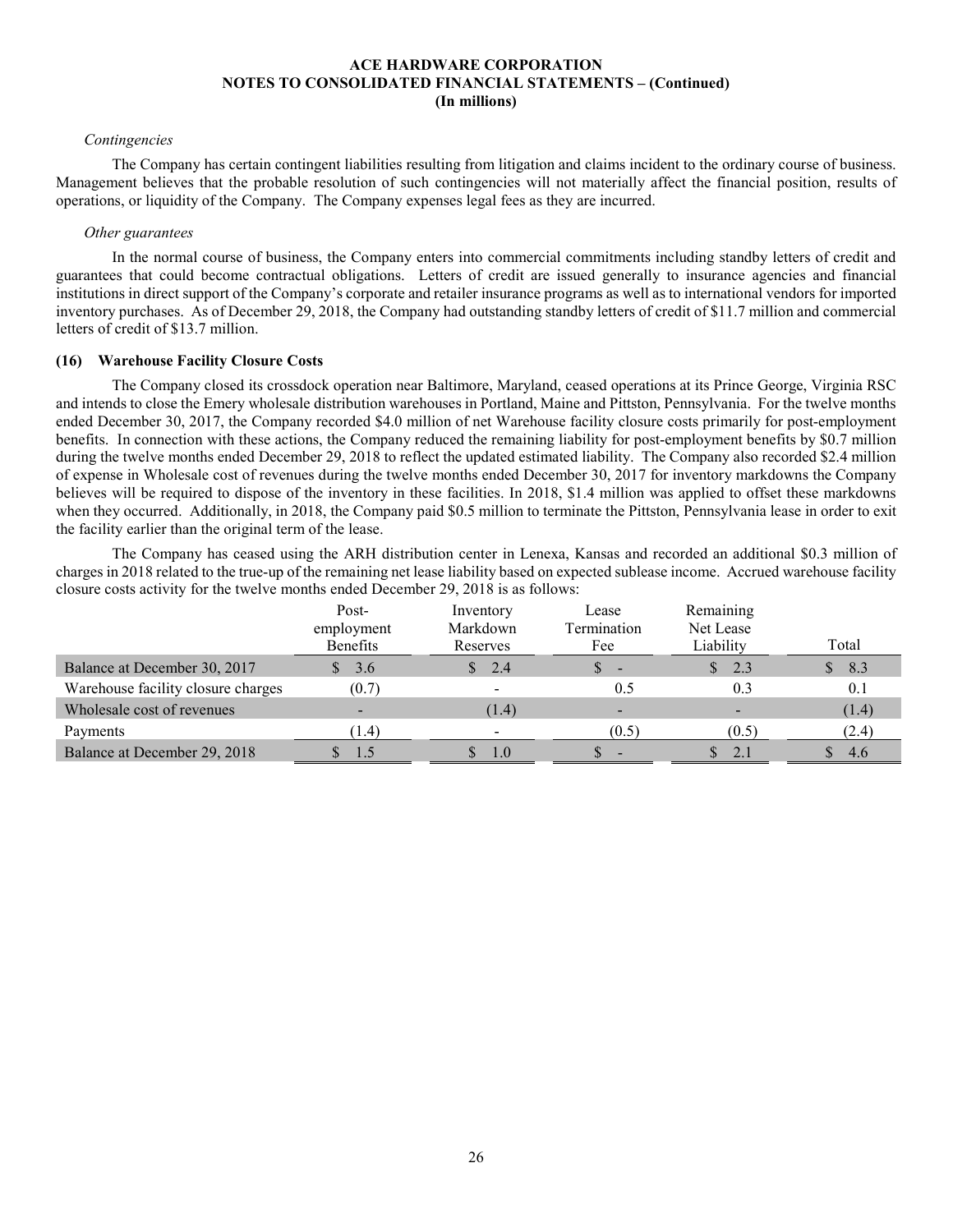*Contingencies*

The Company has certain contingent liabilities resulting from litigation and claims incident to the ordinary course of business. Management believes that the probable resolution of such contingencies will not materially affect the financial position, results of operations, or liquidity of the Company. The Company expenses legal fees as they are incurred.

*Other guarantees*

In the normal course of business, the Company enters into commercial commitments including standby letters of credit and guarantees that could become contractual obligations. Letters of credit are issued generally to insurance agencies and financial institutions in direct support of the Company's corporate and retailer insurance programs as well as to international vendors for imported inventory purchases. As of December 29, 2018, the Company had outstanding standby letters of credit of $11.7 million and commercial letters of credit of $13.7 million.

## (16) Warehouse Facility Closure Costs

The Company closed its crossdock operation near Baltimore, Maryland, ceased operations at its Prince George, Virginia RSC and intends to close the Emery wholesale distribution warehouses in Portland, Maine and Pittston, Pennsylvania. For the twelve months ended December 30, 2017, the Company recorded $4.0 million of net Warehouse facility closure costs primarily for post-employment benefits. In connection with these actions, the Company reduced the remaining liability for post-employment benefits by $0.7 million during the twelve months ended December 29, 2018 to reflect the updated estimated liability. The Company also recorded $2.4 million of expense in Wholesale cost of revenues during the twelve months ended December 30, 2017 for inventory markdowns the Company believes will be required to dispose of the inventory in these facilities. In 2018, $1.4 million was applied to offset these markdowns when they occurred. Additionally, in 2018, the Company paid $0.5 million to terminate the Pittston, Pennsylvania lease in order to exit the facility earlier than the original term of the lease.

The Company has ceased using the ARH distribution center in Lenexa, Kansas and recorded an additional $0.3 million of charges in 2018 related to the true-up of the remaining net lease liability based on expected sublease income. Accrued warehouse facility closure costs activity for the twelve months ended December 29, 2018 is as follows:

| | Post-employment Benefits | Inventory Markdown Reserves | Lease Termination Fee | Remaining Net Lease Liability | Total |
|---|---|---|---|---|---|
| Balance at December 30, 2017 | $ 3.6 | $ 2.4 | $ - | $ 2.3 | $ 8.3 |
| Warehouse facility closure charges | (0.7) | - | 0.5 | 0.3 | 0.1 |
| Wholesale cost of revenues | - | (1.4) | - | - | (1.4) |
| Payments | (1.4) | - | (0.5) | (0.5) | (2.4) |
| Balance at December 29, 2018 | $ 1.5 | $ 1.0 | $ - | $ 2.1 | $ 4.6 |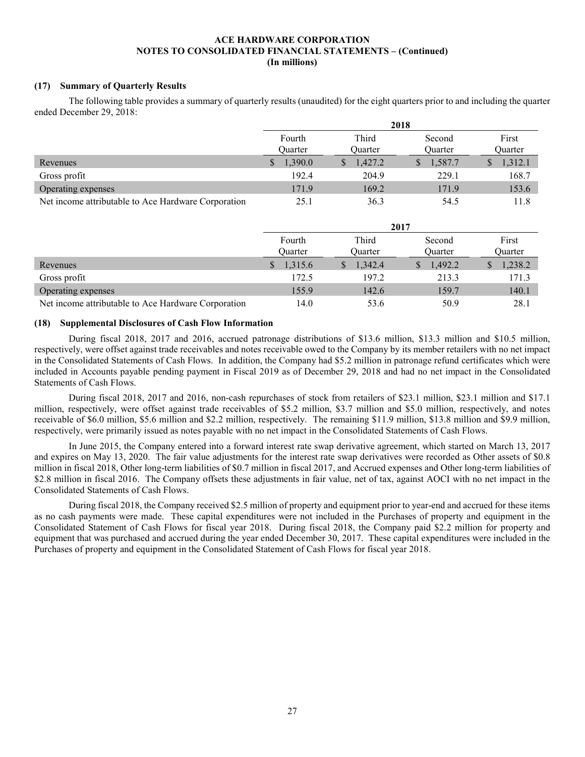**ACE HARDWARE CORPORATION**
**NOTES TO CONSOLIDATED FINANCIAL STATEMENTS – (Continued)**
**(In millions)**

### (17) Summary of Quarterly Results

The following table provides a summary of quarterly results (unaudited) for the eight quarters prior to and including the quarter ended December 29, 2018:

| | 2018 | | | |
|---|---|---|---|---|
| | Fourth Quarter | Third Quarter | Second Quarter | First Quarter |
| Revenues | $ 1,390.0 | $ 1,427.2 | $ 1,587.7 | $ 1,312.1 |
| Gross profit | 192.4 | 204.9 | 229.1 | 168.7 |
| Operating expenses | 171.9 | 169.2 | 171.9 | 153.6 |
| Net income attributable to Ace Hardware Corporation | 25.1 | 36.3 | 54.5 | 11.8 |

| | 2017 | | | |
|---|---|---|---|---|
| | Fourth Quarter | Third Quarter | Second Quarter | First Quarter |
| Revenues | $ 1,315.6 | $ 1,342.4 | $ 1,492.2 | $ 1,238.2 |
| Gross profit | 172.5 | 197.2 | 213.3 | 171.3 |
| Operating expenses | 155.9 | 142.6 | 159.7 | 140.1 |
| Net income attributable to Ace Hardware Corporation | 14.0 | 53.6 | 50.9 | 28.1 |

### (18) Supplemental Disclosures of Cash Flow Information

During fiscal 2018, 2017 and 2016, accrued patronage distributions of $13.6 million, $13.3 million and $10.5 million, respectively, were offset against trade receivables and notes receivable owed to the Company by its member retailers with no net impact in the Consolidated Statements of Cash Flows. In addition, the Company had $5.2 million in patronage refund certificates which were included in Accounts payable pending payment in Fiscal 2019 as of December 29, 2018 and had no net impact in the Consolidated Statements of Cash Flows.

During fiscal 2018, 2017 and 2016, non-cash repurchases of stock from retailers of $23.1 million, $23.1 million and $17.1 million, respectively, were offset against trade receivables of $5.2 million, $3.7 million and $5.0 million, respectively, and notes receivable of $6.0 million, $5.6 million and $2.2 million, respectively. The remaining $11.9 million, $13.8 million and $9.9 million, respectively, were primarily issued as notes payable with no net impact in the Consolidated Statements of Cash Flows.

In June 2015, the Company entered into a forward interest rate swap derivative agreement, which started on March 13, 2017 and expires on May 13, 2020. The fair value adjustments for the interest rate swap derivatives were recorded as Other assets of $0.8 million in fiscal 2018, Other long-term liabilities of $0.7 million in fiscal 2017, and Accrued expenses and Other long-term liabilities of $2.8 million in fiscal 2016. The Company offsets these adjustments in fair value, net of tax, against AOCI with no net impact in the Consolidated Statements of Cash Flows.

During fiscal 2018, the Company received $2.5 million of property and equipment prior to year-end and accrued for these items as no cash payments were made. These capital expenditures were not included in the Purchases of property and equipment in the Consolidated Statement of Cash Flows for fiscal year 2018. During fiscal 2018, the Company paid $2.2 million for property and equipment that was purchased and accrued during the year ended December 30, 2017. These capital expenditures were included in the Purchases of property and equipment in the Consolidated Statement of Cash Flows for fiscal year 2018.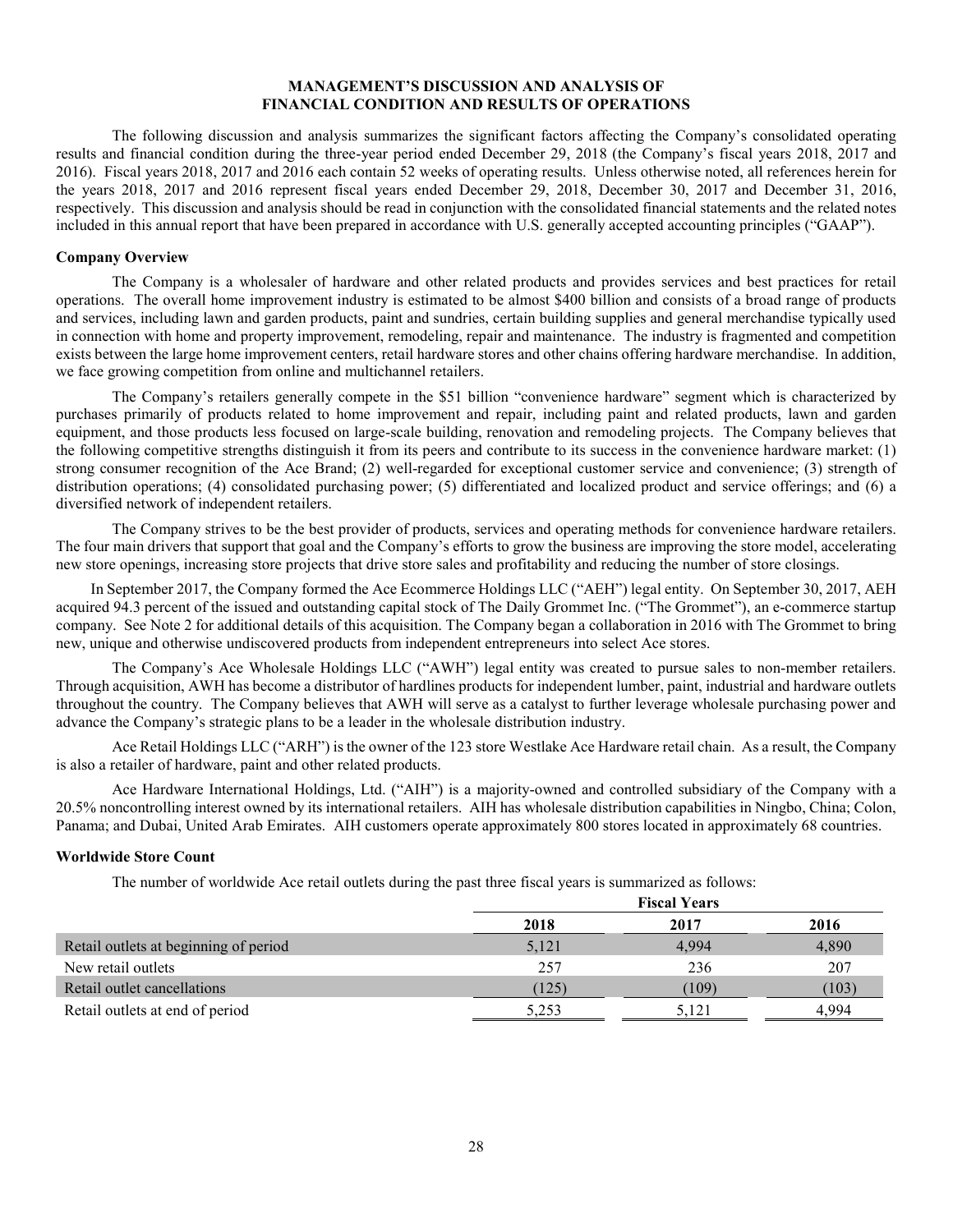## MANAGEMENT'S DISCUSSION AND ANALYSIS OF FINANCIAL CONDITION AND RESULTS OF OPERATIONS

The following discussion and analysis summarizes the significant factors affecting the Company's consolidated operating results and financial condition during the three-year period ended December 29, 2018 (the Company's fiscal years 2018, 2017 and 2016). Fiscal years 2018, 2017 and 2016 each contain 52 weeks of operating results. Unless otherwise noted, all references herein for the years 2018, 2017 and 2016 represent fiscal years ended December 29, 2018, December 30, 2017 and December 31, 2016, respectively. This discussion and analysis should be read in conjunction with the consolidated financial statements and the related notes included in this annual report that have been prepared in accordance with U.S. generally accepted accounting principles ("GAAP").

### Company Overview

The Company is a wholesaler of hardware and other related products and provides services and best practices for retail operations. The overall home improvement industry is estimated to be almost $400 billion and consists of a broad range of products and services, including lawn and garden products, paint and sundries, certain building supplies and general merchandise typically used in connection with home and property improvement, remodeling, repair and maintenance. The industry is fragmented and competition exists between the large home improvement centers, retail hardware stores and other chains offering hardware merchandise. In addition, we face growing competition from online and multichannel retailers.

The Company's retailers generally compete in the $51 billion "convenience hardware" segment which is characterized by purchases primarily of products related to home improvement and repair, including paint and related products, lawn and garden equipment, and those products less focused on large-scale building, renovation and remodeling projects. The Company believes that the following competitive strengths distinguish it from its peers and contribute to its success in the convenience hardware market: (1) strong consumer recognition of the Ace Brand; (2) well-regarded for exceptional customer service and convenience; (3) strength of distribution operations; (4) consolidated purchasing power; (5) differentiated and localized product and service offerings; and (6) a diversified network of independent retailers.

The Company strives to be the best provider of products, services and operating methods for convenience hardware retailers. The four main drivers that support that goal and the Company's efforts to grow the business are improving the store model, accelerating new store openings, increasing store projects that drive store sales and profitability and reducing the number of store closings.

In September 2017, the Company formed the Ace Ecommerce Holdings LLC ("AEH") legal entity. On September 30, 2017, AEH acquired 94.3 percent of the issued and outstanding capital stock of The Daily Grommet Inc. ("The Grommet"), an e-commerce startup company. See Note 2 for additional details of this acquisition. The Company began a collaboration in 2016 with The Grommet to bring new, unique and otherwise undiscovered products from independent entrepreneurs into select Ace stores.

The Company's Ace Wholesale Holdings LLC ("AWH") legal entity was created to pursue sales to non-member retailers. Through acquisition, AWH has become a distributor of hardlines products for independent lumber, paint, industrial and hardware outlets throughout the country. The Company believes that AWH will serve as a catalyst to further leverage wholesale purchasing power and advance the Company's strategic plans to be a leader in the wholesale distribution industry.

Ace Retail Holdings LLC ("ARH") is the owner of the 123 store Westlake Ace Hardware retail chain. As a result, the Company is also a retailer of hardware, paint and other related products.

Ace Hardware International Holdings, Ltd. ("AIH") is a majority-owned and controlled subsidiary of the Company with a 20.5% noncontrolling interest owned by its international retailers. AIH has wholesale distribution capabilities in Ningbo, China; Colon, Panama; and Dubai, United Arab Emirates. AIH customers operate approximately 800 stores located in approximately 68 countries.

### Worldwide Store Count

The number of worldwide Ace retail outlets during the past three fiscal years is summarized as follows:

| | Fiscal Years | | |
|---|---|---|---|
| | 2018 | 2017 | 2016 |
| Retail outlets at beginning of period | 5,121 | 4,994 | 4,890 |
| New retail outlets | 257 | 236 | 207 |
| Retail outlet cancellations | (125) | (109) | (103) |
| Retail outlets at end of period | 5,253 | 5,121 | 4,994 |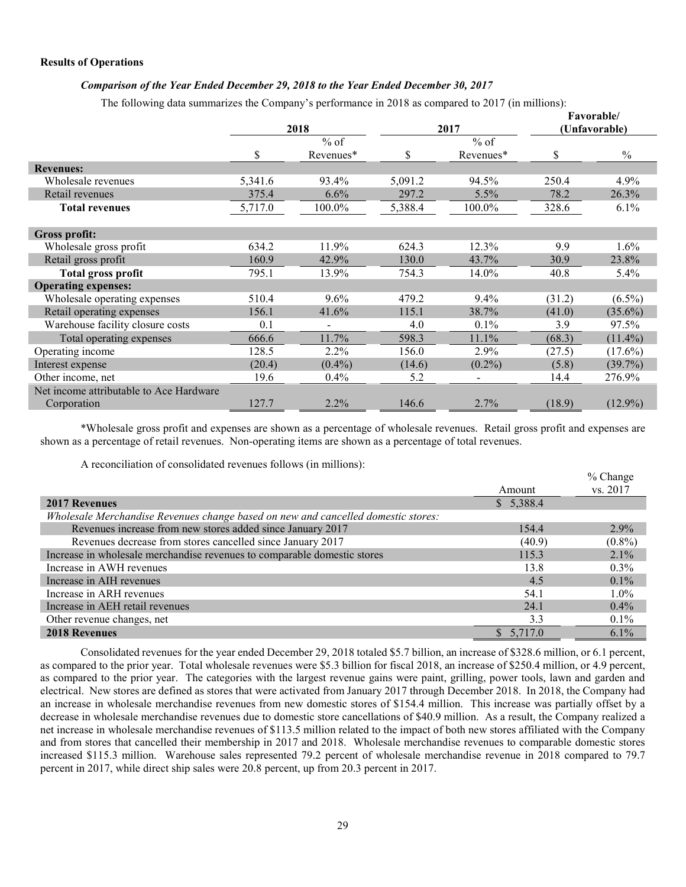**Results of Operations**

***Comparison of the Year Ended December 29, 2018 to the Year Ended December 30, 2017***

The following data summarizes the Company's performance in 2018 as compared to 2017 (in millions):

| | 2018 | | 2017 | | Favorable/ (Unfavorable) | |
|---|---|---|---|---|---|---|
| | $ | % of Revenues* | $ | % of Revenues* | $ | % |
| **Revenues:** | | | | | | |
| Wholesale revenues | 5,341.6 | 93.4% | 5,091.2 | 94.5% | 250.4 | 4.9% |
| Retail revenues | 375.4 | 6.6% | 297.2 | 5.5% | 78.2 | 26.3% |
| **Total revenues** | 5,717.0 | 100.0% | 5,388.4 | 100.0% | 328.6 | 6.1% |
| **Gross profit:** | | | | | | |
| Wholesale gross profit | 634.2 | 11.9% | 624.3 | 12.3% | 9.9 | 1.6% |
| Retail gross profit | 160.9 | 42.9% | 130.0 | 43.7% | 30.9 | 23.8% |
| **Total gross profit** | 795.1 | 13.9% | 754.3 | 14.0% | 40.8 | 5.4% |
| **Operating expenses:** | | | | | | |
| Wholesale operating expenses | 510.4 | 9.6% | 479.2 | 9.4% | (31.2) | (6.5%) |
| Retail operating expenses | 156.1 | 41.6% | 115.1 | 38.7% | (41.0) | (35.6%) |
| Warehouse facility closure costs | 0.1 | - | 4.0 | 0.1% | 3.9 | 97.5% |
| Total operating expenses | 666.6 | 11.7% | 598.3 | 11.1% | (68.3) | (11.4%) |
| Operating income | 128.5 | 2.2% | 156.0 | 2.9% | (27.5) | (17.6%) |
| Interest expense | (20.4) | (0.4%) | (14.6) | (0.2%) | (5.8) | (39.7%) |
| Other income, net | 19.6 | 0.4% | 5.2 | - | 14.4 | 276.9% |
| Net income attributable to Ace Hardware Corporation | 127.7 | 2.2% | 146.6 | 2.7% | (18.9) | (12.9%) |

*Wholesale gross profit and expenses are shown as a percentage of wholesale revenues. Retail gross profit and expenses are shown as a percentage of retail revenues. Non-operating items are shown as a percentage of total revenues.

A reconciliation of consolidated revenues follows (in millions):

| | Amount | % Change vs. 2017 |
|---|---|---|
| **2017 Revenues** | $ 5,388.4 | |
| *Wholesale Merchandise Revenues change based on new and cancelled domestic stores:* | | |
| Revenues increase from new stores added since January 2017 | 154.4 | 2.9% |
| Revenues decrease from stores cancelled since January 2017 | (40.9) | (0.8%) |
| Increase in wholesale merchandise revenues to comparable domestic stores | 115.3 | 2.1% |
| Increase in AWH revenues | 13.8 | 0.3% |
| Increase in AIH revenues | 4.5 | 0.1% |
| Increase in ARH revenues | 54.1 | 1.0% |
| Increase in AEH retail revenues | 24.1 | 0.4% |
| Other revenue changes, net | 3.3 | 0.1% |
| **2018 Revenues** | $ 5,717.0 | 6.1% |

Consolidated revenues for the year ended December 29, 2018 totaled $5.7 billion, an increase of $328.6 million, or 6.1 percent, as compared to the prior year. Total wholesale revenues were $5.3 billion for fiscal 2018, an increase of $250.4 million, or 4.9 percent, as compared to the prior year. The categories with the largest revenue gains were paint, grilling, power tools, lawn and garden and electrical. New stores are defined as stores that were activated from January 2017 through December 2018. In 2018, the Company had an increase in wholesale merchandise revenues from new domestic stores of $154.4 million. This increase was partially offset by a decrease in wholesale merchandise revenues due to domestic store cancellations of $40.9 million. As a result, the Company realized a net increase in wholesale merchandise revenues of $113.5 million related to the impact of both new stores affiliated with the Company and from stores that cancelled their membership in 2017 and 2018. Wholesale merchandise revenues to comparable domestic stores increased $115.3 million. Warehouse sales represented 79.2 percent of wholesale merchandise revenue in 2018 compared to 79.7 percent in 2017, while direct ship sales were 20.8 percent, up from 20.3 percent in 2017.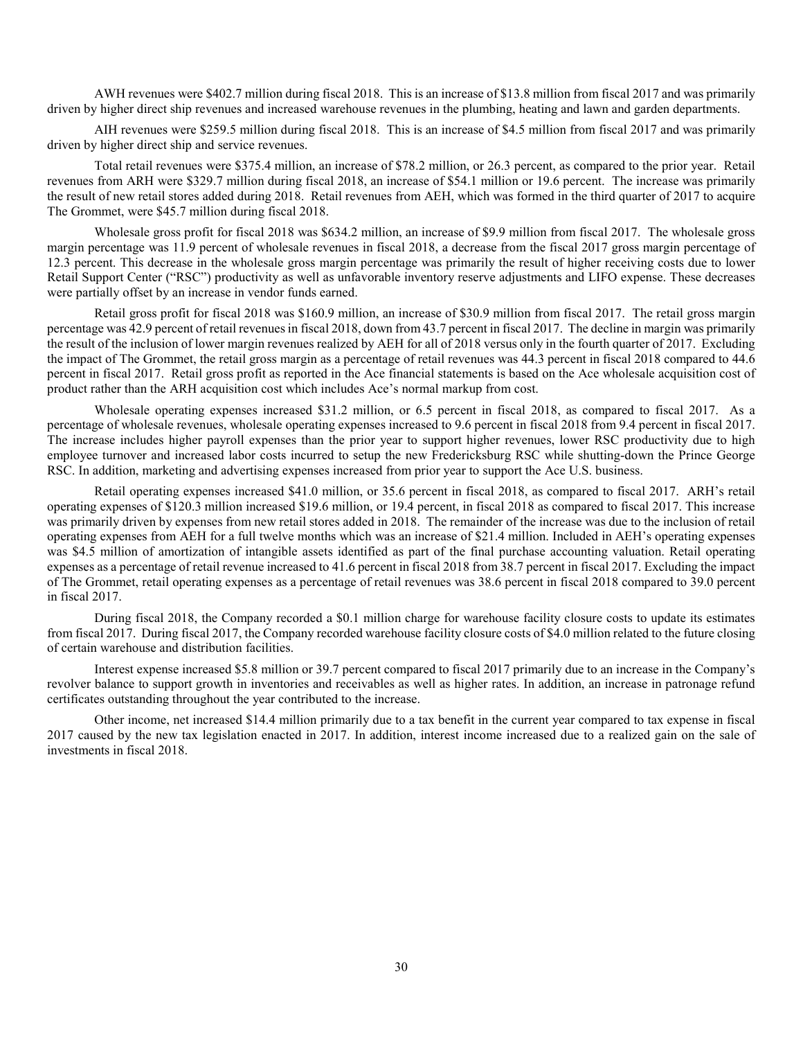AWH revenues were $402.7 million during fiscal 2018. This is an increase of $13.8 million from fiscal 2017 and was primarily driven by higher direct ship revenues and increased warehouse revenues in the plumbing, heating and lawn and garden departments.

AIH revenues were $259.5 million during fiscal 2018. This is an increase of $4.5 million from fiscal 2017 and was primarily driven by higher direct ship and service revenues.

Total retail revenues were $375.4 million, an increase of $78.2 million, or 26.3 percent, as compared to the prior year. Retail revenues from ARH were $329.7 million during fiscal 2018, an increase of $54.1 million or 19.6 percent. The increase was primarily the result of new retail stores added during 2018. Retail revenues from AEH, which was formed in the third quarter of 2017 to acquire The Grommet, were $45.7 million during fiscal 2018.

Wholesale gross profit for fiscal 2018 was $634.2 million, an increase of $9.9 million from fiscal 2017. The wholesale gross margin percentage was 11.9 percent of wholesale revenues in fiscal 2018, a decrease from the fiscal 2017 gross margin percentage of 12.3 percent. This decrease in the wholesale gross margin percentage was primarily the result of higher receiving costs due to lower Retail Support Center ("RSC") productivity as well as unfavorable inventory reserve adjustments and LIFO expense. These decreases were partially offset by an increase in vendor funds earned.

Retail gross profit for fiscal 2018 was $160.9 million, an increase of $30.9 million from fiscal 2017. The retail gross margin percentage was 42.9 percent of retail revenues in fiscal 2018, down from 43.7 percent in fiscal 2017. The decline in margin was primarily the result of the inclusion of lower margin revenues realized by AEH for all of 2018 versus only in the fourth quarter of 2017. Excluding the impact of The Grommet, the retail gross margin as a percentage of retail revenues was 44.3 percent in fiscal 2018 compared to 44.6 percent in fiscal 2017. Retail gross profit as reported in the Ace financial statements is based on the Ace wholesale acquisition cost of product rather than the ARH acquisition cost which includes Ace's normal markup from cost.

Wholesale operating expenses increased $31.2 million, or 6.5 percent in fiscal 2018, as compared to fiscal 2017. As a percentage of wholesale revenues, wholesale operating expenses increased to 9.6 percent in fiscal 2018 from 9.4 percent in fiscal 2017. The increase includes higher payroll expenses than the prior year to support higher revenues, lower RSC productivity due to high employee turnover and increased labor costs incurred to setup the new Fredericksburg RSC while shutting-down the Prince George RSC. In addition, marketing and advertising expenses increased from prior year to support the Ace U.S. business.

Retail operating expenses increased $41.0 million, or 35.6 percent in fiscal 2018, as compared to fiscal 2017. ARH's retail operating expenses of $120.3 million increased $19.6 million, or 19.4 percent, in fiscal 2018 as compared to fiscal 2017. This increase was primarily driven by expenses from new retail stores added in 2018. The remainder of the increase was due to the inclusion of retail operating expenses from AEH for a full twelve months which was an increase of $21.4 million. Included in AEH's operating expenses was $4.5 million of amortization of intangible assets identified as part of the final purchase accounting valuation. Retail operating expenses as a percentage of retail revenue increased to 41.6 percent in fiscal 2018 from 38.7 percent in fiscal 2017. Excluding the impact of The Grommet, retail operating expenses as a percentage of retail revenues was 38.6 percent in fiscal 2018 compared to 39.0 percent in fiscal 2017.

During fiscal 2018, the Company recorded a $0.1 million charge for warehouse facility closure costs to update its estimates from fiscal 2017. During fiscal 2017, the Company recorded warehouse facility closure costs of $4.0 million related to the future closing of certain warehouse and distribution facilities.

Interest expense increased $5.8 million or 39.7 percent compared to fiscal 2017 primarily due to an increase in the Company's revolver balance to support growth in inventories and receivables as well as higher rates. In addition, an increase in patronage refund certificates outstanding throughout the year contributed to the increase.

Other income, net increased $14.4 million primarily due to a tax benefit in the current year compared to tax expense in fiscal 2017 caused by the new tax legislation enacted in 2017. In addition, interest income increased due to a realized gain on the sale of investments in fiscal 2018.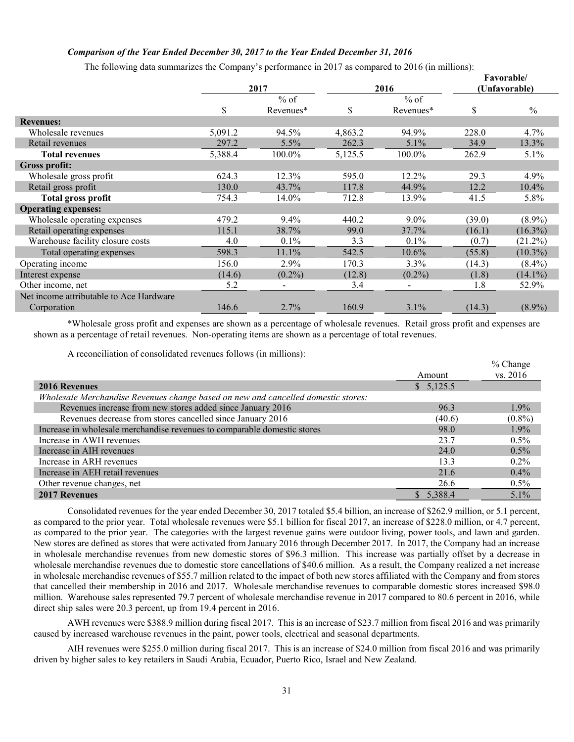### *Comparison of the Year Ended December 30, 2017 to the Year Ended December 31, 2016*

The following data summarizes the Company's performance in 2017 as compared to 2016 (in millions):

| | 2017 | | 2016 | | Favorable/ (Unfavorable) | |
|---|---|---|---|---|---|---|
| | $ | % of Revenues* | $ | % of Revenues* | $ | % |
| **Revenues:** | | | | | | |
| Wholesale revenues | 5,091.2 | 94.5% | 4,863.2 | 94.9% | 228.0 | 4.7% |
| Retail revenues | 297.2 | 5.5% | 262.3 | 5.1% | 34.9 | 13.3% |
| **Total revenues** | 5,388.4 | 100.0% | 5,125.5 | 100.0% | 262.9 | 5.1% |
| **Gross profit:** | | | | | | |
| Wholesale gross profit | 624.3 | 12.3% | 595.0 | 12.2% | 29.3 | 4.9% |
| Retail gross profit | 130.0 | 43.7% | 117.8 | 44.9% | 12.2 | 10.4% |
| **Total gross profit** | 754.3 | 14.0% | 712.8 | 13.9% | 41.5 | 5.8% |
| **Operating expenses:** | | | | | | |
| Wholesale operating expenses | 479.2 | 9.4% | 440.2 | 9.0% | (39.0) | (8.9%) |
| Retail operating expenses | 115.1 | 38.7% | 99.0 | 37.7% | (16.1) | (16.3%) |
| Warehouse facility closure costs | 4.0 | 0.1% | 3.3 | 0.1% | (0.7) | (21.2%) |
| Total operating expenses | 598.3 | 11.1% | 542.5 | 10.6% | (55.8) | (10.3%) |
| Operating income | 156.0 | 2.9% | 170.3 | 3.3% | (14.3) | (8.4%) |
| Interest expense | (14.6) | (0.2%) | (12.8) | (0.2%) | (1.8) | (14.1%) |
| Other income, net | 5.2 | - | 3.4 | - | 1.8 | 52.9% |
| Net income attributable to Ace Hardware Corporation | 146.6 | 2.7% | 160.9 | 3.1% | (14.3) | (8.9%) |

*Wholesale gross profit and expenses are shown as a percentage of wholesale revenues. Retail gross profit and expenses are shown as a percentage of retail revenues. Non-operating items are shown as a percentage of total revenues.

A reconciliation of consolidated revenues follows (in millions):

| | Amount | % Change vs. 2016 |
|---|---|---|
| **2016 Revenues** | $ 5,125.5 | |
| *Wholesale Merchandise Revenues change based on new and cancelled domestic stores:* | | |
| Revenues increase from new stores added since January 2016 | 96.3 | 1.9% |
| Revenues decrease from stores cancelled since January 2016 | (40.6) | (0.8%) |
| Increase in wholesale merchandise revenues to comparable domestic stores | 98.0 | 1.9% |
| Increase in AWH revenues | 23.7 | 0.5% |
| Increase in AIH revenues | 24.0 | 0.5% |
| Increase in ARH revenues | 13.3 | 0.2% |
| Increase in AEH retail revenues | 21.6 | 0.4% |
| Other revenue changes, net | 26.6 | 0.5% |
| **2017 Revenues** | $ 5,388.4 | 5.1% |

Consolidated revenues for the year ended December 30, 2017 totaled $5.4 billion, an increase of $262.9 million, or 5.1 percent, as compared to the prior year. Total wholesale revenues were $5.1 billion for fiscal 2017, an increase of $228.0 million, or 4.7 percent, as compared to the prior year. The categories with the largest revenue gains were outdoor living, power tools, and lawn and garden. New stores are defined as stores that were activated from January 2016 through December 2017. In 2017, the Company had an increase in wholesale merchandise revenues from new domestic stores of $96.3 million. This increase was partially offset by a decrease in wholesale merchandise revenues due to domestic store cancellations of $40.6 million. As a result, the Company realized a net increase in wholesale merchandise revenues of $55.7 million related to the impact of both new stores affiliated with the Company and from stores that cancelled their membership in 2016 and 2017. Wholesale merchandise revenues to comparable domestic stores increased $98.0 million. Warehouse sales represented 79.7 percent of wholesale merchandise revenue in 2017 compared to 80.6 percent in 2016, while direct ship sales were 20.3 percent, up from 19.4 percent in 2016.

AWH revenues were $388.9 million during fiscal 2017. This is an increase of $23.7 million from fiscal 2016 and was primarily caused by increased warehouse revenues in the paint, power tools, electrical and seasonal departments.

AIH revenues were $255.0 million during fiscal 2017. This is an increase of $24.0 million from fiscal 2016 and was primarily driven by higher sales to key retailers in Saudi Arabia, Ecuador, Puerto Rico, Israel and New Zealand.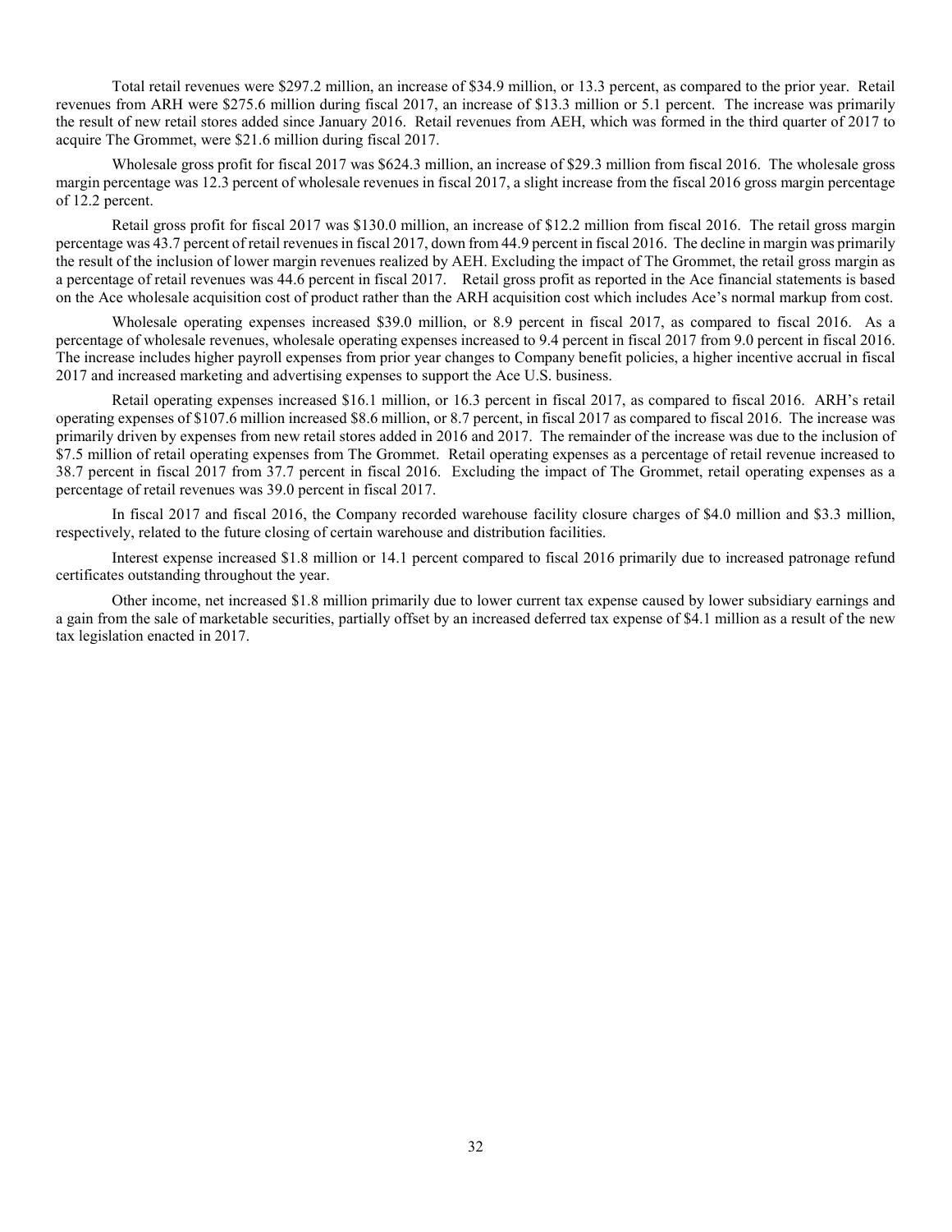Total retail revenues were $297.2 million, an increase of $34.9 million, or 13.3 percent, as compared to the prior year. Retail revenues from ARH were $275.6 million during fiscal 2017, an increase of $13.3 million or 5.1 percent. The increase was primarily the result of new retail stores added since January 2016. Retail revenues from AEH, which was formed in the third quarter of 2017 to acquire The Grommet, were $21.6 million during fiscal 2017.

Wholesale gross profit for fiscal 2017 was $624.3 million, an increase of $29.3 million from fiscal 2016. The wholesale gross margin percentage was 12.3 percent of wholesale revenues in fiscal 2017, a slight increase from the fiscal 2016 gross margin percentage of 12.2 percent.

Retail gross profit for fiscal 2017 was $130.0 million, an increase of $12.2 million from fiscal 2016. The retail gross margin percentage was 43.7 percent of retail revenues in fiscal 2017, down from 44.9 percent in fiscal 2016. The decline in margin was primarily the result of the inclusion of lower margin revenues realized by AEH. Excluding the impact of The Grommet, the retail gross margin as a percentage of retail revenues was 44.6 percent in fiscal 2017. Retail gross profit as reported in the Ace financial statements is based on the Ace wholesale acquisition cost of product rather than the ARH acquisition cost which includes Ace's normal markup from cost.

Wholesale operating expenses increased $39.0 million, or 8.9 percent in fiscal 2017, as compared to fiscal 2016. As a percentage of wholesale revenues, wholesale operating expenses increased to 9.4 percent in fiscal 2017 from 9.0 percent in fiscal 2016. The increase includes higher payroll expenses from prior year changes to Company benefit policies, a higher incentive accrual in fiscal 2017 and increased marketing and advertising expenses to support the Ace U.S. business.

Retail operating expenses increased $16.1 million, or 16.3 percent in fiscal 2017, as compared to fiscal 2016. ARH's retail operating expenses of $107.6 million increased $8.6 million, or 8.7 percent, in fiscal 2017 as compared to fiscal 2016. The increase was primarily driven by expenses from new retail stores added in 2016 and 2017. The remainder of the increase was due to the inclusion of $7.5 million of retail operating expenses from The Grommet. Retail operating expenses as a percentage of retail revenue increased to 38.7 percent in fiscal 2017 from 37.7 percent in fiscal 2016. Excluding the impact of The Grommet, retail operating expenses as a percentage of retail revenues was 39.0 percent in fiscal 2017.

In fiscal 2017 and fiscal 2016, the Company recorded warehouse facility closure charges of $4.0 million and $3.3 million, respectively, related to the future closing of certain warehouse and distribution facilities.

Interest expense increased $1.8 million or 14.1 percent compared to fiscal 2016 primarily due to increased patronage refund certificates outstanding throughout the year.

Other income, net increased $1.8 million primarily due to lower current tax expense caused by lower subsidiary earnings and a gain from the sale of marketable securities, partially offset by an increased deferred tax expense of $4.1 million as a result of the new tax legislation enacted in 2017.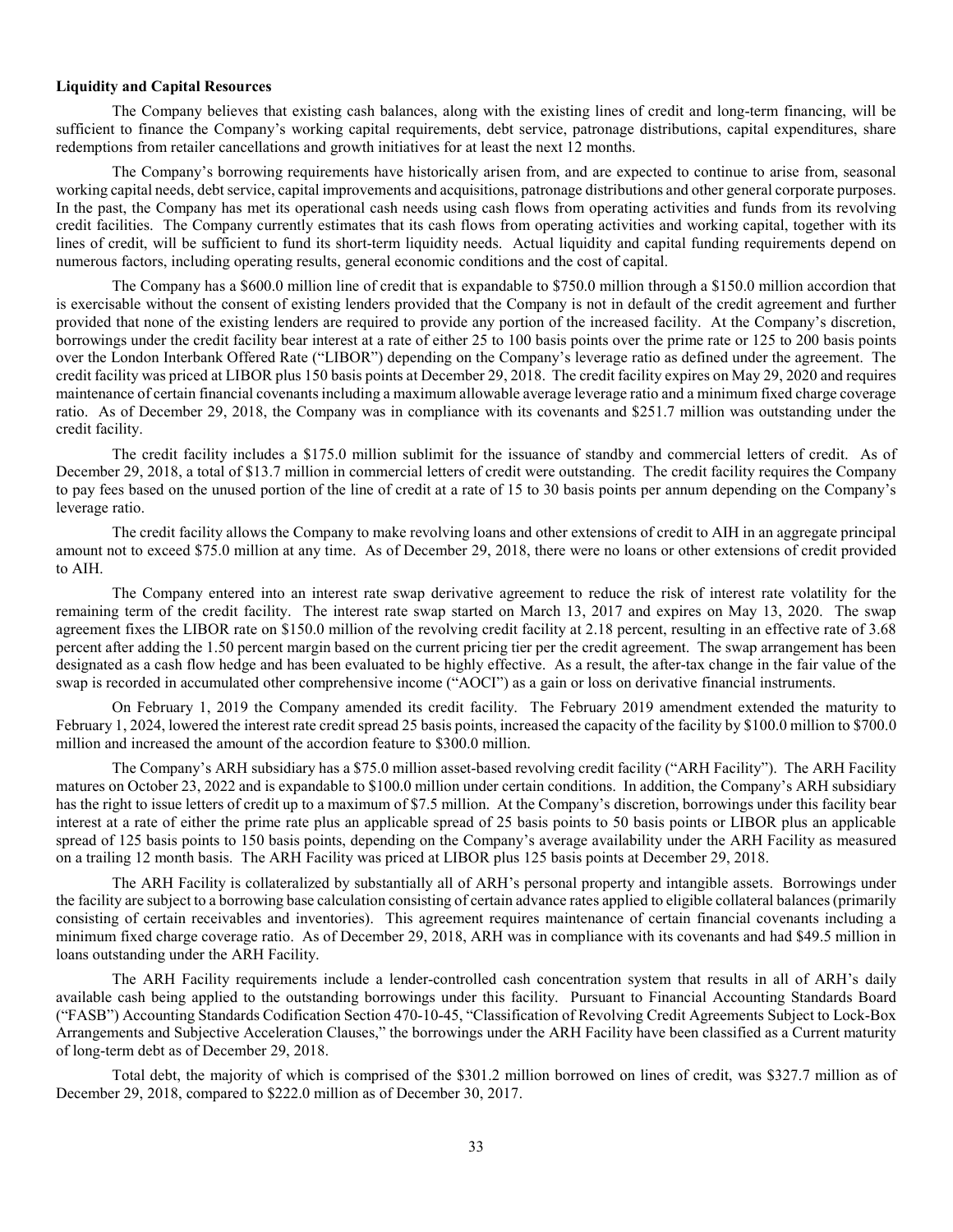**Liquidity and Capital Resources**

The Company believes that existing cash balances, along with the existing lines of credit and long-term financing, will be sufficient to finance the Company's working capital requirements, debt service, patronage distributions, capital expenditures, share redemptions from retailer cancellations and growth initiatives for at least the next 12 months.

The Company's borrowing requirements have historically arisen from, and are expected to continue to arise from, seasonal working capital needs, debt service, capital improvements and acquisitions, patronage distributions and other general corporate purposes. In the past, the Company has met its operational cash needs using cash flows from operating activities and funds from its revolving credit facilities. The Company currently estimates that its cash flows from operating activities and working capital, together with its lines of credit, will be sufficient to fund its short-term liquidity needs. Actual liquidity and capital funding requirements depend on numerous factors, including operating results, general economic conditions and the cost of capital.

The Company has a $600.0 million line of credit that is expandable to $750.0 million through a $150.0 million accordion that is exercisable without the consent of existing lenders provided that the Company is not in default of the credit agreement and further provided that none of the existing lenders are required to provide any portion of the increased facility. At the Company's discretion, borrowings under the credit facility bear interest at a rate of either 25 to 100 basis points over the prime rate or 125 to 200 basis points over the London Interbank Offered Rate ("LIBOR") depending on the Company's leverage ratio as defined under the agreement. The credit facility was priced at LIBOR plus 150 basis points at December 29, 2018. The credit facility expires on May 29, 2020 and requires maintenance of certain financial covenants including a maximum allowable average leverage ratio and a minimum fixed charge coverage ratio. As of December 29, 2018, the Company was in compliance with its covenants and $251.7 million was outstanding under the credit facility.

The credit facility includes a $175.0 million sublimit for the issuance of standby and commercial letters of credit. As of December 29, 2018, a total of $13.7 million in commercial letters of credit were outstanding. The credit facility requires the Company to pay fees based on the unused portion of the line of credit at a rate of 15 to 30 basis points per annum depending on the Company's leverage ratio.

The credit facility allows the Company to make revolving loans and other extensions of credit to AIH in an aggregate principal amount not to exceed $75.0 million at any time. As of December 29, 2018, there were no loans or other extensions of credit provided to AIH.

The Company entered into an interest rate swap derivative agreement to reduce the risk of interest rate volatility for the remaining term of the credit facility. The interest rate swap started on March 13, 2017 and expires on May 13, 2020. The swap agreement fixes the LIBOR rate on $150.0 million of the revolving credit facility at 2.18 percent, resulting in an effective rate of 3.68 percent after adding the 1.50 percent margin based on the current pricing tier per the credit agreement. The swap arrangement has been designated as a cash flow hedge and has been evaluated to be highly effective. As a result, the after-tax change in the fair value of the swap is recorded in accumulated other comprehensive income ("AOCI") as a gain or loss on derivative financial instruments.

On February 1, 2019 the Company amended its credit facility. The February 2019 amendment extended the maturity to February 1, 2024, lowered the interest rate credit spread 25 basis points, increased the capacity of the facility by $100.0 million to $700.0 million and increased the amount of the accordion feature to $300.0 million.

The Company's ARH subsidiary has a $75.0 million asset-based revolving credit facility ("ARH Facility"). The ARH Facility matures on October 23, 2022 and is expandable to $100.0 million under certain conditions. In addition, the Company's ARH subsidiary has the right to issue letters of credit up to a maximum of $7.5 million. At the Company's discretion, borrowings under this facility bear interest at a rate of either the prime rate plus an applicable spread of 25 basis points to 50 basis points or LIBOR plus an applicable spread of 125 basis points to 150 basis points, depending on the Company's average availability under the ARH Facility as measured on a trailing 12 month basis. The ARH Facility was priced at LIBOR plus 125 basis points at December 29, 2018.

The ARH Facility is collateralized by substantially all of ARH's personal property and intangible assets. Borrowings under the facility are subject to a borrowing base calculation consisting of certain advance rates applied to eligible collateral balances (primarily consisting of certain receivables and inventories). This agreement requires maintenance of certain financial covenants including a minimum fixed charge coverage ratio. As of December 29, 2018, ARH was in compliance with its covenants and had $49.5 million in loans outstanding under the ARH Facility.

The ARH Facility requirements include a lender-controlled cash concentration system that results in all of ARH's daily available cash being applied to the outstanding borrowings under this facility. Pursuant to Financial Accounting Standards Board ("FASB") Accounting Standards Codification Section 470-10-45, "Classification of Revolving Credit Agreements Subject to Lock-Box Arrangements and Subjective Acceleration Clauses," the borrowings under the ARH Facility have been classified as a Current maturity of long-term debt as of December 29, 2018.

Total debt, the majority of which is comprised of the $301.2 million borrowed on lines of credit, was $327.7 million as of December 29, 2018, compared to $222.0 million as of December 30, 2017.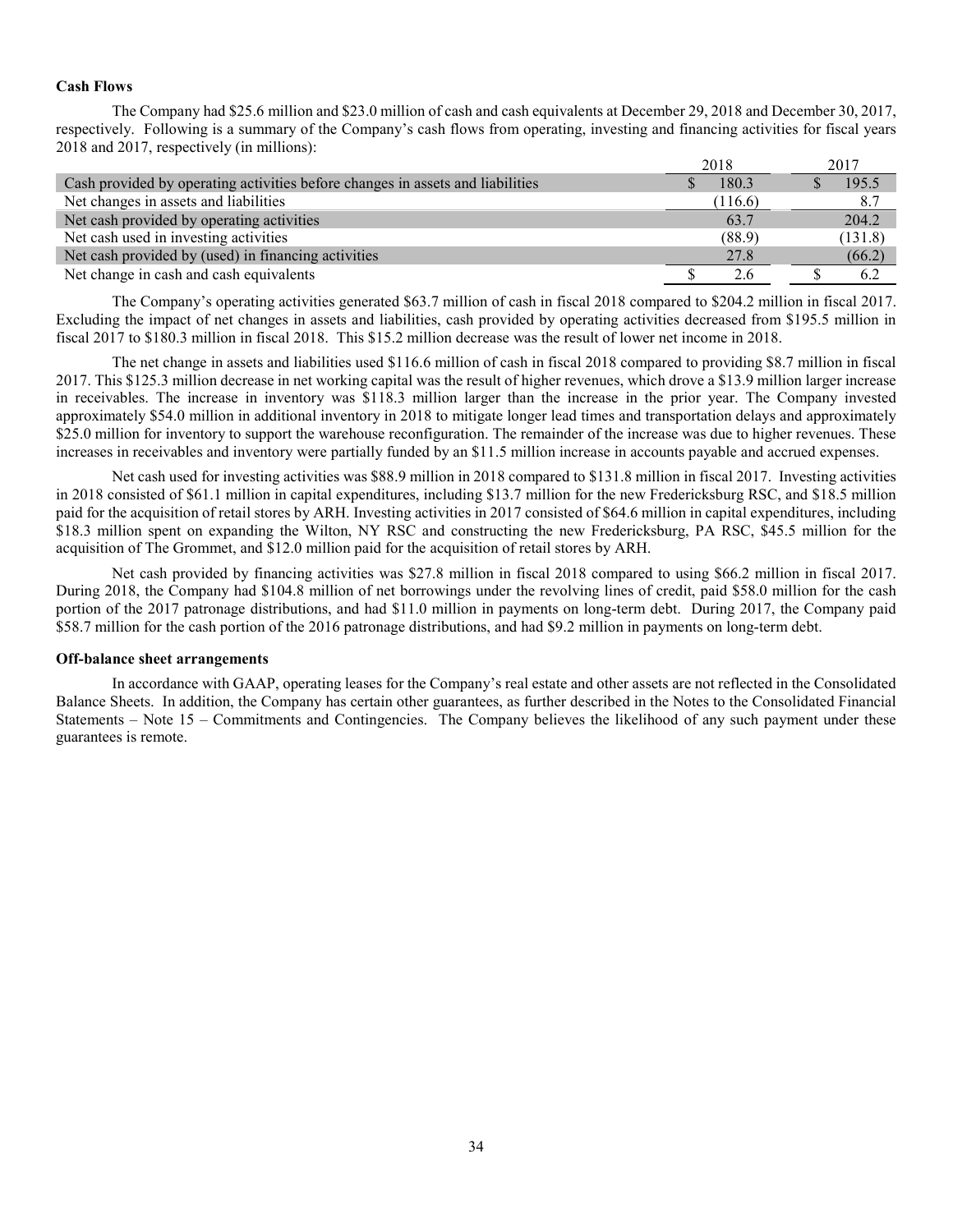**Cash Flows**

The Company had $25.6 million and $23.0 million of cash and cash equivalents at December 29, 2018 and December 30, 2017, respectively. Following is a summary of the Company's cash flows from operating, investing and financing activities for fiscal years 2018 and 2017, respectively (in millions):

| | 2018 | 2017 |
|---|---|---|
| Cash provided by operating activities before changes in assets and liabilities | $ 180.3 | $ 195.5 |
| Net changes in assets and liabilities | (116.6) | 8.7 |
| Net cash provided by operating activities | 63.7 | 204.2 |
| Net cash used in investing activities | (88.9) | (131.8) |
| Net cash provided by (used) in financing activities | 27.8 | (66.2) |
| Net change in cash and cash equivalents | $ 2.6 | $ 6.2 |

The Company's operating activities generated $63.7 million of cash in fiscal 2018 compared to $204.2 million in fiscal 2017. Excluding the impact of net changes in assets and liabilities, cash provided by operating activities decreased from $195.5 million in fiscal 2017 to $180.3 million in fiscal 2018. This $15.2 million decrease was the result of lower net income in 2018.

The net change in assets and liabilities used $116.6 million of cash in fiscal 2018 compared to providing $8.7 million in fiscal 2017. This $125.3 million decrease in net working capital was the result of higher revenues, which drove a $13.9 million larger increase in receivables. The increase in inventory was $118.3 million larger than the increase in the prior year. The Company invested approximately $54.0 million in additional inventory in 2018 to mitigate longer lead times and transportation delays and approximately $25.0 million for inventory to support the warehouse reconfiguration. The remainder of the increase was due to higher revenues. These increases in receivables and inventory were partially funded by an $11.5 million increase in accounts payable and accrued expenses.

Net cash used for investing activities was $88.9 million in 2018 compared to $131.8 million in fiscal 2017. Investing activities in 2018 consisted of $61.1 million in capital expenditures, including $13.7 million for the new Fredericksburg RSC, and $18.5 million paid for the acquisition of retail stores by ARH. Investing activities in 2017 consisted of $64.6 million in capital expenditures, including $18.3 million spent on expanding the Wilton, NY RSC and constructing the new Fredericksburg, PA RSC, $45.5 million for the acquisition of The Grommet, and $12.0 million paid for the acquisition of retail stores by ARH.

Net cash provided by financing activities was $27.8 million in fiscal 2018 compared to using $66.2 million in fiscal 2017. During 2018, the Company had $104.8 million of net borrowings under the revolving lines of credit, paid $58.0 million for the cash portion of the 2017 patronage distributions, and had $11.0 million in payments on long-term debt. During 2017, the Company paid $58.7 million for the cash portion of the 2016 patronage distributions, and had $9.2 million in payments on long-term debt.

**Off-balance sheet arrangements**

In accordance with GAAP, operating leases for the Company's real estate and other assets are not reflected in the Consolidated Balance Sheets. In addition, the Company has certain other guarantees, as further described in the Notes to the Consolidated Financial Statements – Note 15 – Commitments and Contingencies. The Company believes the likelihood of any such payment under these guarantees is remote.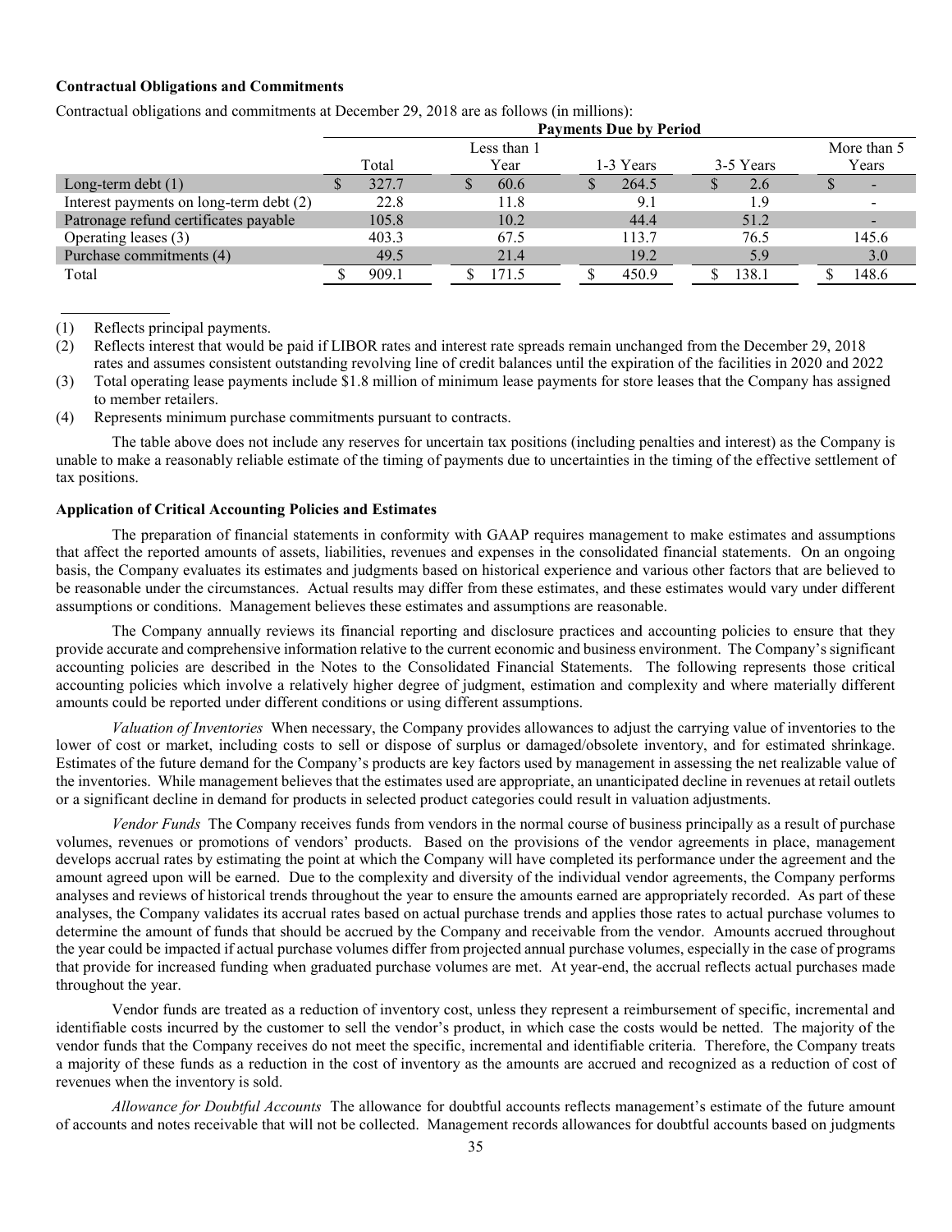**Contractual Obligations and Commitments**

Contractual obligations and commitments at December 29, 2018 are as follows (in millions):

| | Payments Due by Period | | | | |
|---|---|---|---|---|---|
| | Total | Less than 1 Year | 1-3 Years | 3-5 Years | More than 5 Years |
| Long-term debt (1) | $ 327.7 | $ 60.6 | $ 264.5 | $ 2.6 | $ - |
| Interest payments on long-term debt (2) | 22.8 | 11.8 | 9.1 | 1.9 | - |
| Patronage refund certificates payable | 105.8 | 10.2 | 44.4 | 51.2 | - |
| Operating leases (3) | 403.3 | 67.5 | 113.7 | 76.5 | 145.6 |
| Purchase commitments (4) | 49.5 | 21.4 | 19.2 | 5.9 | 3.0 |
| Total | $ 909.1 | $ 171.5 | $ 450.9 | $ 138.1 | $ 148.6 |

(1) Reflects principal payments.

(2) Reflects interest that would be paid if LIBOR rates and interest rate spreads remain unchanged from the December 29, 2018 rates and assumes consistent outstanding revolving line of credit balances until the expiration of the facilities in 2020 and 2022

(3) Total operating lease payments include $1.8 million of minimum lease payments for store leases that the Company has assigned to member retailers.

(4) Represents minimum purchase commitments pursuant to contracts.

The table above does not include any reserves for uncertain tax positions (including penalties and interest) as the Company is unable to make a reasonably reliable estimate of the timing of payments due to uncertainties in the timing of the effective settlement of tax positions.

**Application of Critical Accounting Policies and Estimates**

The preparation of financial statements in conformity with GAAP requires management to make estimates and assumptions that affect the reported amounts of assets, liabilities, revenues and expenses in the consolidated financial statements. On an ongoing basis, the Company evaluates its estimates and judgments based on historical experience and various other factors that are believed to be reasonable under the circumstances. Actual results may differ from these estimates, and these estimates would vary under different assumptions or conditions. Management believes these estimates and assumptions are reasonable.

The Company annually reviews its financial reporting and disclosure practices and accounting policies to ensure that they provide accurate and comprehensive information relative to the current economic and business environment. The Company's significant accounting policies are described in the Notes to the Consolidated Financial Statements. The following represents those critical accounting policies which involve a relatively higher degree of judgment, estimation and complexity and where materially different amounts could be reported under different conditions or using different assumptions.

*Valuation of Inventories* When necessary, the Company provides allowances to adjust the carrying value of inventories to the lower of cost or market, including costs to sell or dispose of surplus or damaged/obsolete inventory, and for estimated shrinkage. Estimates of the future demand for the Company's products are key factors used by management in assessing the net realizable value of the inventories. While management believes that the estimates used are appropriate, an unanticipated decline in revenues at retail outlets or a significant decline in demand for products in selected product categories could result in valuation adjustments.

*Vendor Funds* The Company receives funds from vendors in the normal course of business principally as a result of purchase volumes, revenues or promotions of vendors' products. Based on the provisions of the vendor agreements in place, management develops accrual rates by estimating the point at which the Company will have completed its performance under the agreement and the amount agreed upon will be earned. Due to the complexity and diversity of the individual vendor agreements, the Company performs analyses and reviews of historical trends throughout the year to ensure the amounts earned are appropriately recorded. As part of these analyses, the Company validates its accrual rates based on actual purchase trends and applies those rates to actual purchase volumes to determine the amount of funds that should be accrued by the Company and receivable from the vendor. Amounts accrued throughout the year could be impacted if actual purchase volumes differ from projected annual purchase volumes, especially in the case of programs that provide for increased funding when graduated purchase volumes are met. At year-end, the accrual reflects actual purchases made throughout the year.

Vendor funds are treated as a reduction of inventory cost, unless they represent a reimbursement of specific, incremental and identifiable costs incurred by the customer to sell the vendor's product, in which case the costs would be netted. The majority of the vendor funds that the Company receives do not meet the specific, incremental and identifiable criteria. Therefore, the Company treats a majority of these funds as a reduction in the cost of inventory as the amounts are accrued and recognized as a reduction of cost of revenues when the inventory is sold.

*Allowance for Doubtful Accounts* The allowance for doubtful accounts reflects management's estimate of the future amount of accounts and notes receivable that will not be collected. Management records allowances for doubtful accounts based on judgments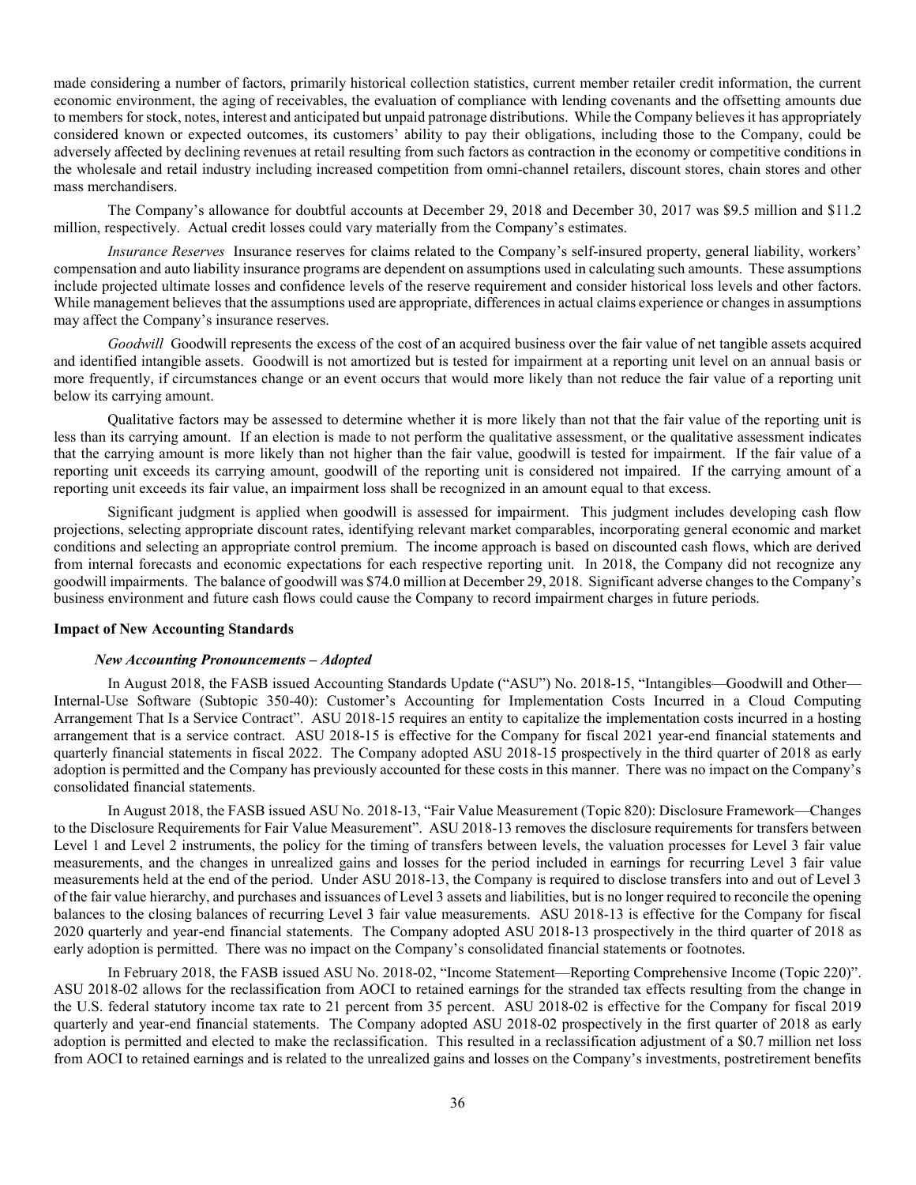made considering a number of factors, primarily historical collection statistics, current member retailer credit information, the current economic environment, the aging of receivables, the evaluation of compliance with lending covenants and the offsetting amounts due to members for stock, notes, interest and anticipated but unpaid patronage distributions. While the Company believes it has appropriately considered known or expected outcomes, its customers' ability to pay their obligations, including those to the Company, could be adversely affected by declining revenues at retail resulting from such factors as contraction in the economy or competitive conditions in the wholesale and retail industry including increased competition from omni-channel retailers, discount stores, chain stores and other mass merchandisers.

The Company's allowance for doubtful accounts at December 29, 2018 and December 30, 2017 was $9.5 million and $11.2 million, respectively. Actual credit losses could vary materially from the Company's estimates.

*Insurance Reserves* Insurance reserves for claims related to the Company's self-insured property, general liability, workers' compensation and auto liability insurance programs are dependent on assumptions used in calculating such amounts. These assumptions include projected ultimate losses and confidence levels of the reserve requirement and consider historical loss levels and other factors. While management believes that the assumptions used are appropriate, differences in actual claims experience or changes in assumptions may affect the Company's insurance reserves.

*Goodwill* Goodwill represents the excess of the cost of an acquired business over the fair value of net tangible assets acquired and identified intangible assets. Goodwill is not amortized but is tested for impairment at a reporting unit level on an annual basis or more frequently, if circumstances change or an event occurs that would more likely than not reduce the fair value of a reporting unit below its carrying amount.

Qualitative factors may be assessed to determine whether it is more likely than not that the fair value of the reporting unit is less than its carrying amount. If an election is made to not perform the qualitative assessment, or the qualitative assessment indicates that the carrying amount is more likely than not higher than the fair value, goodwill is tested for impairment. If the fair value of a reporting unit exceeds its carrying amount, goodwill of the reporting unit is considered not impaired. If the carrying amount of a reporting unit exceeds its fair value, an impairment loss shall be recognized in an amount equal to that excess.

Significant judgment is applied when goodwill is assessed for impairment. This judgment includes developing cash flow projections, selecting appropriate discount rates, identifying relevant market comparables, incorporating general economic and market conditions and selecting an appropriate control premium. The income approach is based on discounted cash flows, which are derived from internal forecasts and economic expectations for each respective reporting unit. In 2018, the Company did not recognize any goodwill impairments. The balance of goodwill was $74.0 million at December 29, 2018. Significant adverse changes to the Company's business environment and future cash flows could cause the Company to record impairment charges in future periods.

**Impact of New Accounting Standards**

***New Accounting Pronouncements – Adopted***

In August 2018, the FASB issued Accounting Standards Update ("ASU") No. 2018-15, "Intangibles—Goodwill and Other—Internal-Use Software (Subtopic 350-40): Customer's Accounting for Implementation Costs Incurred in a Cloud Computing Arrangement That Is a Service Contract". ASU 2018-15 requires an entity to capitalize the implementation costs incurred in a hosting arrangement that is a service contract. ASU 2018-15 is effective for the Company for fiscal 2021 year-end financial statements and quarterly financial statements in fiscal 2022. The Company adopted ASU 2018-15 prospectively in the third quarter of 2018 as early adoption is permitted and the Company has previously accounted for these costs in this manner. There was no impact on the Company's consolidated financial statements.

In August 2018, the FASB issued ASU No. 2018-13, "Fair Value Measurement (Topic 820): Disclosure Framework—Changes to the Disclosure Requirements for Fair Value Measurement". ASU 2018-13 removes the disclosure requirements for transfers between Level 1 and Level 2 instruments, the policy for the timing of transfers between levels, the valuation processes for Level 3 fair value measurements, and the changes in unrealized gains and losses for the period included in earnings for recurring Level 3 fair value measurements held at the end of the period. Under ASU 2018-13, the Company is required to disclose transfers into and out of Level 3 of the fair value hierarchy, and purchases and issuances of Level 3 assets and liabilities, but is no longer required to reconcile the opening balances to the closing balances of recurring Level 3 fair value measurements. ASU 2018-13 is effective for the Company for fiscal 2020 quarterly and year-end financial statements. The Company adopted ASU 2018-13 prospectively in the third quarter of 2018 as early adoption is permitted. There was no impact on the Company's consolidated financial statements or footnotes.

In February 2018, the FASB issued ASU No. 2018-02, "Income Statement—Reporting Comprehensive Income (Topic 220)". ASU 2018-02 allows for the reclassification from AOCI to retained earnings for the stranded tax effects resulting from the change in the U.S. federal statutory income tax rate to 21 percent from 35 percent. ASU 2018-02 is effective for the Company for fiscal 2019 quarterly and year-end financial statements. The Company adopted ASU 2018-02 prospectively in the first quarter of 2018 as early adoption is permitted and elected to make the reclassification. This resulted in a reclassification adjustment of a $0.7 million net loss from AOCI to retained earnings and is related to the unrealized gains and losses on the Company's investments, postretirement benefits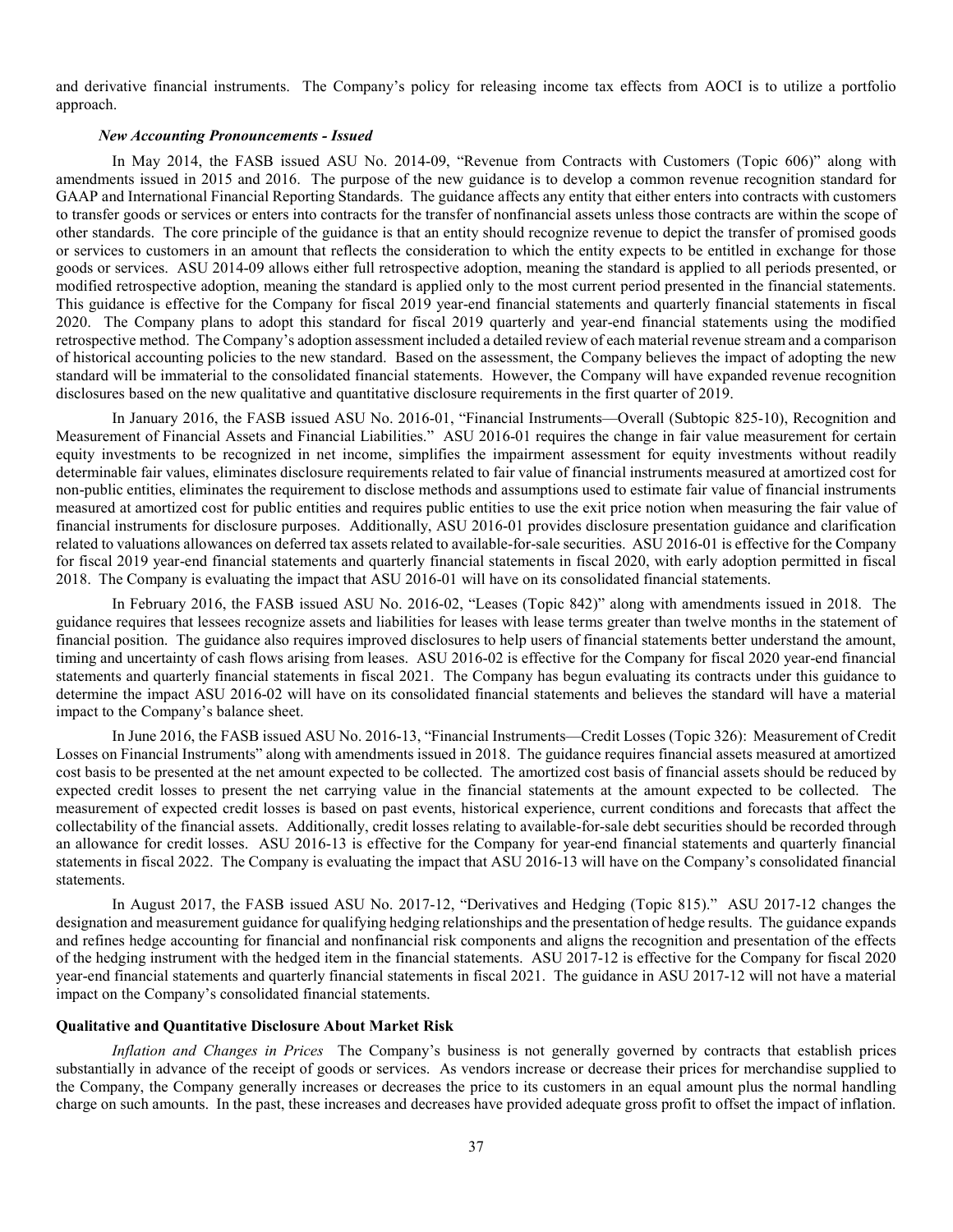and derivative financial instruments. The Company's policy for releasing income tax effects from AOCI is to utilize a portfolio approach.

***New Accounting Pronouncements - Issued***

In May 2014, the FASB issued ASU No. 2014-09, "Revenue from Contracts with Customers (Topic 606)" along with amendments issued in 2015 and 2016. The purpose of the new guidance is to develop a common revenue recognition standard for GAAP and International Financial Reporting Standards. The guidance affects any entity that either enters into contracts with customers to transfer goods or services or enters into contracts for the transfer of nonfinancial assets unless those contracts are within the scope of other standards. The core principle of the guidance is that an entity should recognize revenue to depict the transfer of promised goods or services to customers in an amount that reflects the consideration to which the entity expects to be entitled in exchange for those goods or services. ASU 2014-09 allows either full retrospective adoption, meaning the standard is applied to all periods presented, or modified retrospective adoption, meaning the standard is applied only to the most current period presented in the financial statements. This guidance is effective for the Company for fiscal 2019 year-end financial statements and quarterly financial statements in fiscal 2020. The Company plans to adopt this standard for fiscal 2019 quarterly and year-end financial statements using the modified retrospective method. The Company's adoption assessment included a detailed review of each material revenue stream and a comparison of historical accounting policies to the new standard. Based on the assessment, the Company believes the impact of adopting the new standard will be immaterial to the consolidated financial statements. However, the Company will have expanded revenue recognition disclosures based on the new qualitative and quantitative disclosure requirements in the first quarter of 2019.

In January 2016, the FASB issued ASU No. 2016-01, "Financial Instruments—Overall (Subtopic 825-10), Recognition and Measurement of Financial Assets and Financial Liabilities." ASU 2016-01 requires the change in fair value measurement for certain equity investments to be recognized in net income, simplifies the impairment assessment for equity investments without readily determinable fair values, eliminates disclosure requirements related to fair value of financial instruments measured at amortized cost for non-public entities, eliminates the requirement to disclose methods and assumptions used to estimate fair value of financial instruments measured at amortized cost for public entities and requires public entities to use the exit price notion when measuring the fair value of financial instruments for disclosure purposes. Additionally, ASU 2016-01 provides disclosure presentation guidance and clarification related to valuations allowances on deferred tax assets related to available-for-sale securities. ASU 2016-01 is effective for the Company for fiscal 2019 year-end financial statements and quarterly financial statements in fiscal 2020, with early adoption permitted in fiscal 2018. The Company is evaluating the impact that ASU 2016-01 will have on its consolidated financial statements.

In February 2016, the FASB issued ASU No. 2016-02, "Leases (Topic 842)" along with amendments issued in 2018. The guidance requires that lessees recognize assets and liabilities for leases with lease terms greater than twelve months in the statement of financial position. The guidance also requires improved disclosures to help users of financial statements better understand the amount, timing and uncertainty of cash flows arising from leases. ASU 2016-02 is effective for the Company for fiscal 2020 year-end financial statements and quarterly financial statements in fiscal 2021. The Company has begun evaluating its contracts under this guidance to determine the impact ASU 2016-02 will have on its consolidated financial statements and believes the standard will have a material impact to the Company's balance sheet.

In June 2016, the FASB issued ASU No. 2016-13, "Financial Instruments—Credit Losses (Topic 326): Measurement of Credit Losses on Financial Instruments" along with amendments issued in 2018. The guidance requires financial assets measured at amortized cost basis to be presented at the net amount expected to be collected. The amortized cost basis of financial assets should be reduced by expected credit losses to present the net carrying value in the financial statements at the amount expected to be collected. The measurement of expected credit losses is based on past events, historical experience, current conditions and forecasts that affect the collectability of the financial assets. Additionally, credit losses relating to available-for-sale debt securities should be recorded through an allowance for credit losses. ASU 2016-13 is effective for the Company for year-end financial statements and quarterly financial statements in fiscal 2022. The Company is evaluating the impact that ASU 2016-13 will have on the Company's consolidated financial statements.

In August 2017, the FASB issued ASU No. 2017-12, "Derivatives and Hedging (Topic 815)." ASU 2017-12 changes the designation and measurement guidance for qualifying hedging relationships and the presentation of hedge results. The guidance expands and refines hedge accounting for financial and nonfinancial risk components and aligns the recognition and presentation of the effects of the hedging instrument with the hedged item in the financial statements. ASU 2017-12 is effective for the Company for fiscal 2020 year-end financial statements and quarterly financial statements in fiscal 2021. The guidance in ASU 2017-12 will not have a material impact on the Company's consolidated financial statements.

**Qualitative and Quantitative Disclosure About Market Risk**

*Inflation and Changes in Prices* The Company's business is not generally governed by contracts that establish prices substantially in advance of the receipt of goods or services. As vendors increase or decrease their prices for merchandise supplied to the Company, the Company generally increases or decreases the price to its customers in an equal amount plus the normal handling charge on such amounts. In the past, these increases and decreases have provided adequate gross profit to offset the impact of inflation.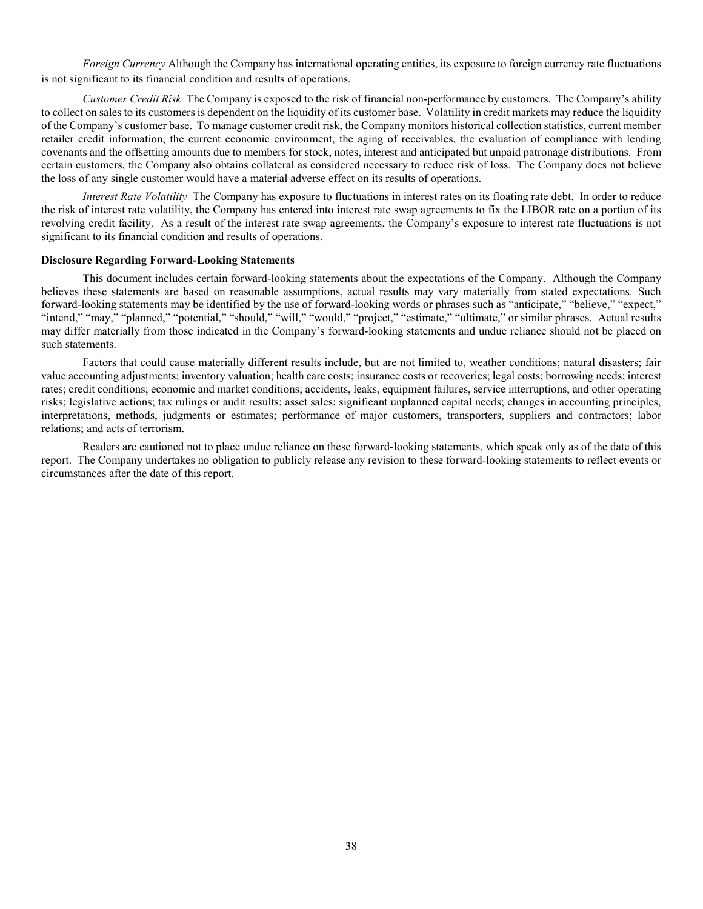*Foreign Currency* Although the Company has international operating entities, its exposure to foreign currency rate fluctuations is not significant to its financial condition and results of operations.

*Customer Credit Risk* The Company is exposed to the risk of financial non-performance by customers. The Company's ability to collect on sales to its customers is dependent on the liquidity of its customer base. Volatility in credit markets may reduce the liquidity of the Company's customer base. To manage customer credit risk, the Company monitors historical collection statistics, current member retailer credit information, the current economic environment, the aging of receivables, the evaluation of compliance with lending covenants and the offsetting amounts due to members for stock, notes, interest and anticipated but unpaid patronage distributions. From certain customers, the Company also obtains collateral as considered necessary to reduce risk of loss. The Company does not believe the loss of any single customer would have a material adverse effect on its results of operations.

*Interest Rate Volatility* The Company has exposure to fluctuations in interest rates on its floating rate debt. In order to reduce the risk of interest rate volatility, the Company has entered into interest rate swap agreements to fix the LIBOR rate on a portion of its revolving credit facility. As a result of the interest rate swap agreements, the Company's exposure to interest rate fluctuations is not significant to its financial condition and results of operations.

**Disclosure Regarding Forward-Looking Statements**

This document includes certain forward-looking statements about the expectations of the Company. Although the Company believes these statements are based on reasonable assumptions, actual results may vary materially from stated expectations. Such forward-looking statements may be identified by the use of forward-looking words or phrases such as "anticipate," "believe," "expect," "intend," "may," "planned," "potential," "should," "will," "would," "project," "estimate," "ultimate," or similar phrases. Actual results may differ materially from those indicated in the Company's forward-looking statements and undue reliance should not be placed on such statements.

Factors that could cause materially different results include, but are not limited to, weather conditions; natural disasters; fair value accounting adjustments; inventory valuation; health care costs; insurance costs or recoveries; legal costs; borrowing needs; interest rates; credit conditions; economic and market conditions; accidents, leaks, equipment failures, service interruptions, and other operating risks; legislative actions; tax rulings or audit results; asset sales; significant unplanned capital needs; changes in accounting principles, interpretations, methods, judgments or estimates; performance of major customers, transporters, suppliers and contractors; labor relations; and acts of terrorism.

Readers are cautioned not to place undue reliance on these forward-looking statements, which speak only as of the date of this report. The Company undertakes no obligation to publicly release any revision to these forward-looking statements to reflect events or circumstances after the date of this report.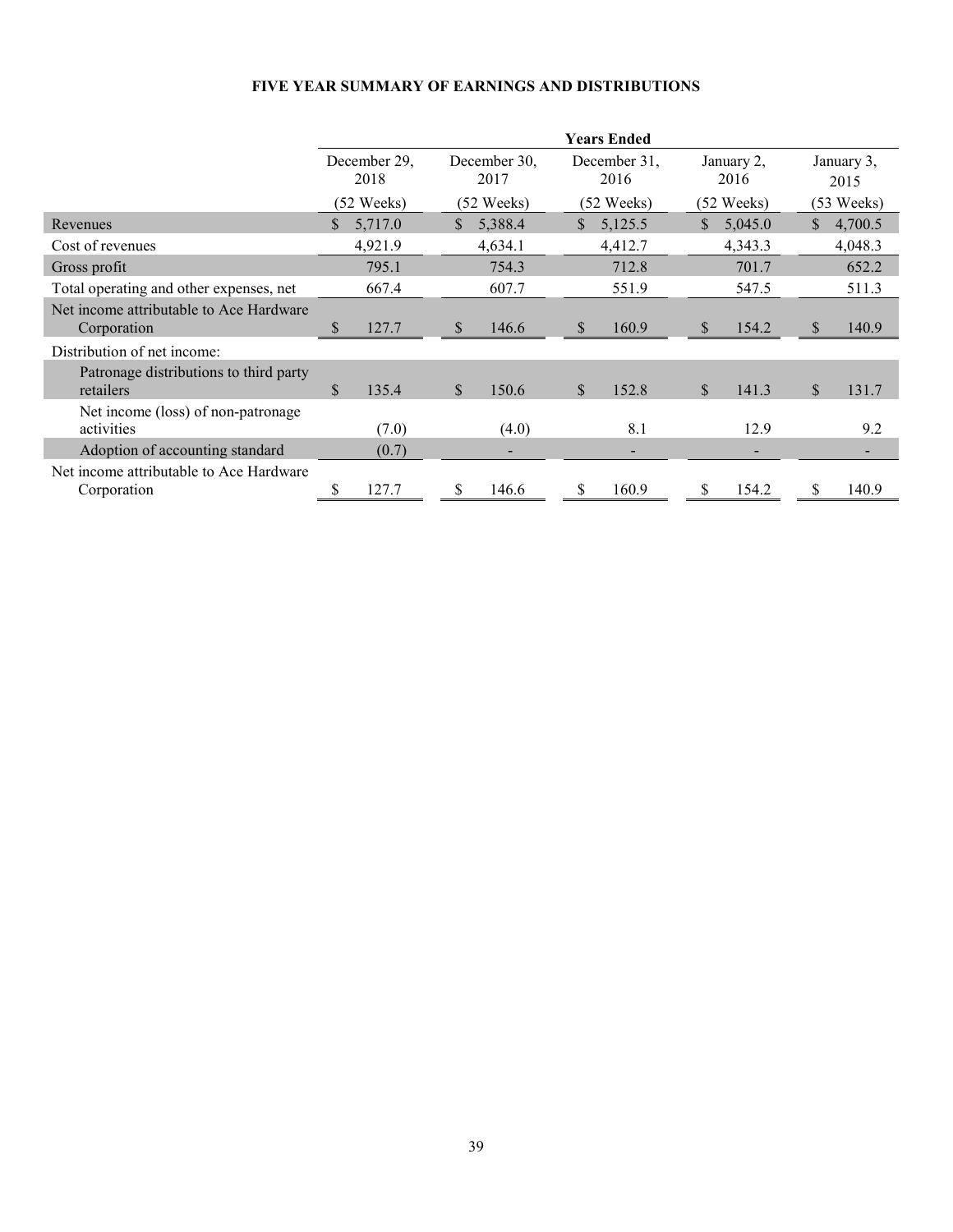# FIVE YEAR SUMMARY OF EARNINGS AND DISTRIBUTIONS

| | Years Ended | | | | |
|---|---|---|---|---|---|
| | December 29, 2018 | December 30, 2017 | December 31, 2016 | January 2, 2016 | January 3, 2015 |
| | (52 Weeks) | (52 Weeks) | (52 Weeks) | (52 Weeks) | (53 Weeks) |
| Revenues | $ 5,717.0 | $ 5,388.4 | $ 5,125.5 | $ 5,045.0 | $ 4,700.5 |
| Cost of revenues | 4,921.9 | 4,634.1 | 4,412.7 | 4,343.3 | 4,048.3 |
| Gross profit | 795.1 | 754.3 | 712.8 | 701.7 | 652.2 |
| Total operating and other expenses, net | 667.4 | 607.7 | 551.9 | 547.5 | 511.3 |
| Net income attributable to Ace Hardware Corporation | $ 127.7 | $ 146.6 | $ 160.9 | $ 154.2 | $ 140.9 |
| Distribution of net income: | | | | | |
| Patronage distributions to third party retailers | $ 135.4 | $ 150.6 | $ 152.8 | $ 141.3 | $ 131.7 |
| Net income (loss) of non-patronage activities | (7.0) | (4.0) | 8.1 | 12.9 | 9.2 |
| Adoption of accounting standard | (0.7) | - | - | - | - |
| Net income attributable to Ace Hardware Corporation | $ 127.7 | $ 146.6 | $ 160.9 | $ 154.2 | $ 140.9 |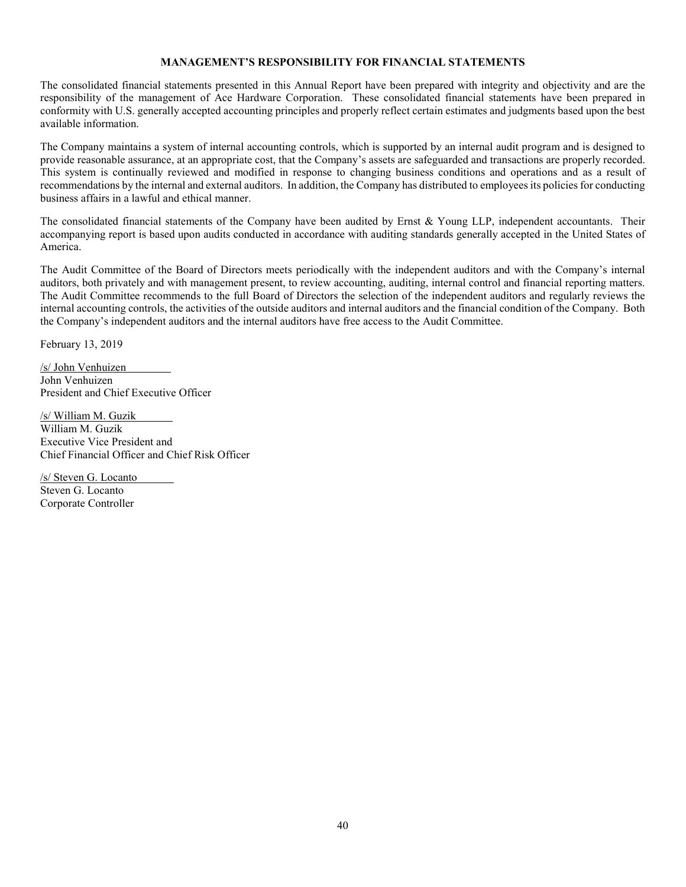## MANAGEMENT'S RESPONSIBILITY FOR FINANCIAL STATEMENTS

The consolidated financial statements presented in this Annual Report have been prepared with integrity and objectivity and are the responsibility of the management of Ace Hardware Corporation. These consolidated financial statements have been prepared in conformity with U.S. generally accepted accounting principles and properly reflect certain estimates and judgments based upon the best available information.

The Company maintains a system of internal accounting controls, which is supported by an internal audit program and is designed to provide reasonable assurance, at an appropriate cost, that the Company's assets are safeguarded and transactions are properly recorded. This system is continually reviewed and modified in response to changing business conditions and operations and as a result of recommendations by the internal and external auditors. In addition, the Company has distributed to employees its policies for conducting business affairs in a lawful and ethical manner.

The consolidated financial statements of the Company have been audited by Ernst & Young LLP, independent accountants. Their accompanying report is based upon audits conducted in accordance with auditing standards generally accepted in the United States of America.

The Audit Committee of the Board of Directors meets periodically with the independent auditors and with the Company's internal auditors, both privately and with management present, to review accounting, auditing, internal control and financial reporting matters. The Audit Committee recommends to the full Board of Directors the selection of the independent auditors and regularly reviews the internal accounting controls, the activities of the outside auditors and internal auditors and the financial condition of the Company. Both the Company's independent auditors and the internal auditors have free access to the Audit Committee.

February 13, 2019

/s/ John Venhuizen
John Venhuizen
President and Chief Executive Officer

/s/ William M. Guzik
William M. Guzik
Executive Vice President and
Chief Financial Officer and Chief Risk Officer

/s/ Steven G. Locanto
Steven G. Locanto
Corporate Controller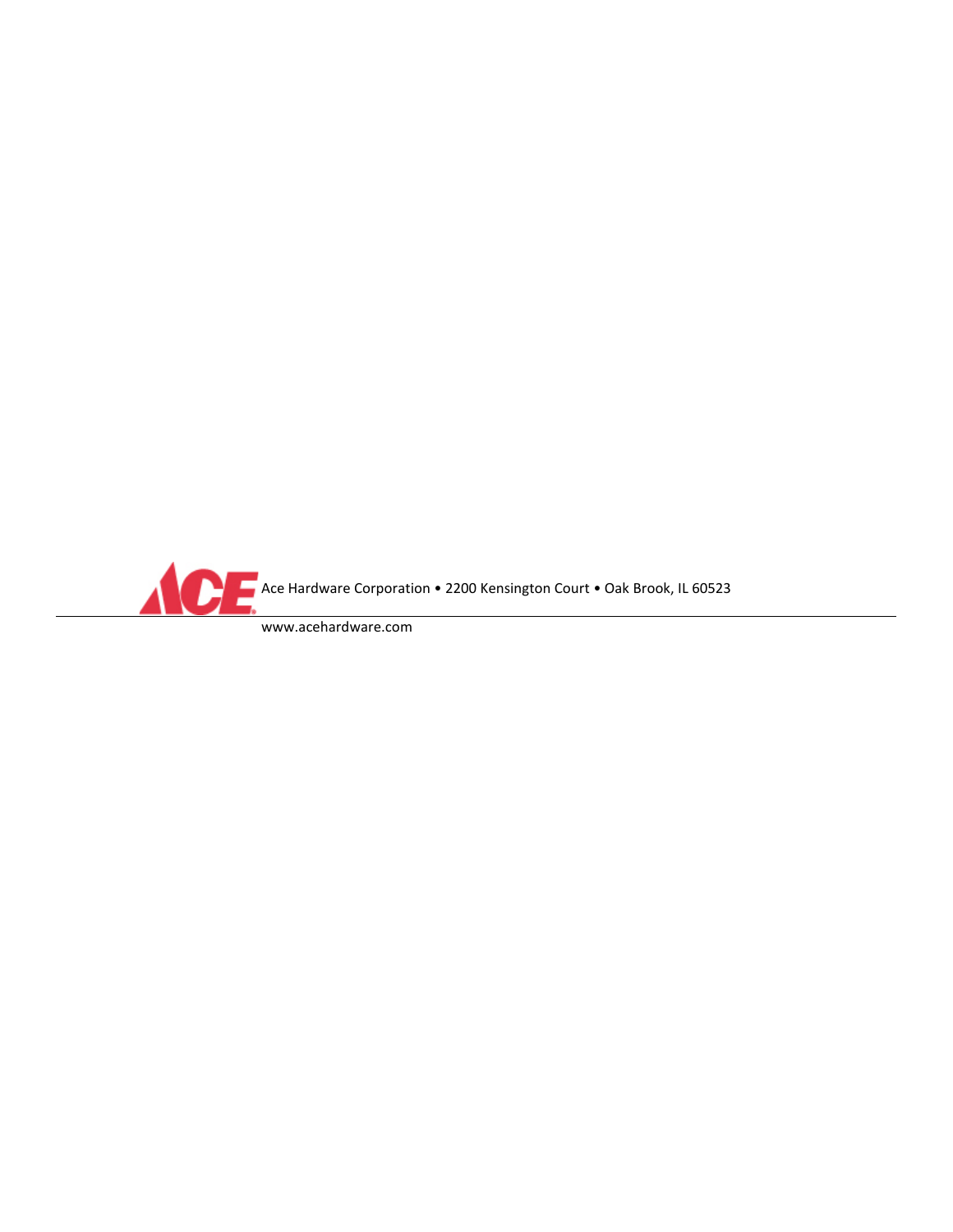Ace Hardware Corporation • 2200 Kensington Court • Oak Brook, IL 60523

www.acehardware.com